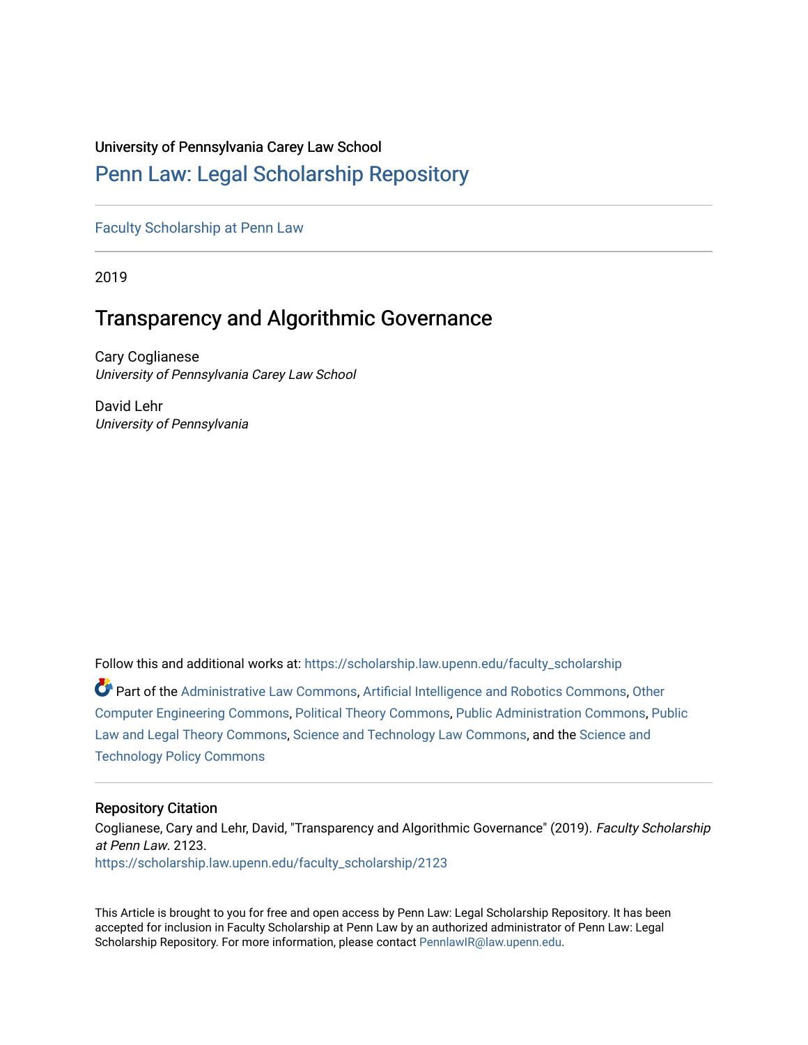University of Pennsylvania Carey Law School

## Penn Law: Legal Scholarship Repository

Faculty Scholarship at Penn Law

2019

# Transparency and Algorithmic Governance

Cary Coglianese
*University of Pennsylvania Carey Law School*

David Lehr
*University of Pennsylvania*

Follow this and additional works at: https://scholarship.law.upenn.edu/faculty_scholarship

Part of the Administrative Law Commons, Artificial Intelligence and Robotics Commons, Other Computer Engineering Commons, Political Theory Commons, Public Administration Commons, Public Law and Legal Theory Commons, Science and Technology Law Commons, and the Science and Technology Policy Commons

### Repository Citation

Coglianese, Cary and Lehr, David, "Transparency and Algorithmic Governance" (2019). *Faculty Scholarship at Penn Law*. 2123.
https://scholarship.law.upenn.edu/faculty_scholarship/2123

This Article is brought to you for free and open access by Penn Law: Legal Scholarship Repository. It has been accepted for inclusion in Faculty Scholarship at Penn Law by an authorized administrator of Penn Law: Legal Scholarship Repository. For more information, please contact PennlawIR@law.upenn.edu.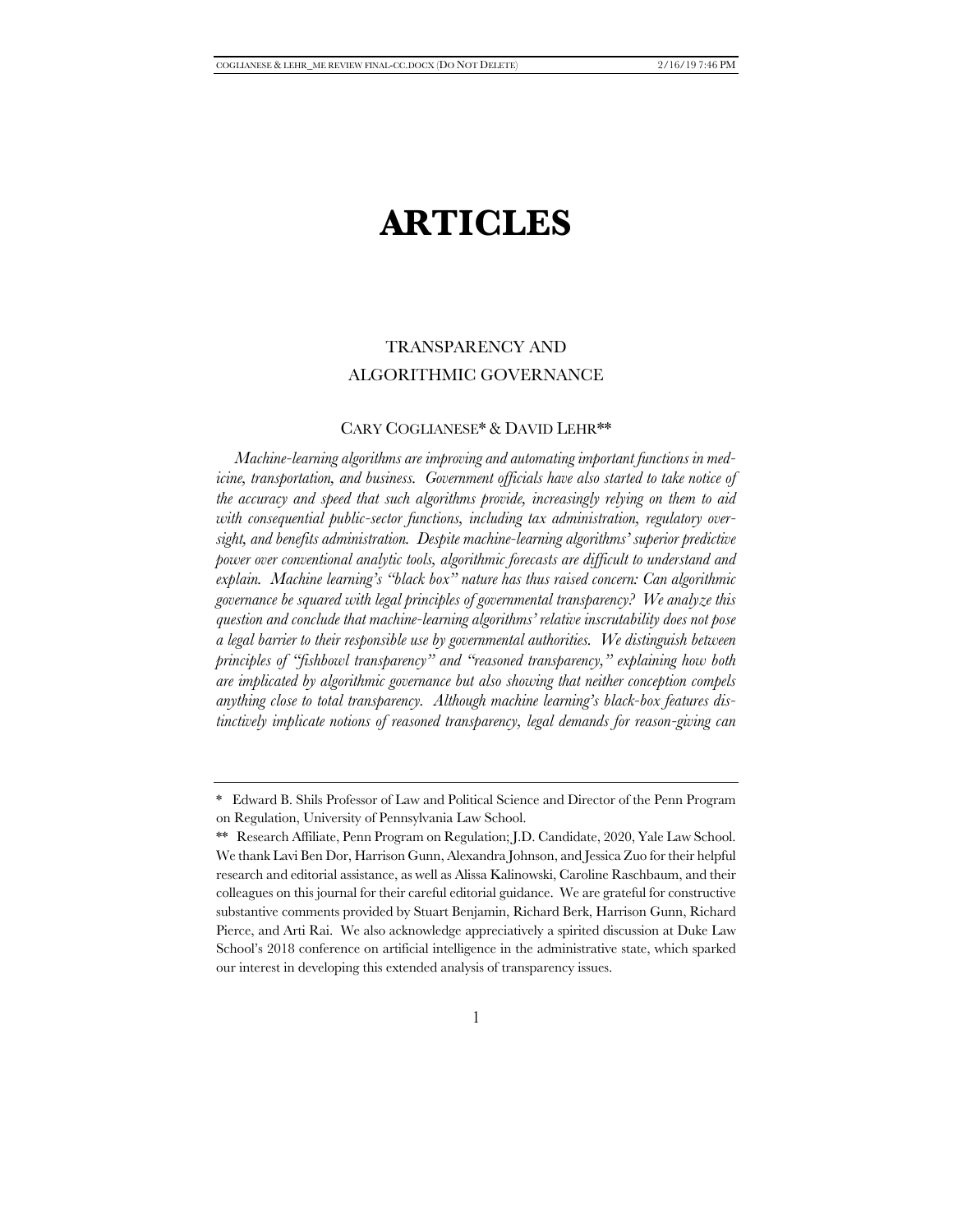# ARTICLES

## TRANSPARENCY AND ALGORITHMIC GOVERNANCE

CARY COGLIANESE* & DAVID LEHR**

*Machine-learning algorithms are improving and automating important functions in medicine, transportation, and business. Government officials have also started to take notice of the accuracy and speed that such algorithms provide, increasingly relying on them to aid with consequential public-sector functions, including tax administration, regulatory oversight, and benefits administration. Despite machine-learning algorithms' superior predictive power over conventional analytic tools, algorithmic forecasts are difficult to understand and explain. Machine learning's "black box" nature has thus raised concern: Can algorithmic governance be squared with legal principles of governmental transparency? We analyze this question and conclude that machine-learning algorithms' relative inscrutability does not pose a legal barrier to their responsible use by governmental authorities. We distinguish between principles of "fishbowl transparency" and "reasoned transparency," explaining how both are implicated by algorithmic governance but also showing that neither conception compels anything close to total transparency. Although machine learning's black-box features distinctively implicate notions of reasoned transparency, legal demands for reason-giving can*

---

\* Edward B. Shils Professor of Law and Political Science and Director of the Penn Program on Regulation, University of Pennsylvania Law School.

\*\* Research Affiliate, Penn Program on Regulation; J.D. Candidate, 2020, Yale Law School. We thank Lavi Ben Dor, Harrison Gunn, Alexandra Johnson, and Jessica Zuo for their helpful research and editorial assistance, as well as Alissa Kalinowski, Caroline Raschbaum, and their colleagues on this journal for their careful editorial guidance. We are grateful for constructive substantive comments provided by Stuart Benjamin, Richard Berk, Harrison Gunn, Richard Pierce, and Arti Rai. We also acknowledge appreciatively a spirited discussion at Duke Law School's 2018 conference on artificial intelligence in the administrative state, which sparked our interest in developing this extended analysis of transparency issues.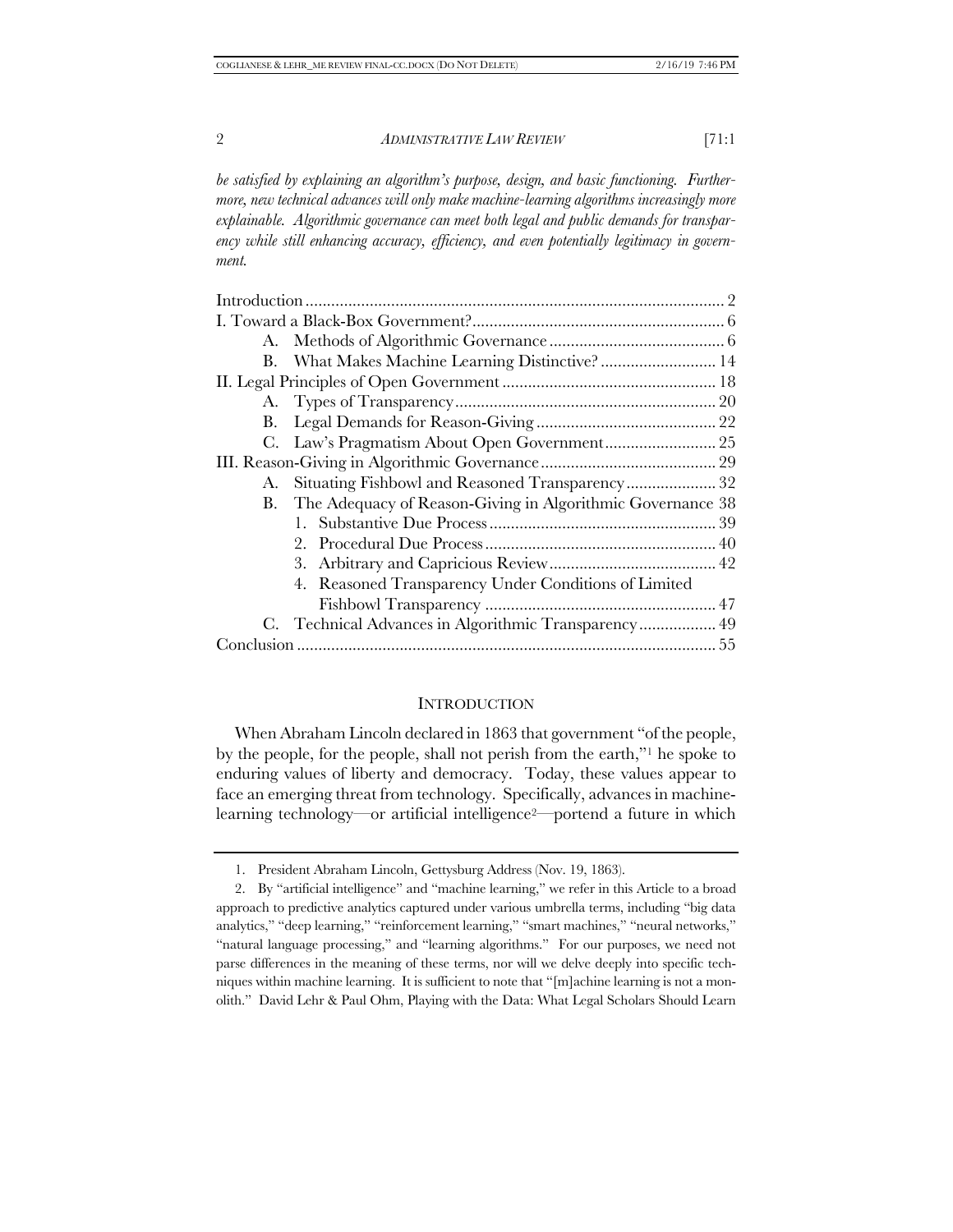*be satisfied by explaining an algorithm's purpose, design, and basic functioning. Furthermore, new technical advances will only make machine-learning algorithms increasingly more explainable. Algorithmic governance can meet both legal and public demands for transparency while still enhancing accuracy, efficiency, and even potentially legitimacy in government.*

| | |
|---|---|
| Introduction | 2 |
| I. Toward a Black-Box Government? | 6 |
| A. Methods of Algorithmic Governance | 6 |
| B. What Makes Machine Learning Distinctive? | 14 |
| II. Legal Principles of Open Government | 18 |
| A. Types of Transparency | 20 |
| B. Legal Demands for Reason-Giving | 22 |
| C. Law's Pragmatism About Open Government | 25 |
| III. Reason-Giving in Algorithmic Governance | 29 |
| A. Situating Fishbowl and Reasoned Transparency | 32 |
| B. The Adequacy of Reason-Giving in Algorithmic Governance | 38 |
| 1. Substantive Due Process | 39 |
| 2. Procedural Due Process | 40 |
| 3. Arbitrary and Capricious Review | 42 |
| 4. Reasoned Transparency Under Conditions of Limited Fishbowl Transparency | 47 |
| C. Technical Advances in Algorithmic Transparency | 49 |
| Conclusion | 55 |

## INTRODUCTION

When Abraham Lincoln declared in 1863 that government "of the people, by the people, for the people, shall not perish from the earth,"[1] he spoke to enduring values of liberty and democracy. Today, these values appear to face an emerging threat from technology. Specifically, advances in machine-learning technology—or artificial intelligence[2]—portend a future in which

---

1. President Abraham Lincoln, Gettysburg Address (Nov. 19, 1863).

2. By "artificial intelligence" and "machine learning," we refer in this Article to a broad approach to predictive analytics captured under various umbrella terms, including "big data analytics," "deep learning," "reinforcement learning," "smart machines," "neural networks," "natural language processing," and "learning algorithms." For our purposes, we need not parse differences in the meaning of these terms, nor will we delve deeply into specific techniques within machine learning. It is sufficient to note that "[m]achine learning is not a monolith." David Lehr & Paul Ohm, Playing with the Data: What Legal Scholars Should Learn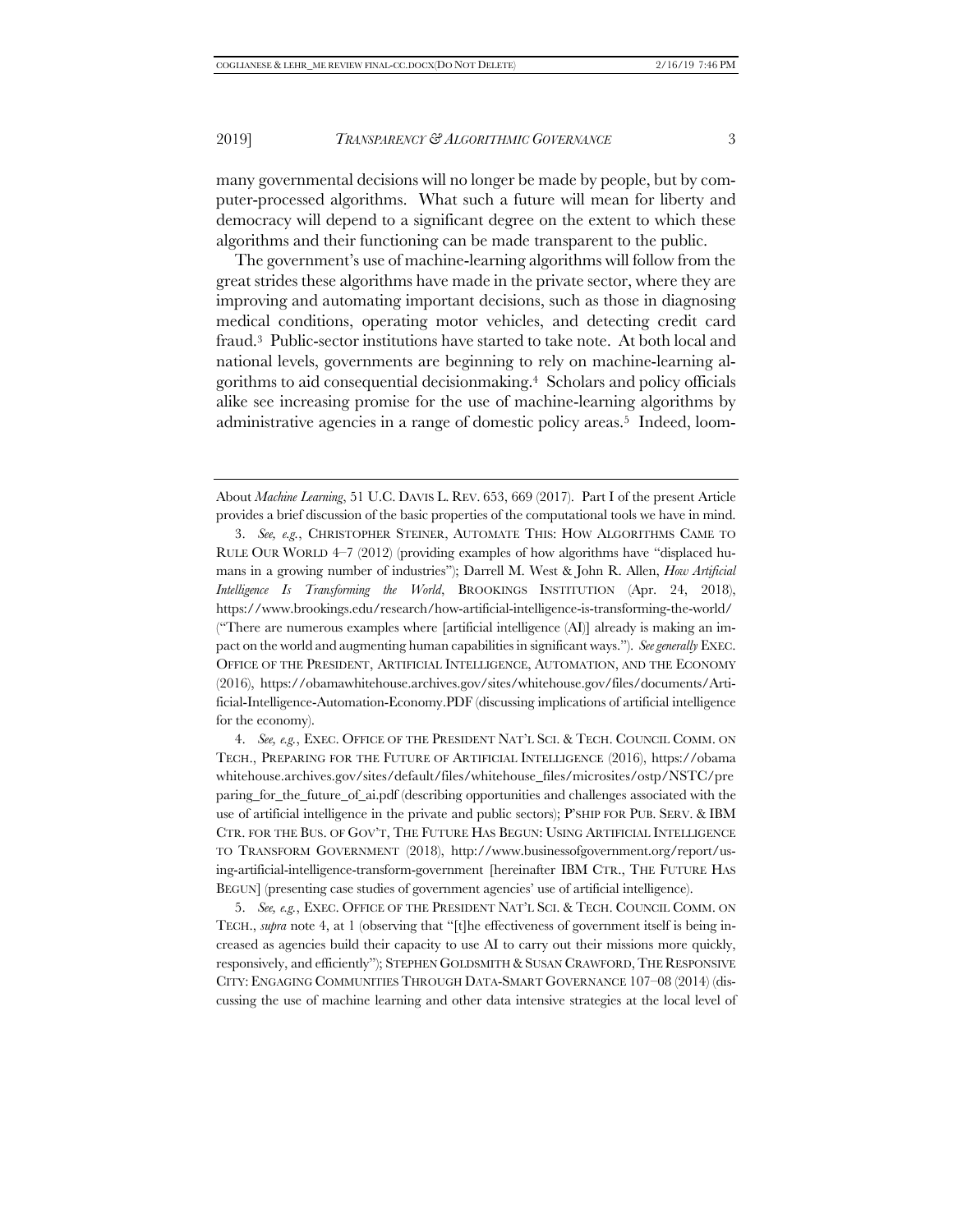many governmental decisions will no longer be made by people, but by computer-processed algorithms. What such a future will mean for liberty and democracy will depend to a significant degree on the extent to which these algorithms and their functioning can be made transparent to the public.

The government's use of machine-learning algorithms will follow from the great strides these algorithms have made in the private sector, where they are improving and automating important decisions, such as those in diagnosing medical conditions, operating motor vehicles, and detecting credit card fraud.[3] Public-sector institutions have started to take note. At both local and national levels, governments are beginning to rely on machine-learning algorithms to aid consequential decisionmaking.[4] Scholars and policy officials alike see increasing promise for the use of machine-learning algorithms by administrative agencies in a range of domestic policy areas.[5] Indeed, loom-

---

About *Machine Learning*, 51 U.C. DAVIS L. REV. 653, 669 (2017). Part I of the present Article provides a brief discussion of the basic properties of the computational tools we have in mind.

3. *See, e.g.*, CHRISTOPHER STEINER, AUTOMATE THIS: HOW ALGORITHMS CAME TO RULE OUR WORLD 4–7 (2012) (providing examples of how algorithms have "displaced humans in a growing number of industries"); Darrell M. West & John R. Allen, *How Artificial Intelligence Is Transforming the World*, BROOKINGS INSTITUTION (Apr. 24, 2018), https://www.brookings.edu/research/how-artificial-intelligence-is-transforming-the-world/ ("There are numerous examples where [artificial intelligence (AI)] already is making an impact on the world and augmenting human capabilities in significant ways."). *See generally* EXEC. OFFICE OF THE PRESIDENT, ARTIFICIAL INTELLIGENCE, AUTOMATION, AND THE ECONOMY (2016), https://obamawhitehouse.archives.gov/sites/whitehouse.gov/files/documents/Artificial-Intelligence-Automation-Economy.PDF (discussing implications of artificial intelligence for the economy).

4. *See, e.g.*, EXEC. OFFICE OF THE PRESIDENT NAT'L SCI. & TECH. COUNCIL COMM. ON TECH., PREPARING FOR THE FUTURE OF ARTIFICIAL INTELLIGENCE (2016), https://obamawhitehouse.archives.gov/sites/default/files/whitehouse_files/microsites/ostp/NSTC/preparing_for_the_future_of_ai.pdf (describing opportunities and challenges associated with the use of artificial intelligence in the private and public sectors); P'SHIP FOR PUB. SERV. & IBM CTR. FOR THE BUS. OF GOV'T, THE FUTURE HAS BEGUN: USING ARTIFICIAL INTELLIGENCE TO TRANSFORM GOVERNMENT (2018), http://www.businessofgovernment.org/report/using-artificial-intelligence-transform-government [hereinafter IBM CTR., THE FUTURE HAS BEGUN] (presenting case studies of government agencies' use of artificial intelligence).

5. *See, e.g.*, EXEC. OFFICE OF THE PRESIDENT NAT'L SCI. & TECH. COUNCIL COMM. ON TECH., *supra* note 4, at 1 (observing that "[t]he effectiveness of government itself is being increased as agencies build their capacity to use AI to carry out their missions more quickly, responsively, and efficiently"); STEPHEN GOLDSMITH & SUSAN CRAWFORD, THE RESPONSIVE CITY: ENGAGING COMMUNITIES THROUGH DATA-SMART GOVERNANCE 107–08 (2014) (discussing the use of machine learning and other data intensive strategies at the local level of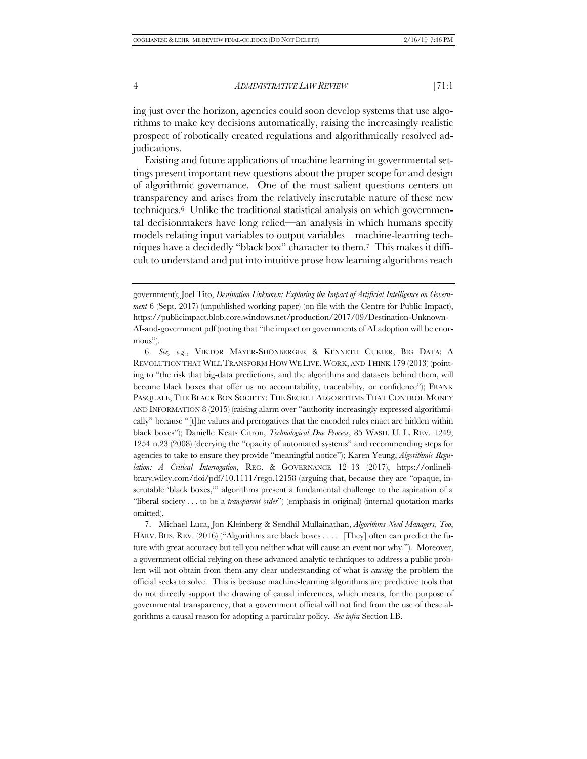ing just over the horizon, agencies could soon develop systems that use algorithms to make key decisions automatically, raising the increasingly realistic prospect of robotically created regulations and algorithmically resolved adjudications.

Existing and future applications of machine learning in governmental settings present important new questions about the proper scope for and design of algorithmic governance. One of the most salient questions centers on transparency and arises from the relatively inscrutable nature of these new techniques.[6] Unlike the traditional statistical analysis on which governmental decisionmakers have long relied—an analysis in which humans specify models relating input variables to output variables—machine-learning techniques have a decidedly "black box" character to them.[7] This makes it difficult to understand and put into intuitive prose how learning algorithms reach

---

government); Joel Tito, *Destination Unknown: Exploring the Impact of Artificial Intelligence on Government* 6 (Sept. 2017) (unpublished working paper) (on file with the Centre for Public Impact), https://publicimpact.blob.core.windows.net/production/2017/09/Destination-Unknown-AI-and-government.pdf (noting that "the impact on governments of AI adoption will be enormous").

6. *See, e.g.*, VIKTOR MAYER-SHÖNBERGER & KENNETH CUKIER, BIG DATA: A REVOLUTION THAT WILL TRANSFORM HOW WE LIVE, WORK, AND THINK 179 (2013) (pointing to "the risk that big-data predictions, and the algorithms and datasets behind them, will become black boxes that offer us no accountability, traceability, or confidence"); FRANK PASQUALE, THE BLACK BOX SOCIETY: THE SECRET ALGORITHMS THAT CONTROL MONEY AND INFORMATION 8 (2015) (raising alarm over "authority increasingly expressed algorithmically" because "[t]he values and prerogatives that the encoded rules enact are hidden within black boxes"); Danielle Keats Citron, *Technological Due Process*, 85 WASH. U. L. REV. 1249, 1254 n.23 (2008) (decrying the "opacity of automated systems" and recommending steps for agencies to take to ensure they provide "meaningful notice"); Karen Yeung, *Algorithmic Regulation: A Critical Interrogation*, REG. & GOVERNANCE 12–13 (2017), https://onlinelibrary.wiley.com/doi/pdf/10.1111/rego.12158 (arguing that, because they are "opaque, inscrutable 'black boxes,'" algorithms present a fundamental challenge to the aspiration of a "liberal society . . . to be a *transparent order*") (emphasis in original) (internal quotation marks omitted).

7. Michael Luca, Jon Kleinberg & Sendhil Mullainathan, *Algorithms Need Managers, Too*, HARV. BUS. REV. (2016) ("Algorithms are black boxes . . . . [They] often can predict the future with great accuracy but tell you neither what will cause an event nor why."). Moreover, a government official relying on these advanced analytic techniques to address a public problem will not obtain from them any clear understanding of what is *causing* the problem the official seeks to solve. This is because machine-learning algorithms are predictive tools that do not directly support the drawing of causal inferences, which means, for the purpose of governmental transparency, that a government official will not find from the use of these algorithms a causal reason for adopting a particular policy. *See infra* Section I.B.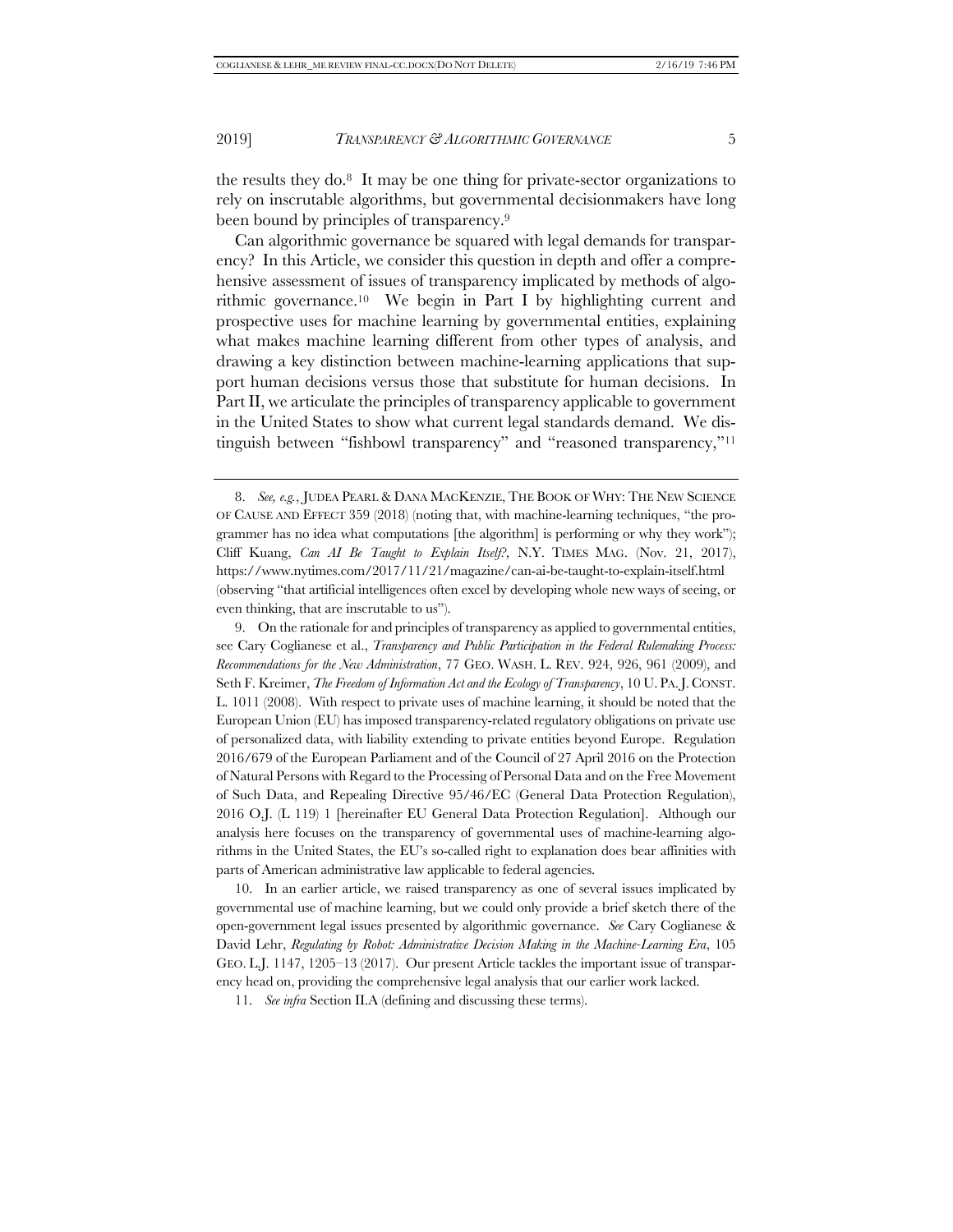the results they do.[8] It may be one thing for private-sector organizations to rely on inscrutable algorithms, but governmental decisionmakers have long been bound by principles of transparency.[9]

Can algorithmic governance be squared with legal demands for transparency? In this Article, we consider this question in depth and offer a comprehensive assessment of issues of transparency implicated by methods of algorithmic governance.[10] We begin in Part I by highlighting current and prospective uses for machine learning by governmental entities, explaining what makes machine learning different from other types of analysis, and drawing a key distinction between machine-learning applications that support human decisions versus those that substitute for human decisions. In Part II, we articulate the principles of transparency applicable to government in the United States to show what current legal standards demand. We distinguish between "fishbowl transparency" and "reasoned transparency,"[11]

---

8. *See, e.g.*, JUDEA PEARL & DANA MACKENZIE, THE BOOK OF WHY: THE NEW SCIENCE OF CAUSE AND EFFECT 359 (2018) (noting that, with machine-learning techniques, "the programmer has no idea what computations [the algorithm] is performing or why they work"); Cliff Kuang, *Can AI Be Taught to Explain Itself?*, N.Y. TIMES MAG. (Nov. 21, 2017), https://www.nytimes.com/2017/11/21/magazine/can-ai-be-taught-to-explain-itself.html (observing "that artificial intelligences often excel by developing whole new ways of seeing, or even thinking, that are inscrutable to us").

9. On the rationale for and principles of transparency as applied to governmental entities, see Cary Coglianese et al., *Transparency and Public Participation in the Federal Rulemaking Process: Recommendations for the New Administration*, 77 GEO. WASH. L. REV. 924, 926, 961 (2009), and Seth F. Kreimer, *The Freedom of Information Act and the Ecology of Transparency*, 10 U. PA. J. CONST. L. 1011 (2008). With respect to private uses of machine learning, it should be noted that the European Union (EU) has imposed transparency-related regulatory obligations on private use of personalized data, with liability extending to private entities beyond Europe. Regulation 2016/679 of the European Parliament and of the Council of 27 April 2016 on the Protection of Natural Persons with Regard to the Processing of Personal Data and on the Free Movement of Such Data, and Repealing Directive 95/46/EC (General Data Protection Regulation), 2016 O.J. (L 119) 1 [hereinafter EU General Data Protection Regulation]. Although our analysis here focuses on the transparency of governmental uses of machine-learning algorithms in the United States, the EU's so-called right to explanation does bear affinities with parts of American administrative law applicable to federal agencies.

10. In an earlier article, we raised transparency as one of several issues implicated by governmental use of machine learning, but we could only provide a brief sketch there of the open-government legal issues presented by algorithmic governance. *See* Cary Coglianese & David Lehr, *Regulating by Robot: Administrative Decision Making in the Machine-Learning Era*, 105 GEO. L.J. 1147, 1205–13 (2017). Our present Article tackles the important issue of transparency head on, providing the comprehensive legal analysis that our earlier work lacked.

11. *See infra* Section II.A (defining and discussing these terms).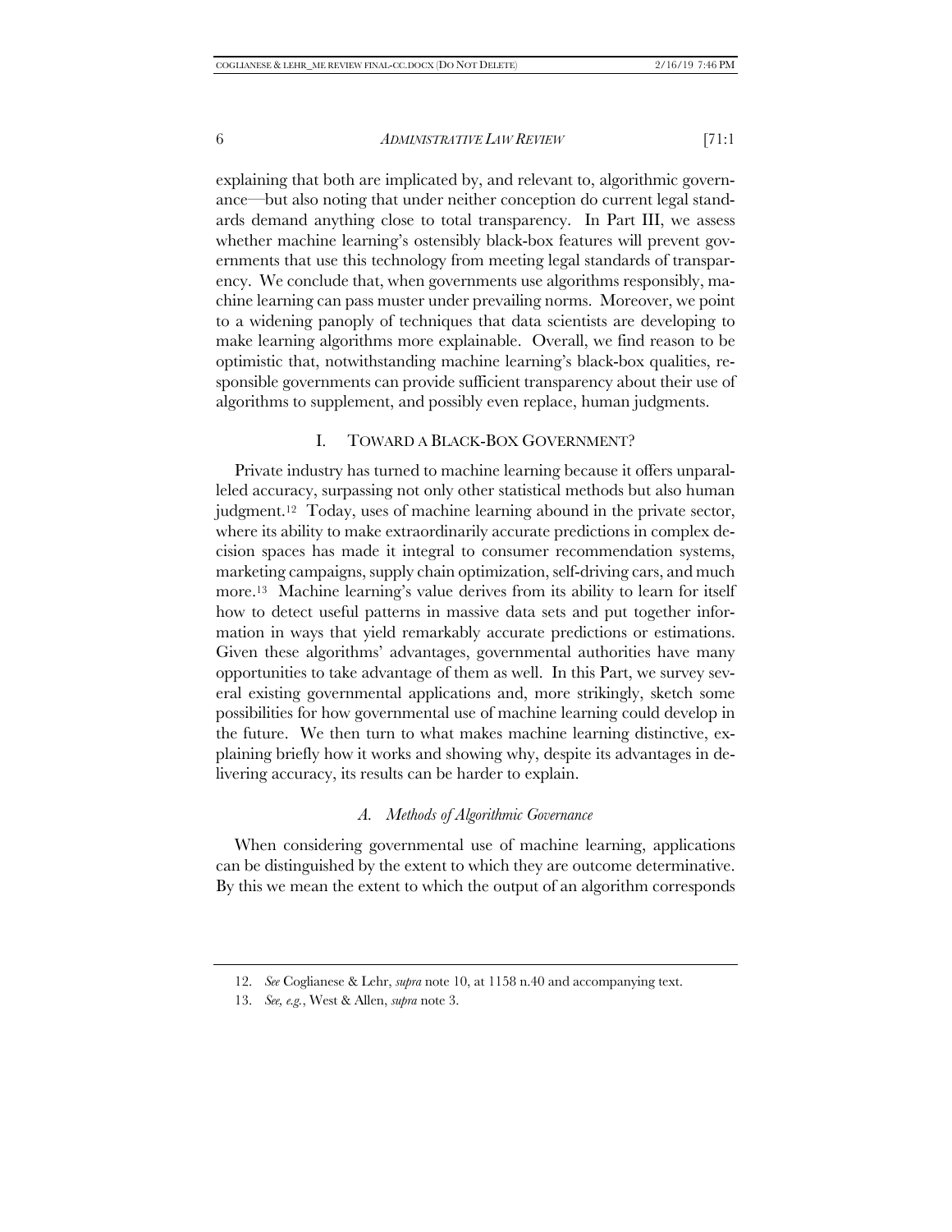explaining that both are implicated by, and relevant to, algorithmic governance—but also noting that under neither conception do current legal standards demand anything close to total transparency. In Part III, we assess whether machine learning's ostensibly black-box features will prevent governments that use this technology from meeting legal standards of transparency. We conclude that, when governments use algorithms responsibly, machine learning can pass muster under prevailing norms. Moreover, we point to a widening panoply of techniques that data scientists are developing to make learning algorithms more explainable. Overall, we find reason to be optimistic that, notwithstanding machine learning's black-box qualities, responsible governments can provide sufficient transparency about their use of algorithms to supplement, and possibly even replace, human judgments.

## I. TOWARD A BLACK-BOX GOVERNMENT?

Private industry has turned to machine learning because it offers unparalleled accuracy, surpassing not only other statistical methods but also human judgment.[12] Today, uses of machine learning abound in the private sector, where its ability to make extraordinarily accurate predictions in complex decision spaces has made it integral to consumer recommendation systems, marketing campaigns, supply chain optimization, self-driving cars, and much more.[13] Machine learning's value derives from its ability to learn for itself how to detect useful patterns in massive data sets and put together information in ways that yield remarkably accurate predictions or estimations. Given these algorithms' advantages, governmental authorities have many opportunities to take advantage of them as well. In this Part, we survey several existing governmental applications and, more strikingly, sketch some possibilities for how governmental use of machine learning could develop in the future. We then turn to what makes machine learning distinctive, explaining briefly how it works and showing why, despite its advantages in delivering accuracy, its results can be harder to explain.

### *A. Methods of Algorithmic Governance*

When considering governmental use of machine learning, applications can be distinguished by the extent to which they are outcome determinative. By this we mean the extent to which the output of an algorithm corresponds

---

12. *See* Coglianese & Lehr, *supra* note 10, at 1158 n.40 and accompanying text.

13. *See, e.g.*, West & Allen, *supra* note 3.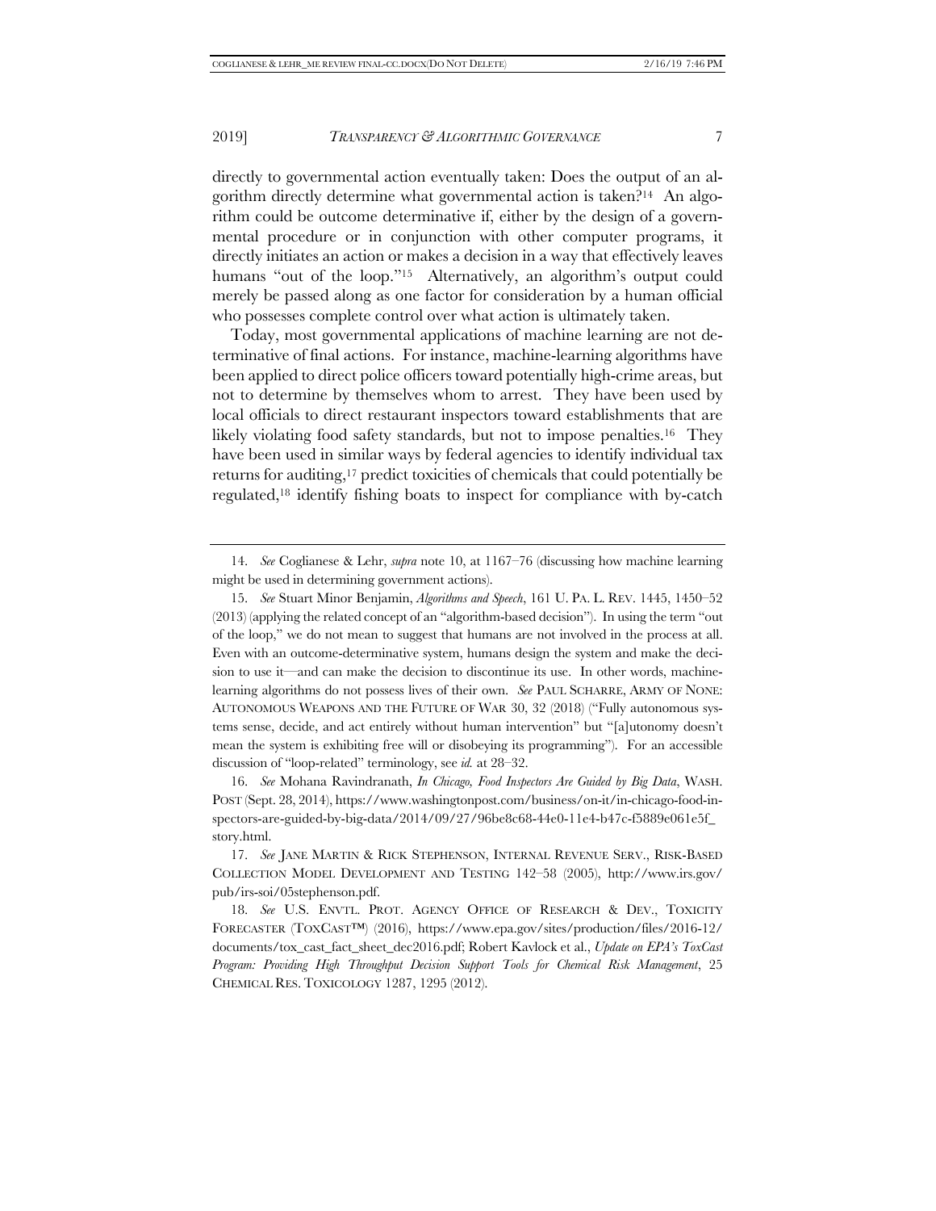directly to governmental action eventually taken: Does the output of an algorithm directly determine what governmental action is taken?[14] An algorithm could be outcome determinative if, either by the design of a governmental procedure or in conjunction with other computer programs, it directly initiates an action or makes a decision in a way that effectively leaves humans "out of the loop."[15] Alternatively, an algorithm's output could merely be passed along as one factor for consideration by a human official who possesses complete control over what action is ultimately taken.

Today, most governmental applications of machine learning are not determinative of final actions. For instance, machine-learning algorithms have been applied to direct police officers toward potentially high-crime areas, but not to determine by themselves whom to arrest. They have been used by local officials to direct restaurant inspectors toward establishments that are likely violating food safety standards, but not to impose penalties.[16] They have been used in similar ways by federal agencies to identify individual tax returns for auditing,[17] predict toxicities of chemicals that could potentially be regulated,[18] identify fishing boats to inspect for compliance with by-catch

---

14. *See* Coglianese & Lehr, *supra* note 10, at 1167–76 (discussing how machine learning might be used in determining government actions).

15. *See* Stuart Minor Benjamin, *Algorithms and Speech*, 161 U. PA. L. REV. 1445, 1450–52 (2013) (applying the related concept of an "algorithm-based decision"). In using the term "out of the loop," we do not mean to suggest that humans are not involved in the process at all. Even with an outcome-determinative system, humans design the system and make the decision to use it—and can make the decision to discontinue its use. In other words, machine-learning algorithms do not possess lives of their own. *See* PAUL SCHARRE, ARMY OF NONE: AUTONOMOUS WEAPONS AND THE FUTURE OF WAR 30, 32 (2018) ("Fully autonomous systems sense, decide, and act entirely without human intervention" but "[a]utonomy doesn't mean the system is exhibiting free will or disobeying its programming"). For an accessible discussion of "loop-related" terminology, see *id.* at 28–32.

16. *See* Mohana Ravindranath, *In Chicago, Food Inspectors Are Guided by Big Data*, WASH. POST (Sept. 28, 2014), https://www.washingtonpost.com/business/on-it/in-chicago-food-inspectors-are-guided-by-big-data/2014/09/27/96be8c68-44e0-11e4-b47c-f5889e061e5f_story.html.

17. *See* JANE MARTIN & RICK STEPHENSON, INTERNAL REVENUE SERV., RISK-BASED COLLECTION MODEL DEVELOPMENT AND TESTING 142–58 (2005), http://www.irs.gov/pub/irs-soi/05stephenson.pdf.

18. *See* U.S. ENVTL. PROT. AGENCY OFFICE OF RESEARCH & DEV., TOXICITY FORECASTER (TOXCAST™) (2016), https://www.epa.gov/sites/production/files/2016-12/documents/tox_cast_fact_sheet_dec2016.pdf; Robert Kavlock et al., *Update on EPA's ToxCast Program: Providing High Throughput Decision Support Tools for Chemical Risk Management*, 25 CHEMICAL RES. TOXICOLOGY 1287, 1295 (2012).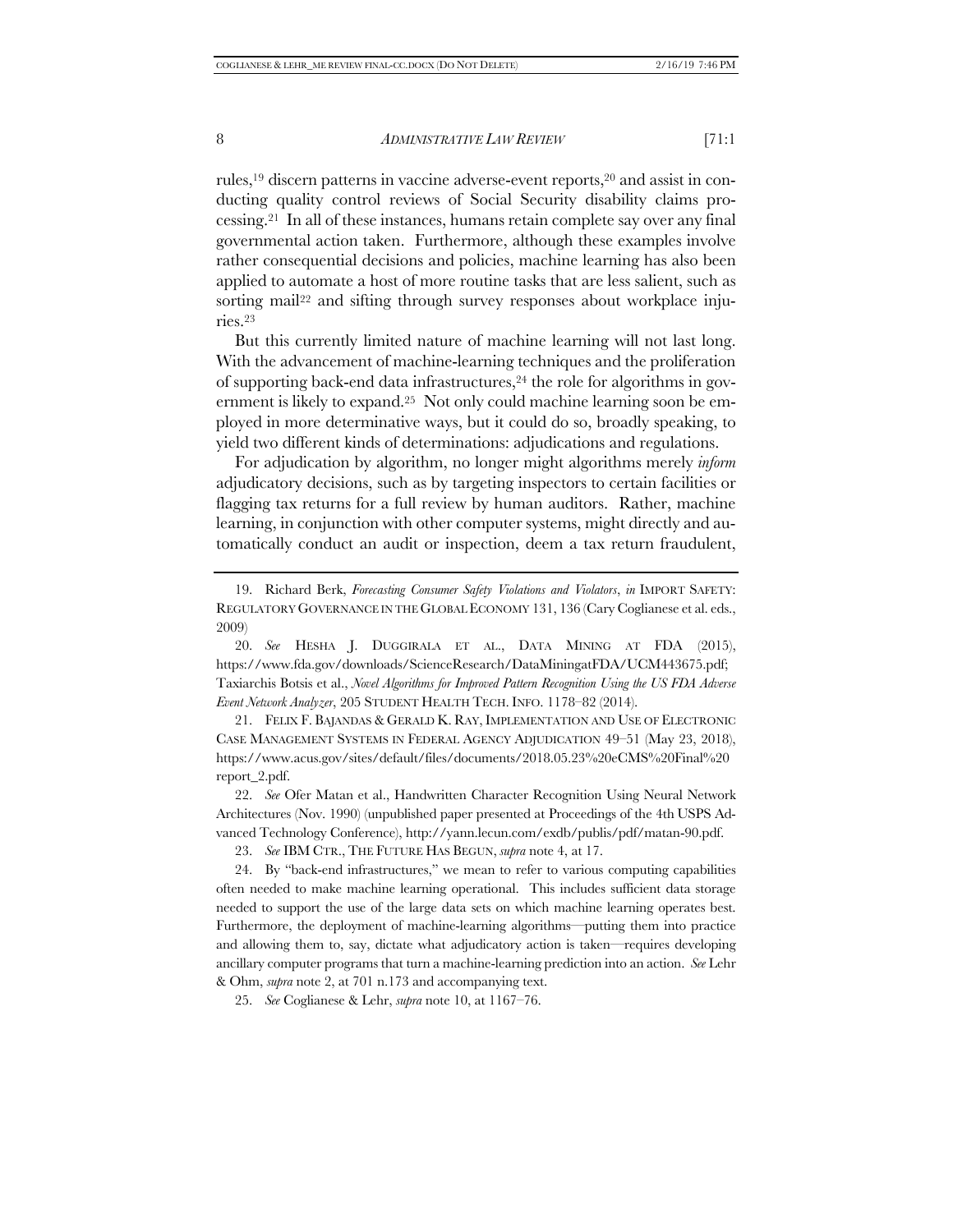rules,[19] discern patterns in vaccine adverse-event reports,[20] and assist in conducting quality control reviews of Social Security disability claims processing.[21] In all of these instances, humans retain complete say over any final governmental action taken. Furthermore, although these examples involve rather consequential decisions and policies, machine learning has also been applied to automate a host of more routine tasks that are less salient, such as sorting mail[22] and sifting through survey responses about workplace injuries.[23]

But this currently limited nature of machine learning will not last long. With the advancement of machine-learning techniques and the proliferation of supporting back-end data infrastructures,[24] the role for algorithms in government is likely to expand.[25] Not only could machine learning soon be employed in more determinative ways, but it could do so, broadly speaking, to yield two different kinds of determinations: adjudications and regulations.

For adjudication by algorithm, no longer might algorithms merely *inform* adjudicatory decisions, such as by targeting inspectors to certain facilities or flagging tax returns for a full review by human auditors. Rather, machine learning, in conjunction with other computer systems, might directly and automatically conduct an audit or inspection, deem a tax return fraudulent,

---

19. Richard Berk, *Forecasting Consumer Safety Violations and Violators*, *in* IMPORT SAFETY: REGULATORY GOVERNANCE IN THE GLOBAL ECONOMY 131, 136 (Cary Coglianese et al. eds., 2009)

20. *See* HESHA J. DUGGIRALA ET AL., DATA MINING AT FDA (2015), https://www.fda.gov/downloads/ScienceResearch/DataMiningatFDA/UCM443675.pdf; Taxiarchis Botsis et al., *Novel Algorithms for Improved Pattern Recognition Using the US FDA Adverse Event Network Analyzer*, 205 STUDENT HEALTH TECH. INFO. 1178–82 (2014).

21. FELIX F. BAJANDAS & GERALD K. RAY, IMPLEMENTATION AND USE OF ELECTRONIC CASE MANAGEMENT SYSTEMS IN FEDERAL AGENCY ADJUDICATION 49–51 (May 23, 2018), https://www.acus.gov/sites/default/files/documents/2018.05.23%20eCMS%20Final%20report_2.pdf.

22. *See* Ofer Matan et al., Handwritten Character Recognition Using Neural Network Architectures (Nov. 1990) (unpublished paper presented at Proceedings of the 4th USPS Advanced Technology Conference), http://yann.lecun.com/exdb/publis/pdf/matan-90.pdf.

23. *See* IBM CTR., THE FUTURE HAS BEGUN, *supra* note 4, at 17.

24. By "back-end infrastructures," we mean to refer to various computing capabilities often needed to make machine learning operational. This includes sufficient data storage needed to support the use of the large data sets on which machine learning operates best. Furthermore, the deployment of machine-learning algorithms—putting them into practice and allowing them to, say, dictate what adjudicatory action is taken—requires developing ancillary computer programs that turn a machine-learning prediction into an action. *See* Lehr & Ohm, *supra* note 2, at 701 n.173 and accompanying text.

25. *See* Coglianese & Lehr, *supra* note 10, at 1167–76.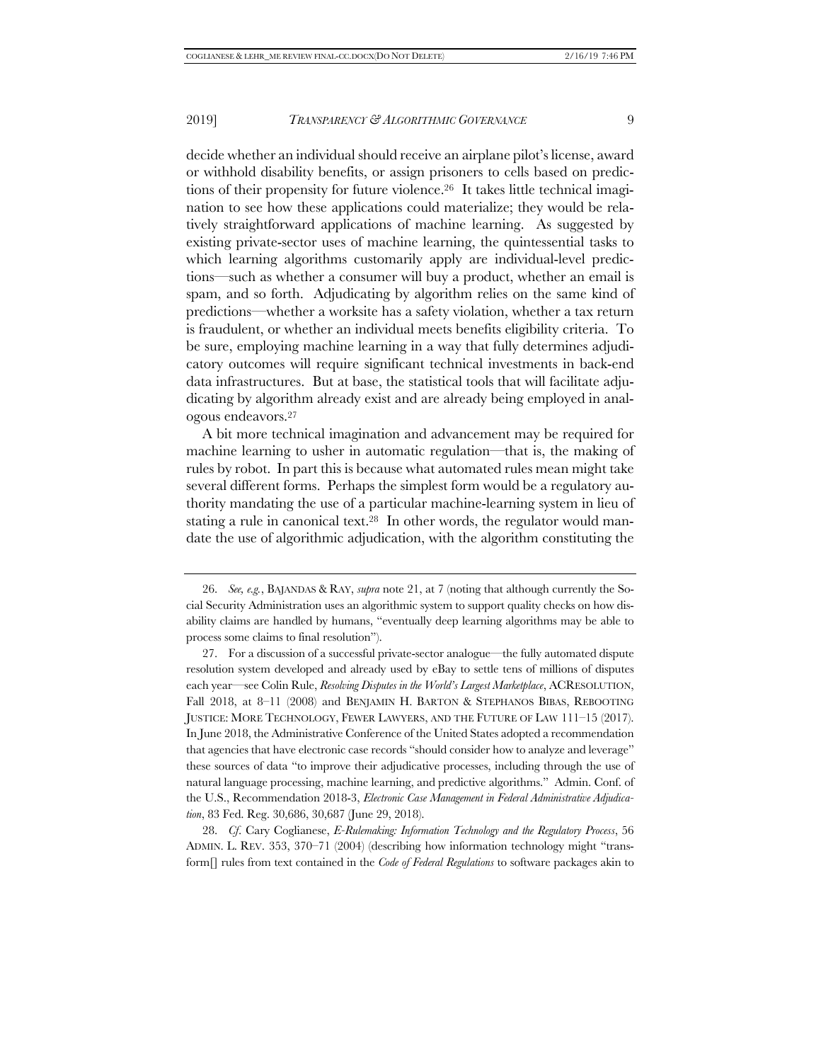decide whether an individual should receive an airplane pilot's license, award or withhold disability benefits, or assign prisoners to cells based on predictions of their propensity for future violence.[26] It takes little technical imagination to see how these applications could materialize; they would be relatively straightforward applications of machine learning. As suggested by existing private-sector uses of machine learning, the quintessential tasks to which learning algorithms customarily apply are individual-level predictions—such as whether a consumer will buy a product, whether an email is spam, and so forth. Adjudicating by algorithm relies on the same kind of predictions—whether a worksite has a safety violation, whether a tax return is fraudulent, or whether an individual meets benefits eligibility criteria. To be sure, employing machine learning in a way that fully determines adjudicatory outcomes will require significant technical investments in back-end data infrastructures. But at base, the statistical tools that will facilitate adjudicating by algorithm already exist and are already being employed in analogous endeavors.[27]

A bit more technical imagination and advancement may be required for machine learning to usher in automatic regulation—that is, the making of rules by robot. In part this is because what automated rules mean might take several different forms. Perhaps the simplest form would be a regulatory authority mandating the use of a particular machine-learning system in lieu of stating a rule in canonical text.[28] In other words, the regulator would mandate the use of algorithmic adjudication, with the algorithm constituting the

---

26. *See, e.g.*, BAJANDAS & RAY, *supra* note 21, at 7 (noting that although currently the Social Security Administration uses an algorithmic system to support quality checks on how disability claims are handled by humans, "eventually deep learning algorithms may be able to process some claims to final resolution").

27. For a discussion of a successful private-sector analogue—the fully automated dispute resolution system developed and already used by eBay to settle tens of millions of disputes each year—see Colin Rule, *Resolving Disputes in the World's Largest Marketplace*, ACRESOLUTION, Fall 2018, at 8–11 (2008) and BENJAMIN H. BARTON & STEPHANOS BIBAS, REBOOTING JUSTICE: MORE TECHNOLOGY, FEWER LAWYERS, AND THE FUTURE OF LAW 111–15 (2017). In June 2018, the Administrative Conference of the United States adopted a recommendation that agencies that have electronic case records "should consider how to analyze and leverage" these sources of data "to improve their adjudicative processes, including through the use of natural language processing, machine learning, and predictive algorithms." Admin. Conf. of the U.S., Recommendation 2018-3, *Electronic Case Management in Federal Administrative Adjudication*, 83 Fed. Reg. 30,686, 30,687 (June 29, 2018).

28. *Cf.* Cary Coglianese, *E-Rulemaking: Information Technology and the Regulatory Process*, 56 ADMIN. L. REV. 353, 370–71 (2004) (describing how information technology might "transform[] rules from text contained in the *Code of Federal Regulations* to software packages akin to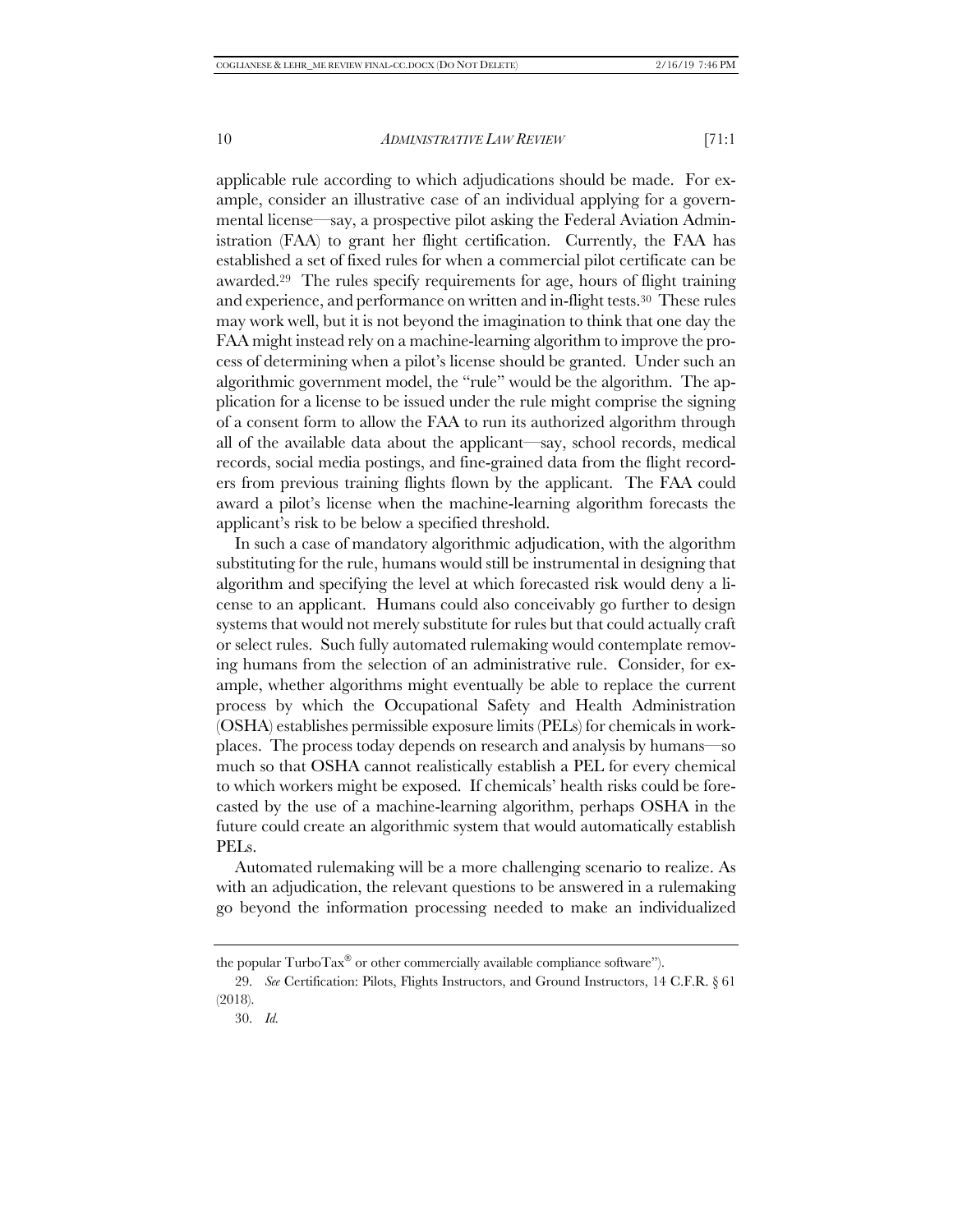applicable rule according to which adjudications should be made. For example, consider an illustrative case of an individual applying for a governmental license—say, a prospective pilot asking the Federal Aviation Administration (FAA) to grant her flight certification. Currently, the FAA has established a set of fixed rules for when a commercial pilot certificate can be awarded.[29] The rules specify requirements for age, hours of flight training and experience, and performance on written and in-flight tests.[30] These rules may work well, but it is not beyond the imagination to think that one day the FAA might instead rely on a machine-learning algorithm to improve the process of determining when a pilot's license should be granted. Under such an algorithmic government model, the "rule" would be the algorithm. The application for a license to be issued under the rule might comprise the signing of a consent form to allow the FAA to run its authorized algorithm through all of the available data about the applicant—say, school records, medical records, social media postings, and fine-grained data from the flight recorders from previous training flights flown by the applicant. The FAA could award a pilot's license when the machine-learning algorithm forecasts the applicant's risk to be below a specified threshold.

In such a case of mandatory algorithmic adjudication, with the algorithm substituting for the rule, humans would still be instrumental in designing that algorithm and specifying the level at which forecasted risk would deny a license to an applicant. Humans could also conceivably go further to design systems that would not merely substitute for rules but that could actually craft or select rules. Such fully automated rulemaking would contemplate removing humans from the selection of an administrative rule. Consider, for example, whether algorithms might eventually be able to replace the current process by which the Occupational Safety and Health Administration (OSHA) establishes permissible exposure limits (PELs) for chemicals in workplaces. The process today depends on research and analysis by humans—so much so that OSHA cannot realistically establish a PEL for every chemical to which workers might be exposed. If chemicals' health risks could be forecasted by the use of a machine-learning algorithm, perhaps OSHA in the future could create an algorithmic system that would automatically establish PELs.

Automated rulemaking will be a more challenging scenario to realize. As with an adjudication, the relevant questions to be answered in a rulemaking go beyond the information processing needed to make an individualized

---

the popular TurboTax® or other commercially available compliance software").

29. *See* Certification: Pilots, Flights Instructors, and Ground Instructors, 14 C.F.R. § 61 (2018).

30. *Id.*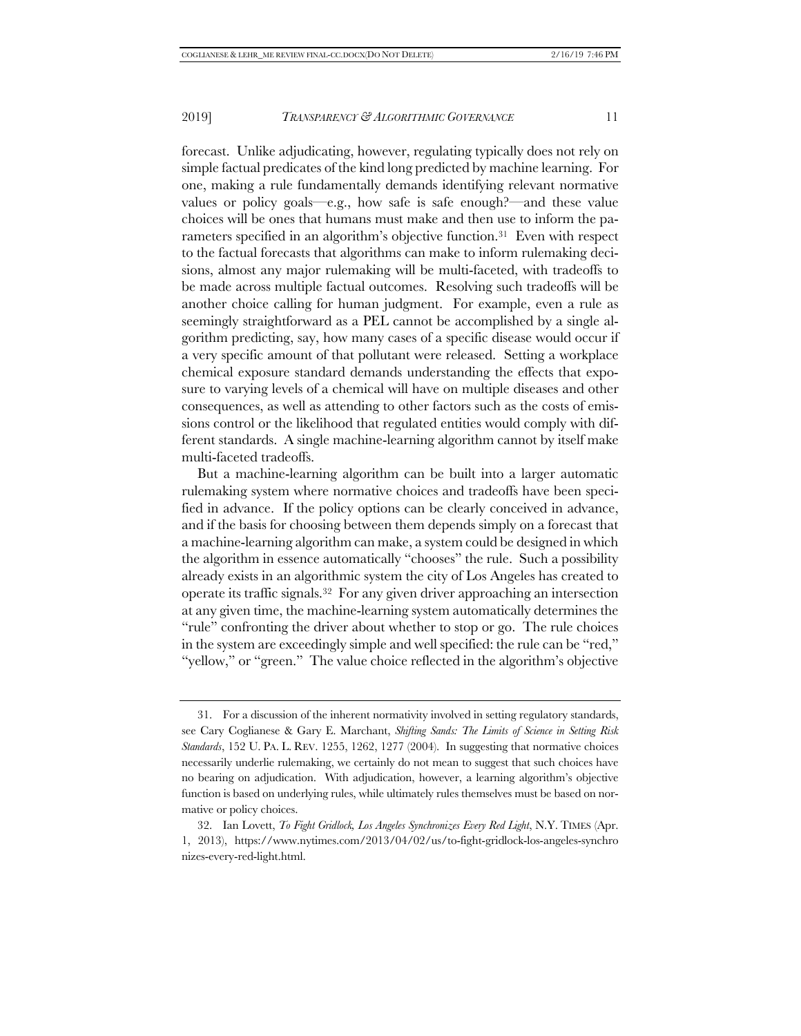forecast. Unlike adjudicating, however, regulating typically does not rely on simple factual predicates of the kind long predicted by machine learning. For one, making a rule fundamentally demands identifying relevant normative values or policy goals—e.g., how safe is safe enough?—and these value choices will be ones that humans must make and then use to inform the parameters specified in an algorithm's objective function.[31] Even with respect to the factual forecasts that algorithms can make to inform rulemaking decisions, almost any major rulemaking will be multi-faceted, with tradeoffs to be made across multiple factual outcomes. Resolving such tradeoffs will be another choice calling for human judgment. For example, even a rule as seemingly straightforward as a PEL cannot be accomplished by a single algorithm predicting, say, how many cases of a specific disease would occur if a very specific amount of that pollutant were released. Setting a workplace chemical exposure standard demands understanding the effects that exposure to varying levels of a chemical will have on multiple diseases and other consequences, as well as attending to other factors such as the costs of emissions control or the likelihood that regulated entities would comply with different standards. A single machine-learning algorithm cannot by itself make multi-faceted tradeoffs.

But a machine-learning algorithm can be built into a larger automatic rulemaking system where normative choices and tradeoffs have been specified in advance. If the policy options can be clearly conceived in advance, and if the basis for choosing between them depends simply on a forecast that a machine-learning algorithm can make, a system could be designed in which the algorithm in essence automatically "chooses" the rule. Such a possibility already exists in an algorithmic system the city of Los Angeles has created to operate its traffic signals.[32] For any given driver approaching an intersection at any given time, the machine-learning system automatically determines the "rule" confronting the driver about whether to stop or go. The rule choices in the system are exceedingly simple and well specified: the rule can be "red," "yellow," or "green." The value choice reflected in the algorithm's objective

---

31. For a discussion of the inherent normativity involved in setting regulatory standards, see Cary Coglianese & Gary E. Marchant, *Shifting Sands: The Limits of Science in Setting Risk Standards*, 152 U. PA. L. REV. 1255, 1262, 1277 (2004). In suggesting that normative choices necessarily underlie rulemaking, we certainly do not mean to suggest that such choices have no bearing on adjudication. With adjudication, however, a learning algorithm's objective function is based on underlying rules, while ultimately rules themselves must be based on normative or policy choices.

32. Ian Lovett, *To Fight Gridlock, Los Angeles Synchronizes Every Red Light*, N.Y. TIMES (Apr. 1, 2013), https://www.nytimes.com/2013/04/02/us/to-fight-gridlock-los-angeles-synchronizes-every-red-light.html.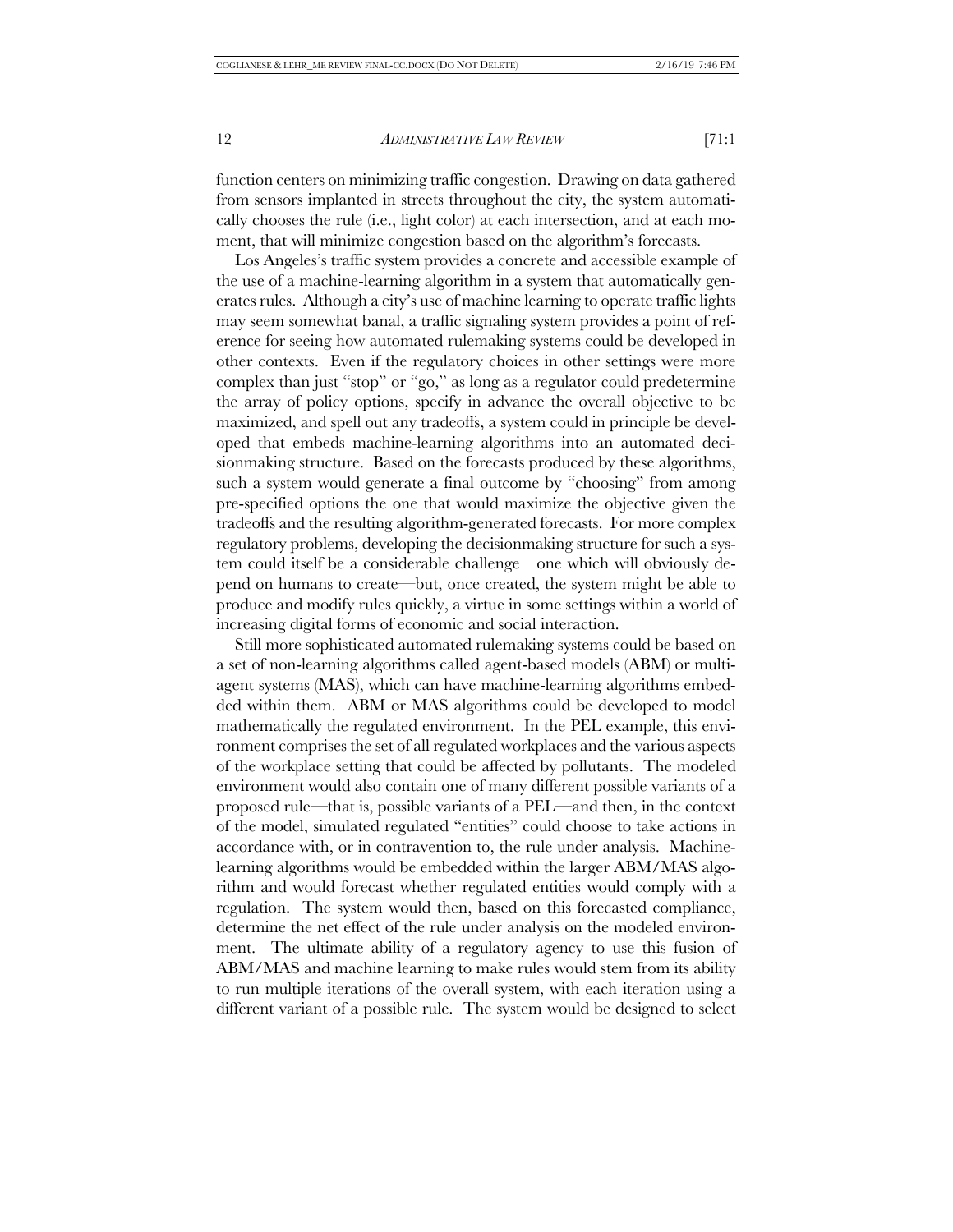function centers on minimizing traffic congestion. Drawing on data gathered from sensors implanted in streets throughout the city, the system automatically chooses the rule (i.e., light color) at each intersection, and at each moment, that will minimize congestion based on the algorithm's forecasts.

Los Angeles's traffic system provides a concrete and accessible example of the use of a machine-learning algorithm in a system that automatically generates rules. Although a city's use of machine learning to operate traffic lights may seem somewhat banal, a traffic signaling system provides a point of reference for seeing how automated rulemaking systems could be developed in other contexts. Even if the regulatory choices in other settings were more complex than just "stop" or "go," as long as a regulator could predetermine the array of policy options, specify in advance the overall objective to be maximized, and spell out any tradeoffs, a system could in principle be developed that embeds machine-learning algorithms into an automated decisionmaking structure. Based on the forecasts produced by these algorithms, such a system would generate a final outcome by "choosing" from among pre-specified options the one that would maximize the objective given the tradeoffs and the resulting algorithm-generated forecasts. For more complex regulatory problems, developing the decisionmaking structure for such a system could itself be a considerable challenge—one which will obviously depend on humans to create—but, once created, the system might be able to produce and modify rules quickly, a virtue in some settings within a world of increasing digital forms of economic and social interaction.

Still more sophisticated automated rulemaking systems could be based on a set of non-learning algorithms called agent-based models (ABM) or multi-agent systems (MAS), which can have machine-learning algorithms embedded within them. ABM or MAS algorithms could be developed to model mathematically the regulated environment. In the PEL example, this environment comprises the set of all regulated workplaces and the various aspects of the workplace setting that could be affected by pollutants. The modeled environment would also contain one of many different possible variants of a proposed rule—that is, possible variants of a PEL—and then, in the context of the model, simulated regulated "entities" could choose to take actions in accordance with, or in contravention to, the rule under analysis. Machine-learning algorithms would be embedded within the larger ABM/MAS algorithm and would forecast whether regulated entities would comply with a regulation. The system would then, based on this forecasted compliance, determine the net effect of the rule under analysis on the modeled environment. The ultimate ability of a regulatory agency to use this fusion of ABM/MAS and machine learning to make rules would stem from its ability to run multiple iterations of the overall system, with each iteration using a different variant of a possible rule. The system would be designed to select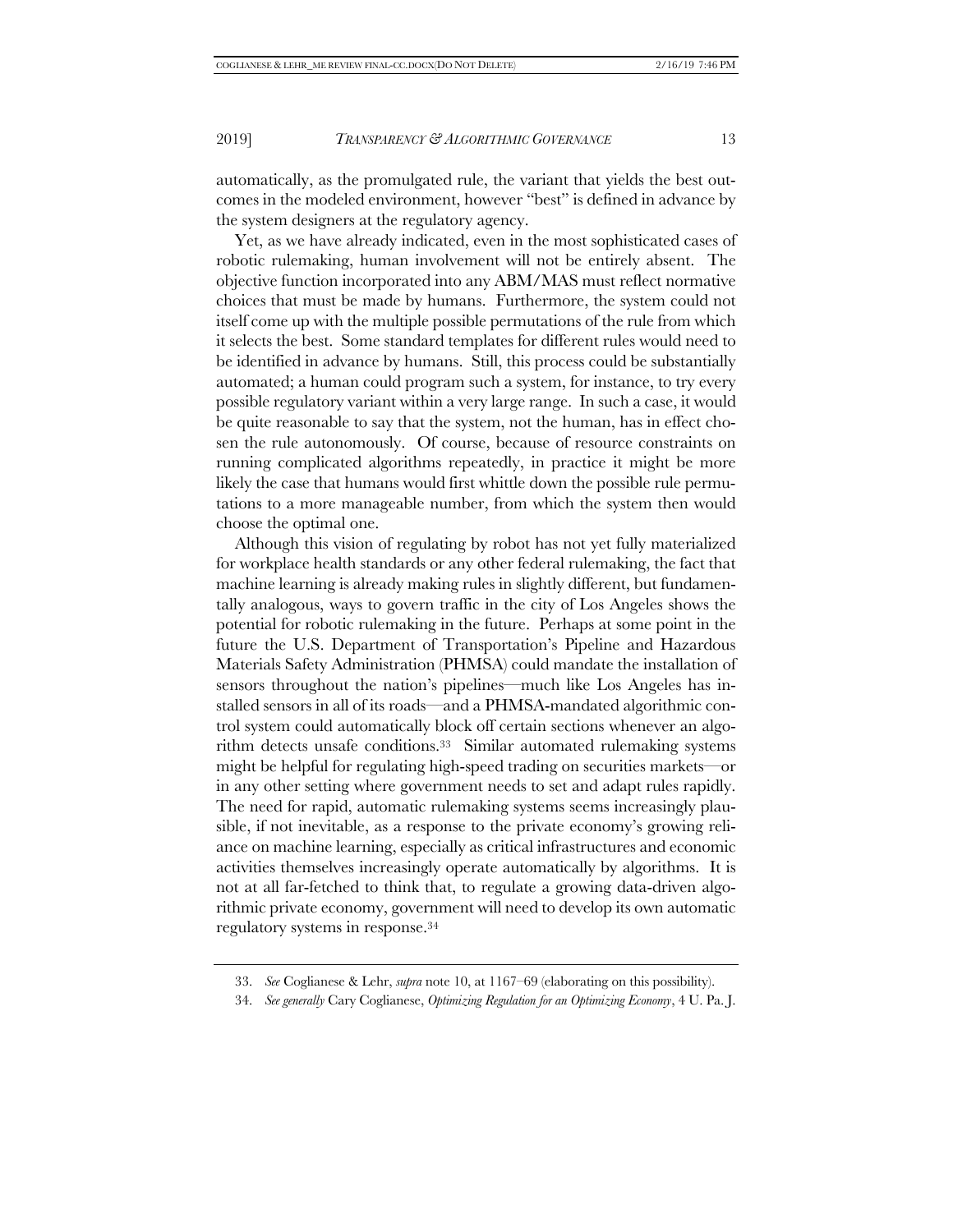automatically, as the promulgated rule, the variant that yields the best outcomes in the modeled environment, however "best" is defined in advance by the system designers at the regulatory agency.

Yet, as we have already indicated, even in the most sophisticated cases of robotic rulemaking, human involvement will not be entirely absent. The objective function incorporated into any ABM/MAS must reflect normative choices that must be made by humans. Furthermore, the system could not itself come up with the multiple possible permutations of the rule from which it selects the best. Some standard templates for different rules would need to be identified in advance by humans. Still, this process could be substantially automated; a human could program such a system, for instance, to try every possible regulatory variant within a very large range. In such a case, it would be quite reasonable to say that the system, not the human, has in effect chosen the rule autonomously. Of course, because of resource constraints on running complicated algorithms repeatedly, in practice it might be more likely the case that humans would first whittle down the possible rule permutations to a more manageable number, from which the system then would choose the optimal one.

Although this vision of regulating by robot has not yet fully materialized for workplace health standards or any other federal rulemaking, the fact that machine learning is already making rules in slightly different, but fundamentally analogous, ways to govern traffic in the city of Los Angeles shows the potential for robotic rulemaking in the future. Perhaps at some point in the future the U.S. Department of Transportation's Pipeline and Hazardous Materials Safety Administration (PHMSA) could mandate the installation of sensors throughout the nation's pipelines—much like Los Angeles has installed sensors in all of its roads—and a PHMSA-mandated algorithmic control system could automatically block off certain sections whenever an algorithm detects unsafe conditions.[33] Similar automated rulemaking systems might be helpful for regulating high-speed trading on securities markets—or in any other setting where government needs to set and adapt rules rapidly. The need for rapid, automatic rulemaking systems seems increasingly plausible, if not inevitable, as a response to the private economy's growing reliance on machine learning, especially as critical infrastructures and economic activities themselves increasingly operate automatically by algorithms. It is not at all far-fetched to think that, to regulate a growing data-driven algorithmic private economy, government will need to develop its own automatic regulatory systems in response.[34]

---

33. *See* Coglianese & Lehr, *supra* note 10, at 1167–69 (elaborating on this possibility).

34. *See generally* Cary Coglianese, *Optimizing Regulation for an Optimizing Economy*, 4 U. Pa. J.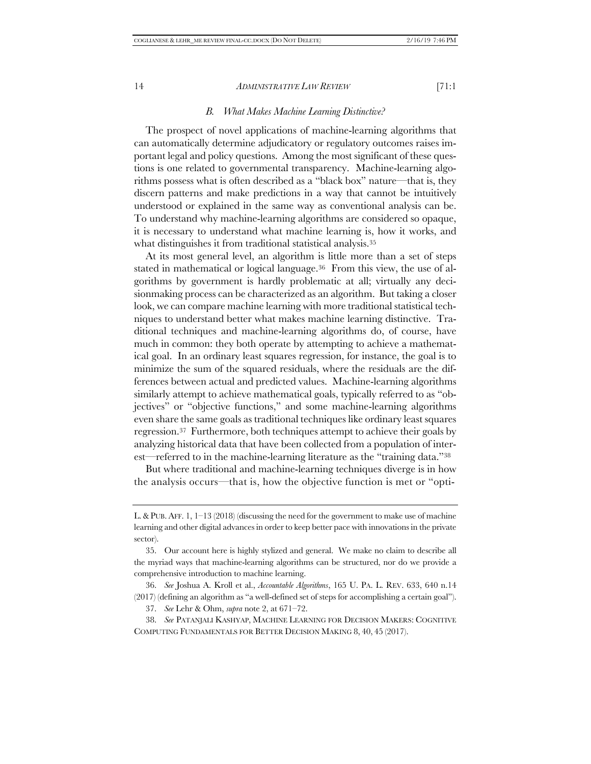### *B. What Makes Machine Learning Distinctive?*

The prospect of novel applications of machine-learning algorithms that can automatically determine adjudicatory or regulatory outcomes raises important legal and policy questions. Among the most significant of these questions is one related to governmental transparency. Machine-learning algorithms possess what is often described as a "black box" nature—that is, they discern patterns and make predictions in a way that cannot be intuitively understood or explained in the same way as conventional analysis can be. To understand why machine-learning algorithms are considered so opaque, it is necessary to understand what machine learning is, how it works, and what distinguishes it from traditional statistical analysis.[35]

At its most general level, an algorithm is little more than a set of steps stated in mathematical or logical language.[36] From this view, the use of algorithms by government is hardly problematic at all; virtually any decisionmaking process can be characterized as an algorithm. But taking a closer look, we can compare machine learning with more traditional statistical techniques to understand better what makes machine learning distinctive. Traditional techniques and machine-learning algorithms do, of course, have much in common: they both operate by attempting to achieve a mathematical goal. In an ordinary least squares regression, for instance, the goal is to minimize the sum of the squared residuals, where the residuals are the differences between actual and predicted values. Machine-learning algorithms similarly attempt to achieve mathematical goals, typically referred to as "objectives" or "objective functions," and some machine-learning algorithms even share the same goals as traditional techniques like ordinary least squares regression.[37] Furthermore, both techniques attempt to achieve their goals by analyzing historical data that have been collected from a population of interest—referred to in the machine-learning literature as the "training data."[38]

But where traditional and machine-learning techniques diverge is in how the analysis occurs—that is, how the objective function is met or "opti-

---

L. & PUB. AFF. 1, 1–13 (2018) (discussing the need for the government to make use of machine learning and other digital advances in order to keep better pace with innovations in the private sector).

35. Our account here is highly stylized and general. We make no claim to describe all the myriad ways that machine-learning algorithms can be structured, nor do we provide a comprehensive introduction to machine learning.

36. *See* Joshua A. Kroll et al., *Accountable Algorithms*, 165 U. PA. L. REV. 633, 640 n.14 (2017) (defining an algorithm as "a well-defined set of steps for accomplishing a certain goal").

37. *See* Lehr & Ohm, *supra* note 2, at 671–72.

38. *See* PATANJALI KASHYAP, MACHINE LEARNING FOR DECISION MAKERS: COGNITIVE COMPUTING FUNDAMENTALS FOR BETTER DECISION MAKING 8, 40, 45 (2017).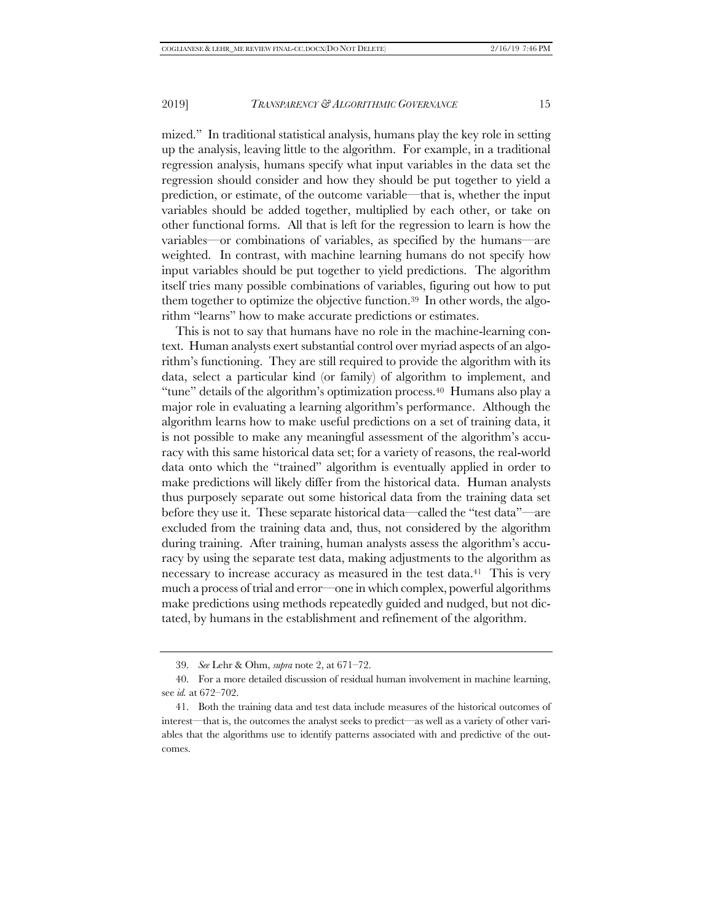mized." In traditional statistical analysis, humans play the key role in setting up the analysis, leaving little to the algorithm. For example, in a traditional regression analysis, humans specify what input variables in the data set the regression should consider and how they should be put together to yield a prediction, or estimate, of the outcome variable—that is, whether the input variables should be added together, multiplied by each other, or take on other functional forms. All that is left for the regression to learn is how the variables—or combinations of variables, as specified by the humans—are weighted. In contrast, with machine learning humans do not specify how input variables should be put together to yield predictions. The algorithm itself tries many possible combinations of variables, figuring out how to put them together to optimize the objective function.[39] In other words, the algorithm "learns" how to make accurate predictions or estimates.

This is not to say that humans have no role in the machine-learning context. Human analysts exert substantial control over myriad aspects of an algorithm's functioning. They are still required to provide the algorithm with its data, select a particular kind (or family) of algorithm to implement, and "tune" details of the algorithm's optimization process.[40] Humans also play a major role in evaluating a learning algorithm's performance. Although the algorithm learns how to make useful predictions on a set of training data, it is not possible to make any meaningful assessment of the algorithm's accuracy with this same historical data set; for a variety of reasons, the real-world data onto which the "trained" algorithm is eventually applied in order to make predictions will likely differ from the historical data. Human analysts thus purposely separate out some historical data from the training data set before they use it. These separate historical data—called the "test data"—are excluded from the training data and, thus, not considered by the algorithm during training. After training, human analysts assess the algorithm's accuracy by using the separate test data, making adjustments to the algorithm as necessary to increase accuracy as measured in the test data.[41] This is very much a process of trial and error—one in which complex, powerful algorithms make predictions using methods repeatedly guided and nudged, but not dictated, by humans in the establishment and refinement of the algorithm.

---

39. *See* Lehr & Ohm, *supra* note 2, at 671–72.

40. For a more detailed discussion of residual human involvement in machine learning, see *id.* at 672–702.

41. Both the training data and test data include measures of the historical outcomes of interest—that is, the outcomes the analyst seeks to predict—as well as a variety of other variables that the algorithms use to identify patterns associated with and predictive of the outcomes.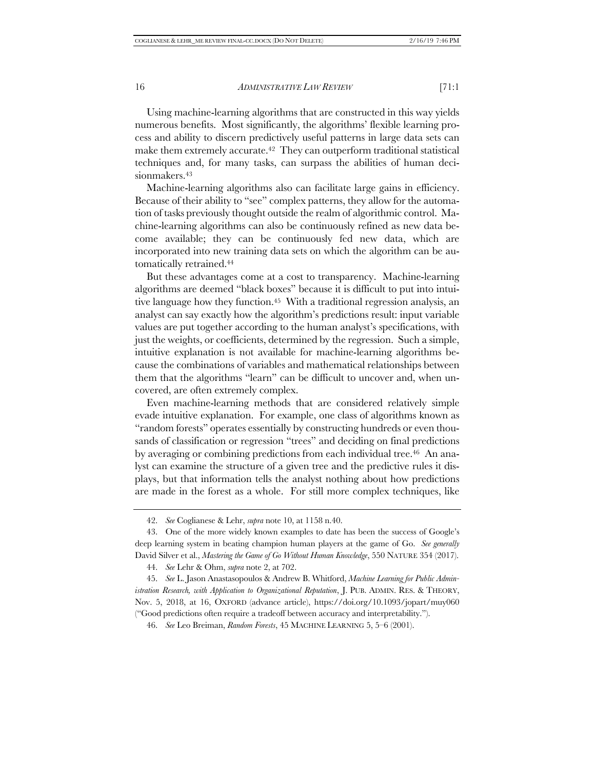Using machine-learning algorithms that are constructed in this way yields numerous benefits. Most significantly, the algorithms' flexible learning process and ability to discern predictively useful patterns in large data sets can make them extremely accurate.[42] They can outperform traditional statistical techniques and, for many tasks, can surpass the abilities of human decisionmakers.[43]

Machine-learning algorithms also can facilitate large gains in efficiency. Because of their ability to "see" complex patterns, they allow for the automation of tasks previously thought outside the realm of algorithmic control. Machine-learning algorithms can also be continuously refined as new data become available; they can be continuously fed new data, which are incorporated into new training data sets on which the algorithm can be automatically retrained.[44]

But these advantages come at a cost to transparency. Machine-learning algorithms are deemed "black boxes" because it is difficult to put into intuitive language how they function.[45] With a traditional regression analysis, an analyst can say exactly how the algorithm's predictions result: input variable values are put together according to the human analyst's specifications, with just the weights, or coefficients, determined by the regression. Such a simple, intuitive explanation is not available for machine-learning algorithms because the combinations of variables and mathematical relationships between them that the algorithms "learn" can be difficult to uncover and, when uncovered, are often extremely complex.

Even machine-learning methods that are considered relatively simple evade intuitive explanation. For example, one class of algorithms known as "random forests" operates essentially by constructing hundreds or even thousands of classification or regression "trees" and deciding on final predictions by averaging or combining predictions from each individual tree.[46] An analyst can examine the structure of a given tree and the predictive rules it displays, but that information tells the analyst nothing about how predictions are made in the forest as a whole. For still more complex techniques, like

---

42. *See* Coglianese & Lehr, *supra* note 10, at 1158 n.40.

43. One of the more widely known examples to date has been the success of Google's deep learning system in beating champion human players at the game of Go. *See generally* David Silver et al., *Mastering the Game of Go Without Human Knowledge*, 550 NATURE 354 (2017).

44. *See* Lehr & Ohm, *supra* note 2, at 702.

45. *See* L. Jason Anastasopoulos & Andrew B. Whitford, *Machine Learning for Public Administration Research, with Application to Organizational Reputation*, J. PUB. ADMIN. RES. & THEORY, Nov. 5, 2018, at 16, OXFORD (advance article), https://doi.org/10.1093/jopart/muy060 ("Good predictions often require a tradeoff between accuracy and interpretability.").

46. *See* Leo Breiman, *Random Forests*, 45 MACHINE LEARNING 5, 5–6 (2001).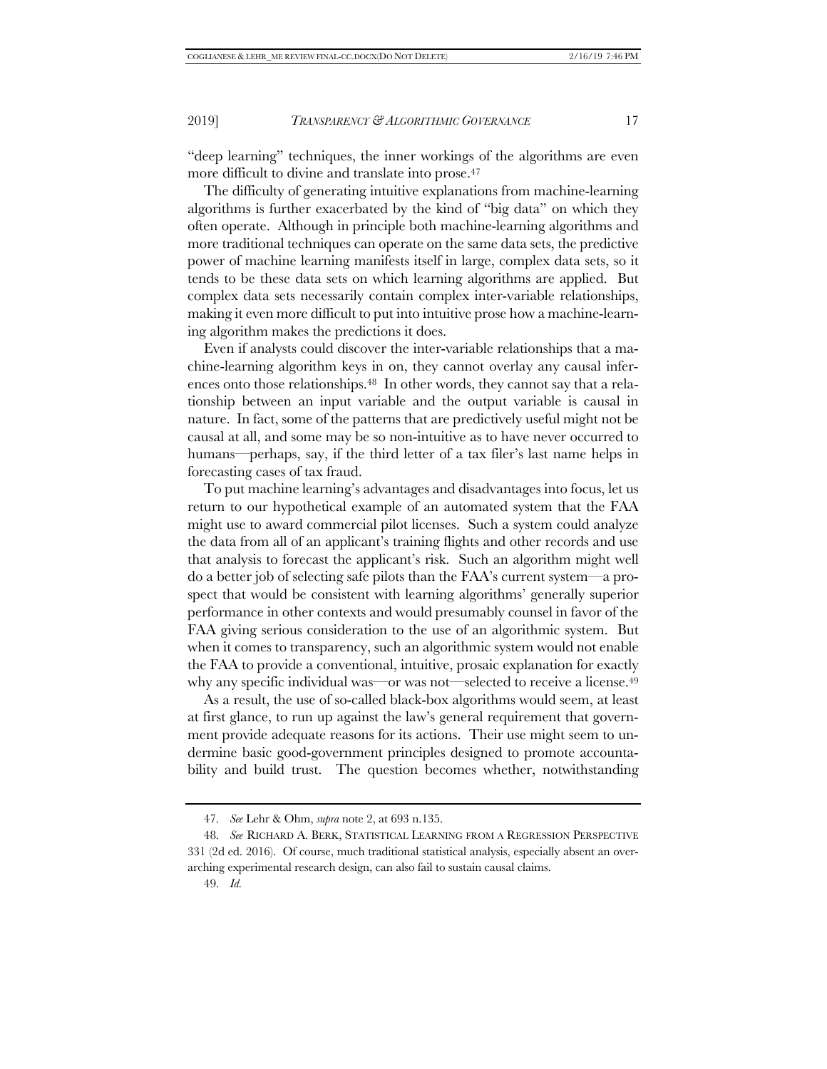"deep learning" techniques, the inner workings of the algorithms are even more difficult to divine and translate into prose.[47]

The difficulty of generating intuitive explanations from machine-learning algorithms is further exacerbated by the kind of "big data" on which they often operate. Although in principle both machine-learning algorithms and more traditional techniques can operate on the same data sets, the predictive power of machine learning manifests itself in large, complex data sets, so it tends to be these data sets on which learning algorithms are applied. But complex data sets necessarily contain complex inter-variable relationships, making it even more difficult to put into intuitive prose how a machine-learning algorithm makes the predictions it does.

Even if analysts could discover the inter-variable relationships that a machine-learning algorithm keys in on, they cannot overlay any causal inferences onto those relationships.[48] In other words, they cannot say that a relationship between an input variable and the output variable is causal in nature. In fact, some of the patterns that are predictively useful might not be causal at all, and some may be so non-intuitive as to have never occurred to humans—perhaps, say, if the third letter of a tax filer's last name helps in forecasting cases of tax fraud.

To put machine learning's advantages and disadvantages into focus, let us return to our hypothetical example of an automated system that the FAA might use to award commercial pilot licenses. Such a system could analyze the data from all of an applicant's training flights and other records and use that analysis to forecast the applicant's risk. Such an algorithm might well do a better job of selecting safe pilots than the FAA's current system—a prospect that would be consistent with learning algorithms' generally superior performance in other contexts and would presumably counsel in favor of the FAA giving serious consideration to the use of an algorithmic system. But when it comes to transparency, such an algorithmic system would not enable the FAA to provide a conventional, intuitive, prosaic explanation for exactly why any specific individual was—or was not—selected to receive a license.[49]

As a result, the use of so-called black-box algorithms would seem, at least at first glance, to run up against the law's general requirement that government provide adequate reasons for its actions. Their use might seem to undermine basic good-government principles designed to promote accountability and build trust. The question becomes whether, notwithstanding

---

47. *See* Lehr & Ohm, *supra* note 2, at 693 n.135.

48. *See* RICHARD A. BERK, STATISTICAL LEARNING FROM A REGRESSION PERSPECTIVE 331 (2d ed. 2016). Of course, much traditional statistical analysis, especially absent an overarching experimental research design, can also fail to sustain causal claims.

49. *Id.*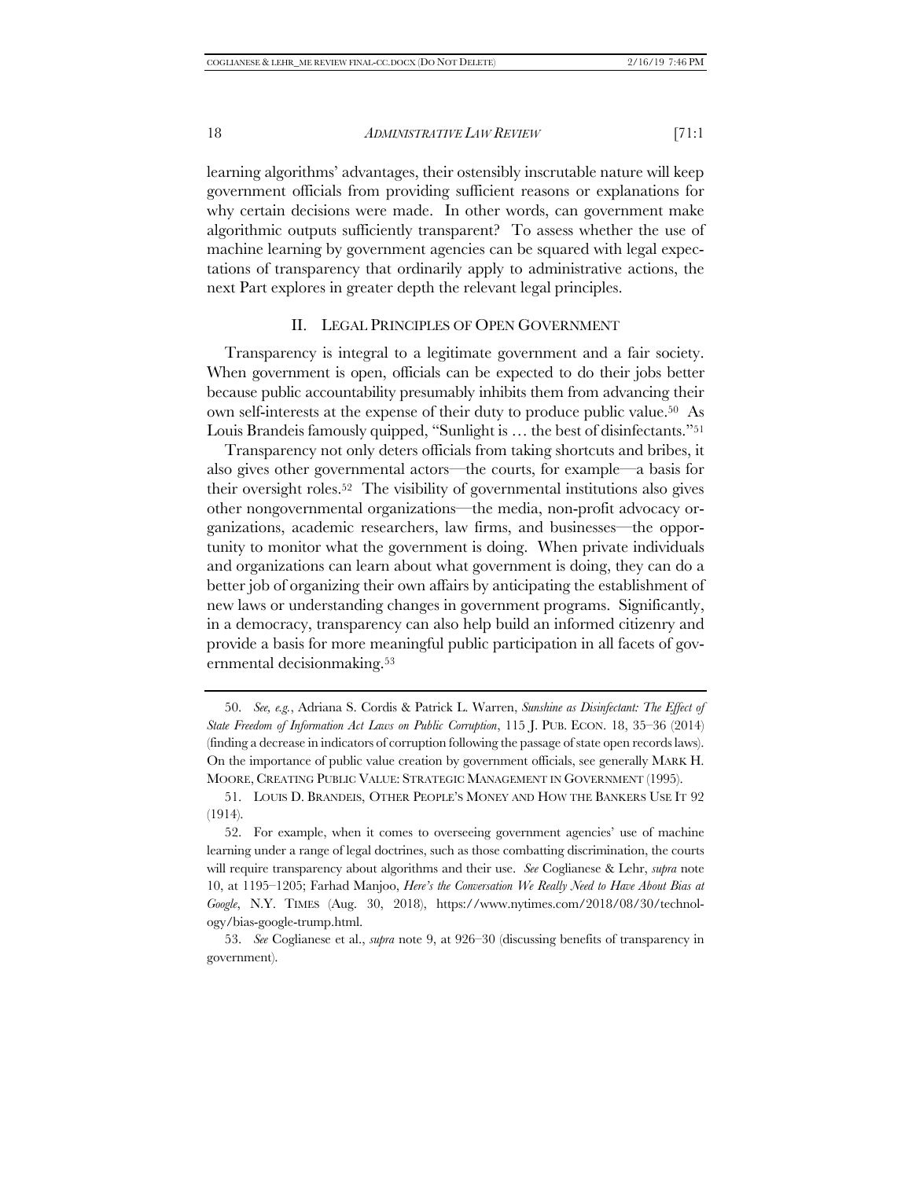learning algorithms' advantages, their ostensibly inscrutable nature will keep government officials from providing sufficient reasons or explanations for why certain decisions were made. In other words, can government make algorithmic outputs sufficiently transparent? To assess whether the use of machine learning by government agencies can be squared with legal expectations of transparency that ordinarily apply to administrative actions, the next Part explores in greater depth the relevant legal principles.

## II. LEGAL PRINCIPLES OF OPEN GOVERNMENT

Transparency is integral to a legitimate government and a fair society. When government is open, officials can be expected to do their jobs better because public accountability presumably inhibits them from advancing their own self-interests at the expense of their duty to produce public value.[50] As Louis Brandeis famously quipped, "Sunlight is … the best of disinfectants."[51]

Transparency not only deters officials from taking shortcuts and bribes, it also gives other governmental actors—the courts, for example—a basis for their oversight roles.[52] The visibility of governmental institutions also gives other nongovernmental organizations—the media, non-profit advocacy organizations, academic researchers, law firms, and businesses—the opportunity to monitor what the government is doing. When private individuals and organizations can learn about what government is doing, they can do a better job of organizing their own affairs by anticipating the establishment of new laws or understanding changes in government programs. Significantly, in a democracy, transparency can also help build an informed citizenry and provide a basis for more meaningful public participation in all facets of governmental decisionmaking.[53]

---

50. *See, e.g.*, Adriana S. Cordis & Patrick L. Warren, *Sunshine as Disinfectant: The Effect of State Freedom of Information Act Laws on Public Corruption*, 115 J. PUB. ECON. 18, 35–36 (2014) (finding a decrease in indicators of corruption following the passage of state open records laws). On the importance of public value creation by government officials, see generally MARK H. MOORE, CREATING PUBLIC VALUE: STRATEGIC MANAGEMENT IN GOVERNMENT (1995).

51. LOUIS D. BRANDEIS, OTHER PEOPLE'S MONEY AND HOW THE BANKERS USE IT 92 (1914).

52. For example, when it comes to overseeing government agencies' use of machine learning under a range of legal doctrines, such as those combatting discrimination, the courts will require transparency about algorithms and their use. *See* Coglianese & Lehr, *supra* note 10, at 1195–1205; Farhad Manjoo, *Here's the Conversation We Really Need to Have About Bias at Google*, N.Y. TIMES (Aug. 30, 2018), https://www.nytimes.com/2018/08/30/technology/bias-google-trump.html.

53. *See* Coglianese et al., *supra* note 9, at 926–30 (discussing benefits of transparency in government).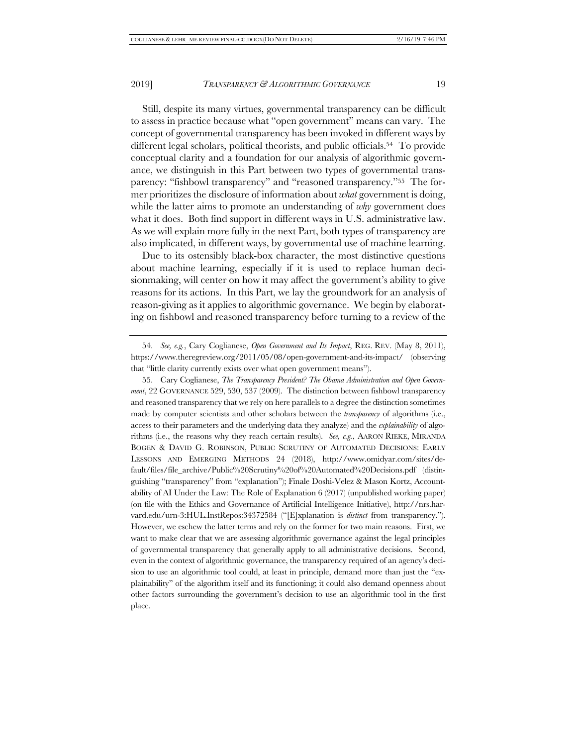Still, despite its many virtues, governmental transparency can be difficult to assess in practice because what "open government" means can vary. The concept of governmental transparency has been invoked in different ways by different legal scholars, political theorists, and public officials.[54] To provide conceptual clarity and a foundation for our analysis of algorithmic governance, we distinguish in this Part between two types of governmental transparency: "fishbowl transparency" and "reasoned transparency."[55] The former prioritizes the disclosure of information about *what* government is doing, while the latter aims to promote an understanding of *why* government does what it does. Both find support in different ways in U.S. administrative law. As we will explain more fully in the next Part, both types of transparency are also implicated, in different ways, by governmental use of machine learning.

Due to its ostensibly black-box character, the most distinctive questions about machine learning, especially if it is used to replace human decisionmaking, will center on how it may affect the government's ability to give reasons for its actions. In this Part, we lay the groundwork for an analysis of reason-giving as it applies to algorithmic governance. We begin by elaborating on fishbowl and reasoned transparency before turning to a review of the

---

54. *See, e.g.*, Cary Coglianese, *Open Government and Its Impact*, REG. REV. (May 8, 2011), https://www.theregreview.org/2011/05/08/open-government-and-its-impact/ (observing that "little clarity currently exists over what open government means").

55. Cary Coglianese, *The Transparency President? The Obama Administration and Open Government*, 22 GOVERNANCE 529, 530, 537 (2009). The distinction between fishbowl transparency and reasoned transparency that we rely on here parallels to a degree the distinction sometimes made by computer scientists and other scholars between the *transparency* of algorithms (i.e., access to their parameters and the underlying data they analyze) and the *explainability* of algorithms (i.e., the reasons why they reach certain results). *See, e.g.*, AARON RIEKE, MIRANDA BOGEN & DAVID G. ROBINSON, PUBLIC SCRUTINY OF AUTOMATED DECISIONS: EARLY LESSONS AND EMERGING METHODS 24 (2018), http://www.omidyar.com/sites/default/files/file_archive/Public%20Scrutiny%20of%20Automated%20Decisions.pdf (distinguishing "transparency" from "explanation"); Finale Doshi-Velez & Mason Kortz, Accountability of AI Under the Law: The Role of Explanation 6 (2017) (unpublished working paper) (on file with the Ethics and Governance of Artificial Intelligence Initiative), http://nrs.harvard.edu/urn-3:HUL.InstRepos:34372584 ("[E]xplanation is *distinct* from transparency."). However, we eschew the latter terms and rely on the former for two main reasons. First, we want to make clear that we are assessing algorithmic governance against the legal principles of governmental transparency that generally apply to all administrative decisions. Second, even in the context of algorithmic governance, the transparency required of an agency's decision to use an algorithmic tool could, at least in principle, demand more than just the "explainability" of the algorithm itself and its functioning; it could also demand openness about other factors surrounding the government's decision to use an algorithmic tool in the first place.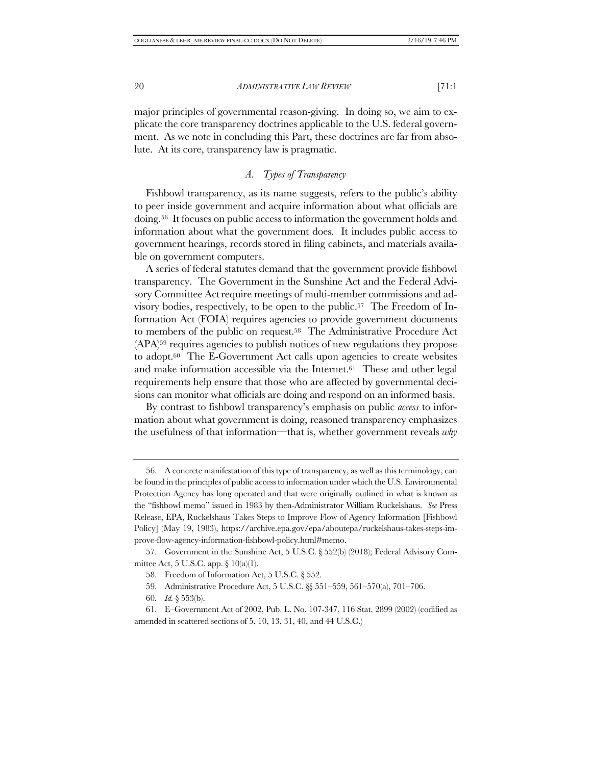major principles of governmental reason-giving. In doing so, we aim to explicate the core transparency doctrines applicable to the U.S. federal government. As we note in concluding this Part, these doctrines are far from absolute. At its core, transparency law is pragmatic.

### *A. Types of Transparency*

Fishbowl transparency, as its name suggests, refers to the public's ability to peer inside government and acquire information about what officials are doing.[56] It focuses on public access to information the government holds and information about what the government does. It includes public access to government hearings, records stored in filing cabinets, and materials available on government computers.

A series of federal statutes demand that the government provide fishbowl transparency. The Government in the Sunshine Act and the Federal Advisory Committee Act require meetings of multi-member commissions and advisory bodies, respectively, to be open to the public.[57] The Freedom of Information Act (FOIA) requires agencies to provide government documents to members of the public on request.[58] The Administrative Procedure Act (APA)[59] requires agencies to publish notices of new regulations they propose to adopt.[60] The E-Government Act calls upon agencies to create websites and make information accessible via the Internet.[61] These and other legal requirements help ensure that those who are affected by governmental decisions can monitor what officials are doing and respond on an informed basis.

By contrast to fishbowl transparency's emphasis on public *access* to information about what government is doing, reasoned transparency emphasizes the usefulness of that information—that is, whether government reveals *why*

---

56. A concrete manifestation of this type of transparency, as well as this terminology, can be found in the principles of public access to information under which the U.S. Environmental Protection Agency has long operated and that were originally outlined in what is known as the "fishbowl memo" issued in 1983 by then-Administrator William Ruckelshaus. *See* Press Release, EPA, Ruckelshaus Takes Steps to Improve Flow of Agency Information [Fishbowl Policy] (May 19, 1983), https://archive.epa.gov/epa/aboutepa/ruckelshaus-takes-steps-improve-flow-agency-information-fishbowl-policy.html#memo.

57. Government in the Sunshine Act, 5 U.S.C. § 552(b) (2018); Federal Advisory Committee Act, 5 U.S.C. app. § 10(a)(1).

58. Freedom of Information Act, 5 U.S.C. § 552.

59. Administrative Procedure Act, 5 U.S.C. §§ 551–559, 561–570(a), 701–706.

60. *Id.* § 553(b).

61. E–Government Act of 2002, Pub. L. No. 107-347, 116 Stat. 2899 (2002) (codified as amended in scattered sections of 5, 10, 13, 31, 40, and 44 U.S.C.)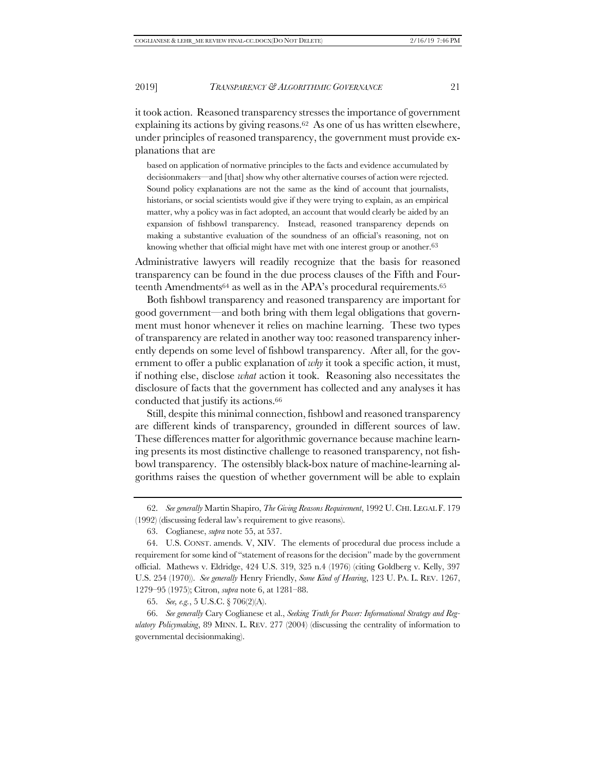it took action. Reasoned transparency stresses the importance of government explaining its actions by giving reasons.[62] As one of us has written elsewhere, under principles of reasoned transparency, the government must provide explanations that are

> based on application of normative principles to the facts and evidence accumulated by decisionmakers—and [that] show why other alternative courses of action were rejected. Sound policy explanations are not the same as the kind of account that journalists, historians, or social scientists would give if they were trying to explain, as an empirical matter, why a policy was in fact adopted, an account that would clearly be aided by an expansion of fishbowl transparency. Instead, reasoned transparency depends on making a substantive evaluation of the soundness of an official's reasoning, not on knowing whether that official might have met with one interest group or another.[63]

Administrative lawyers will readily recognize that the basis for reasoned transparency can be found in the due process clauses of the Fifth and Fourteenth Amendments[64] as well as in the APA's procedural requirements.[65]

Both fishbowl transparency and reasoned transparency are important for good government—and both bring with them legal obligations that government must honor whenever it relies on machine learning. These two types of transparency are related in another way too: reasoned transparency inherently depends on some level of fishbowl transparency. After all, for the government to offer a public explanation of *why* it took a specific action, it must, if nothing else, disclose *what* action it took. Reasoning also necessitates the disclosure of facts that the government has collected and any analyses it has conducted that justify its actions.[66]

Still, despite this minimal connection, fishbowl and reasoned transparency are different kinds of transparency, grounded in different sources of law. These differences matter for algorithmic governance because machine learning presents its most distinctive challenge to reasoned transparency, not fishbowl transparency. The ostensibly black-box nature of machine-learning algorithms raises the question of whether government will be able to explain

---

62. *See generally* Martin Shapiro, *The Giving Reasons Requirement*, 1992 U. CHI. LEGAL F. 179 (1992) (discussing federal law's requirement to give reasons).

63. Coglianese, *supra* note 55, at 537.

64. U.S. CONST. amends. V, XIV. The elements of procedural due process include a requirement for some kind of "statement of reasons for the decision" made by the government official. Mathews v. Eldridge, 424 U.S. 319, 325 n.4 (1976) (citing Goldberg v. Kelly, 397 U.S. 254 (1970)). *See generally* Henry Friendly, *Some Kind of Hearing*, 123 U. PA. L. REV. 1267, 1279–95 (1975); Citron, *supra* note 6, at 1281–88.

65. *See, e.g.*, 5 U.S.C. § 706(2)(A).

66. *See generally* Cary Coglianese et al., *Seeking Truth for Power: Informational Strategy and Regulatory Policymaking*, 89 MINN. L. REV. 277 (2004) (discussing the centrality of information to governmental decisionmaking).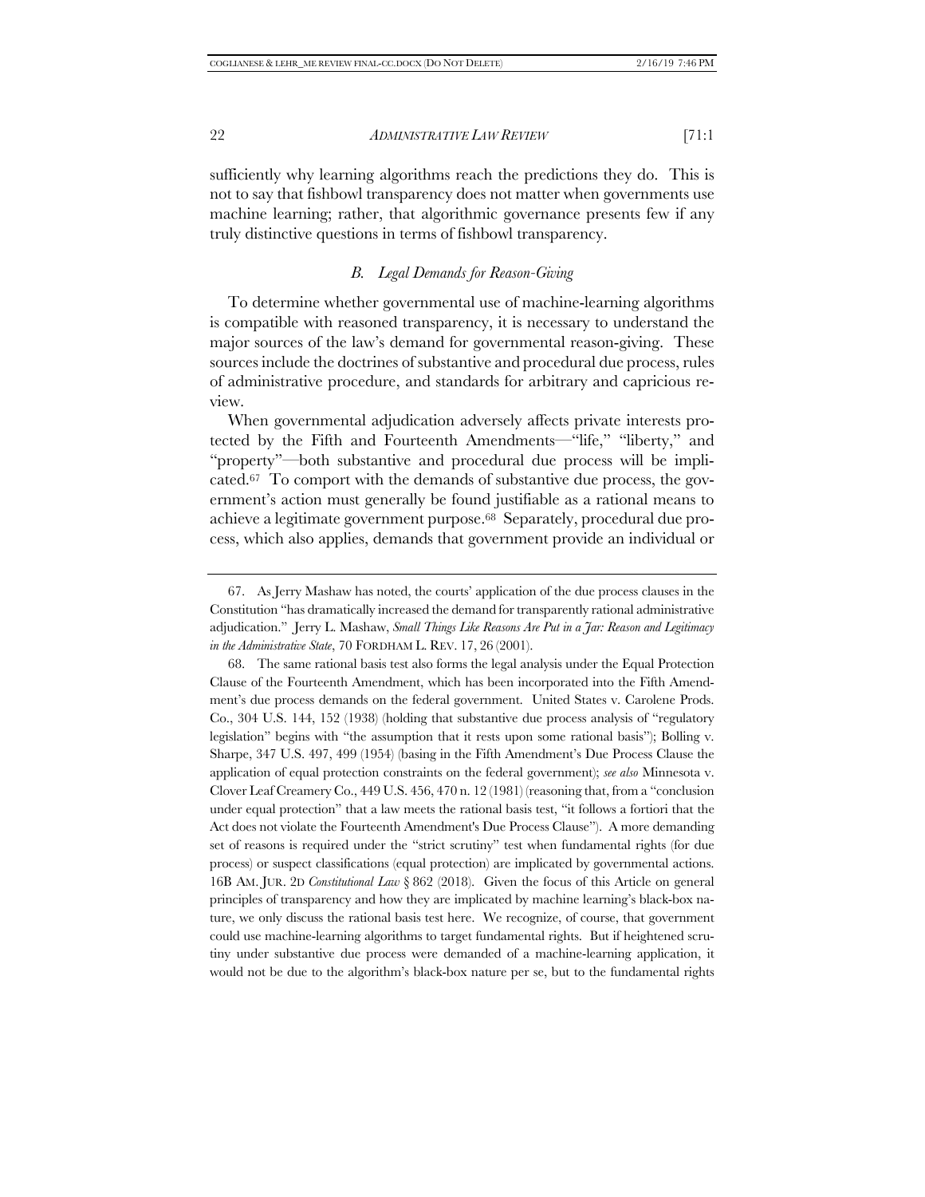sufficiently why learning algorithms reach the predictions they do. This is not to say that fishbowl transparency does not matter when governments use machine learning; rather, that algorithmic governance presents few if any truly distinctive questions in terms of fishbowl transparency.

### *B. Legal Demands for Reason-Giving*

To determine whether governmental use of machine-learning algorithms is compatible with reasoned transparency, it is necessary to understand the major sources of the law's demand for governmental reason-giving. These sources include the doctrines of substantive and procedural due process, rules of administrative procedure, and standards for arbitrary and capricious review.

When governmental adjudication adversely affects private interests protected by the Fifth and Fourteenth Amendments—"life," "liberty," and "property"—both substantive and procedural due process will be implicated.[67] To comport with the demands of substantive due process, the government's action must generally be found justifiable as a rational means to achieve a legitimate government purpose.[68] Separately, procedural due process, which also applies, demands that government provide an individual or

---

67. As Jerry Mashaw has noted, the courts' application of the due process clauses in the Constitution "has dramatically increased the demand for transparently rational administrative adjudication." Jerry L. Mashaw, *Small Things Like Reasons Are Put in a Jar: Reason and Legitimacy in the Administrative State*, 70 FORDHAM L. REV. 17, 26 (2001).

68. The same rational basis test also forms the legal analysis under the Equal Protection Clause of the Fourteenth Amendment, which has been incorporated into the Fifth Amendment's due process demands on the federal government. United States v. Carolene Prods. Co., 304 U.S. 144, 152 (1938) (holding that substantive due process analysis of "regulatory legislation" begins with "the assumption that it rests upon some rational basis"); Bolling v. Sharpe, 347 U.S. 497, 499 (1954) (basing in the Fifth Amendment's Due Process Clause the application of equal protection constraints on the federal government); *see also* Minnesota v. Clover Leaf Creamery Co., 449 U.S. 456, 470 n. 12 (1981) (reasoning that, from a "conclusion under equal protection" that a law meets the rational basis test, "it follows a fortiori that the Act does not violate the Fourteenth Amendment's Due Process Clause"). A more demanding set of reasons is required under the "strict scrutiny" test when fundamental rights (for due process) or suspect classifications (equal protection) are implicated by governmental actions. 16B AM. JUR. 2D *Constitutional Law* § 862 (2018). Given the focus of this Article on general principles of transparency and how they are implicated by machine learning's black-box nature, we only discuss the rational basis test here. We recognize, of course, that government could use machine-learning algorithms to target fundamental rights. But if heightened scrutiny under substantive due process were demanded of a machine-learning application, it would not be due to the algorithm's black-box nature per se, but to the fundamental rights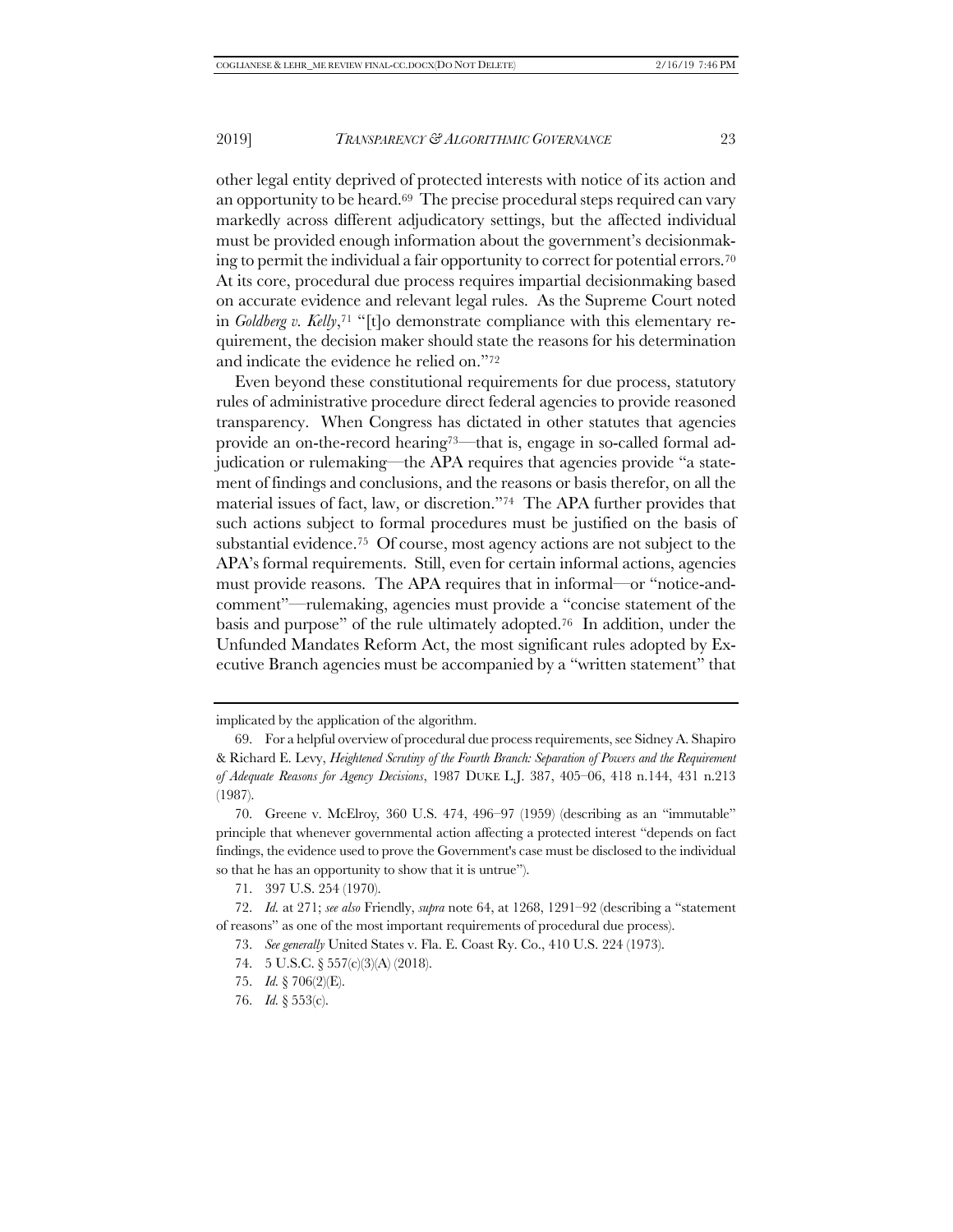other legal entity deprived of protected interests with notice of its action and an opportunity to be heard.[69] The precise procedural steps required can vary markedly across different adjudicatory settings, but the affected individual must be provided enough information about the government's decisionmaking to permit the individual a fair opportunity to correct for potential errors.[70] At its core, procedural due process requires impartial decisionmaking based on accurate evidence and relevant legal rules. As the Supreme Court noted in *Goldberg v. Kelly*,[71] "[t]o demonstrate compliance with this elementary requirement, the decision maker should state the reasons for his determination and indicate the evidence he relied on."[72]

Even beyond these constitutional requirements for due process, statutory rules of administrative procedure direct federal agencies to provide reasoned transparency. When Congress has dictated in other statutes that agencies provide an on-the-record hearing[73]—that is, engage in so-called formal adjudication or rulemaking—the APA requires that agencies provide "a statement of findings and conclusions, and the reasons or basis therefor, on all the material issues of fact, law, or discretion."[74] The APA further provides that such actions subject to formal procedures must be justified on the basis of substantial evidence.[75] Of course, most agency actions are not subject to the APA's formal requirements. Still, even for certain informal actions, agencies must provide reasons. The APA requires that in informal—or "notice-and-comment"—rulemaking, agencies must provide a "concise statement of the basis and purpose" of the rule ultimately adopted.[76] In addition, under the Unfunded Mandates Reform Act, the most significant rules adopted by Executive Branch agencies must be accompanied by a "written statement" that

---

implicated by the application of the algorithm.

69. For a helpful overview of procedural due process requirements, see Sidney A. Shapiro & Richard E. Levy, *Heightened Scrutiny of the Fourth Branch: Separation of Powers and the Requirement of Adequate Reasons for Agency Decisions*, 1987 DUKE L.J. 387, 405–06, 418 n.144, 431 n.213 (1987).

70. Greene v. McElroy, 360 U.S. 474, 496–97 (1959) (describing as an "immutable" principle that whenever governmental action affecting a protected interest "depends on fact findings, the evidence used to prove the Government's case must be disclosed to the individual so that he has an opportunity to show that it is untrue").

71. 397 U.S. 254 (1970).

72. *Id.* at 271; *see also* Friendly, *supra* note 64, at 1268, 1291–92 (describing a "statement of reasons" as one of the most important requirements of procedural due process).

73. *See generally* United States v. Fla. E. Coast Ry. Co., 410 U.S. 224 (1973).

74. 5 U.S.C. § 557(c)(3)(A) (2018).

75. *Id.* § 706(2)(E).

76. *Id.* § 553(c).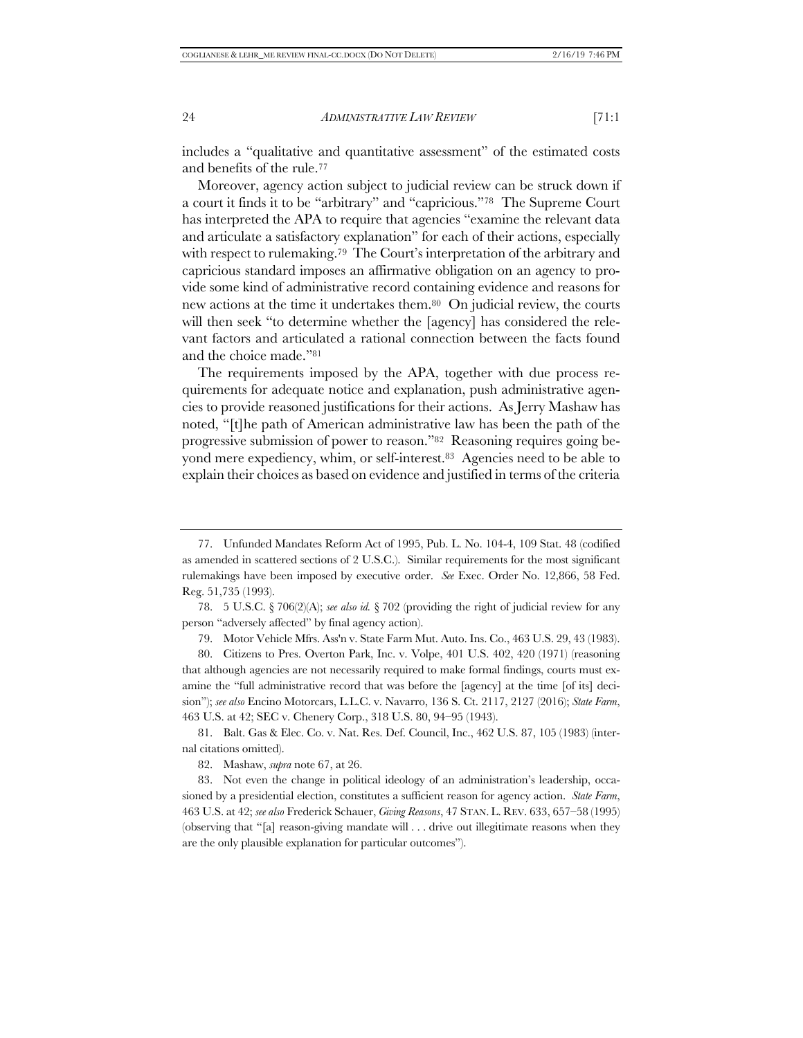includes a "qualitative and quantitative assessment" of the estimated costs and benefits of the rule.[77]

Moreover, agency action subject to judicial review can be struck down if a court it finds it to be "arbitrary" and "capricious."[78] The Supreme Court has interpreted the APA to require that agencies "examine the relevant data and articulate a satisfactory explanation" for each of their actions, especially with respect to rulemaking.[79] The Court's interpretation of the arbitrary and capricious standard imposes an affirmative obligation on an agency to provide some kind of administrative record containing evidence and reasons for new actions at the time it undertakes them.[80] On judicial review, the courts will then seek "to determine whether the [agency] has considered the relevant factors and articulated a rational connection between the facts found and the choice made."[81]

The requirements imposed by the APA, together with due process requirements for adequate notice and explanation, push administrative agencies to provide reasoned justifications for their actions. As Jerry Mashaw has noted, "[t]he path of American administrative law has been the path of the progressive submission of power to reason."[82] Reasoning requires going beyond mere expediency, whim, or self-interest.[83] Agencies need to be able to explain their choices as based on evidence and justified in terms of the criteria

---

77. Unfunded Mandates Reform Act of 1995, Pub. L. No. 104-4, 109 Stat. 48 (codified as amended in scattered sections of 2 U.S.C.). Similar requirements for the most significant rulemakings have been imposed by executive order. *See* Exec. Order No. 12,866, 58 Fed. Reg. 51,735 (1993).

78. 5 U.S.C. § 706(2)(A); *see also id.* § 702 (providing the right of judicial review for any person "adversely affected" by final agency action).

79. Motor Vehicle Mfrs. Ass'n v. State Farm Mut. Auto. Ins. Co., 463 U.S. 29, 43 (1983).

80. Citizens to Pres. Overton Park, Inc. v. Volpe, 401 U.S. 402, 420 (1971) (reasoning that although agencies are not necessarily required to make formal findings, courts must examine the "full administrative record that was before the [agency] at the time [of its] decision"); *see also* Encino Motorcars, L.L.C. v. Navarro, 136 S. Ct. 2117, 2127 (2016); *State Farm*, 463 U.S. at 42; SEC v. Chenery Corp., 318 U.S. 80, 94–95 (1943).

81. Balt. Gas & Elec. Co. v. Nat. Res. Def. Council, Inc., 462 U.S. 87, 105 (1983) (internal citations omitted).

82. Mashaw, *supra* note 67, at 26.

83. Not even the change in political ideology of an administration's leadership, occasioned by a presidential election, constitutes a sufficient reason for agency action. *State Farm*, 463 U.S. at 42; *see also* Frederick Schauer, *Giving Reasons*, 47 STAN. L. REV. 633, 657–58 (1995) (observing that "[a] reason-giving mandate will . . . drive out illegitimate reasons when they are the only plausible explanation for particular outcomes").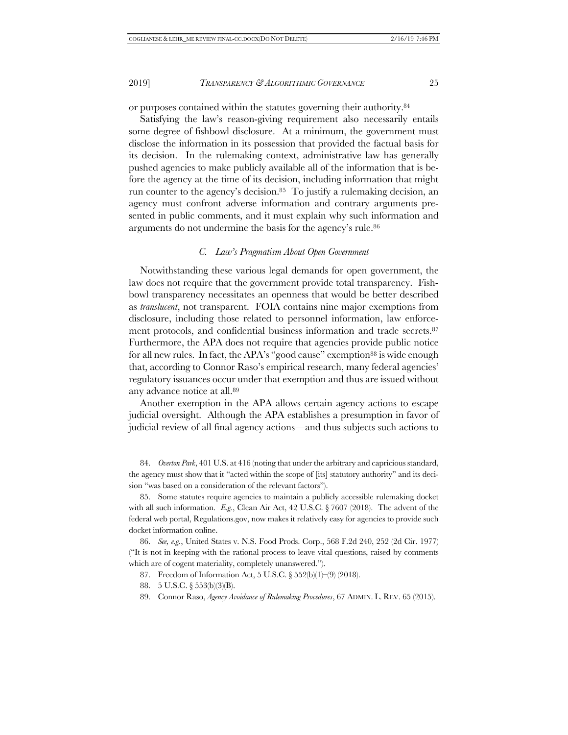or purposes contained within the statutes governing their authority.[84]

Satisfying the law's reason-giving requirement also necessarily entails some degree of fishbowl disclosure. At a minimum, the government must disclose the information in its possession that provided the factual basis for its decision. In the rulemaking context, administrative law has generally pushed agencies to make publicly available all of the information that is before the agency at the time of its decision, including information that might run counter to the agency's decision.[85] To justify a rulemaking decision, an agency must confront adverse information and contrary arguments presented in public comments, and it must explain why such information and arguments do not undermine the basis for the agency's rule.[86]

### *C. Law's Pragmatism About Open Government*

Notwithstanding these various legal demands for open government, the law does not require that the government provide total transparency. Fishbowl transparency necessitates an openness that would be better described as *translucent*, not transparent. FOIA contains nine major exemptions from disclosure, including those related to personnel information, law enforcement protocols, and confidential business information and trade secrets.[87] Furthermore, the APA does not require that agencies provide public notice for all new rules. In fact, the APA's "good cause" exemption[88] is wide enough that, according to Connor Raso's empirical research, many federal agencies' regulatory issuances occur under that exemption and thus are issued without any advance notice at all.[89]

Another exemption in the APA allows certain agency actions to escape judicial oversight. Although the APA establishes a presumption in favor of judicial review of all final agency actions—and thus subjects such actions to

---

84. *Overton Park*, 401 U.S. at 416 (noting that under the arbitrary and capricious standard, the agency must show that it "acted within the scope of [its] statutory authority" and its decision "was based on a consideration of the relevant factors").

85. Some statutes require agencies to maintain a publicly accessible rulemaking docket with all such information. *E.g.*, Clean Air Act, 42 U.S.C. § 7607 (2018). The advent of the federal web portal, Regulations.gov, now makes it relatively easy for agencies to provide such docket information online.

86. *See, e.g.*, United States v. N.S. Food Prods. Corp., 568 F.2d 240, 252 (2d Cir. 1977) ("It is not in keeping with the rational process to leave vital questions, raised by comments which are of cogent materiality, completely unanswered.").

87. Freedom of Information Act, 5 U.S.C. § 552(b)(1)–(9) (2018).

88. 5 U.S.C. § 553(b)(3)(B).

89. Connor Raso, *Agency Avoidance of Rulemaking Procedures*, 67 ADMIN. L. REV. 65 (2015).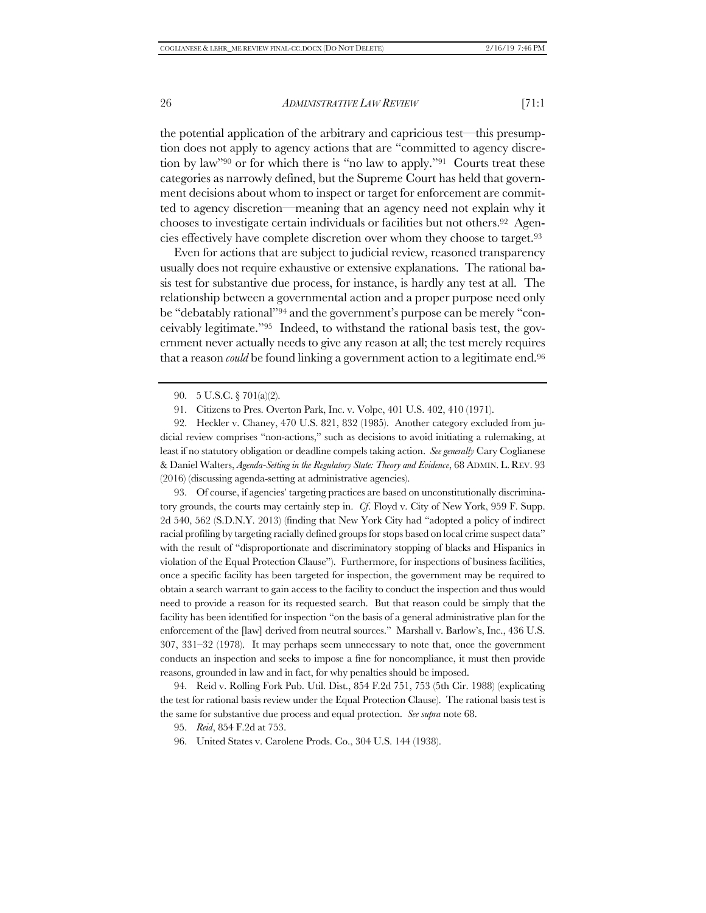the potential application of the arbitrary and capricious test—this presumption does not apply to agency actions that are "committed to agency discretion by law"[90] or for which there is "no law to apply."[91] Courts treat these categories as narrowly defined, but the Supreme Court has held that government decisions about whom to inspect or target for enforcement are committed to agency discretion—meaning that an agency need not explain why it chooses to investigate certain individuals or facilities but not others.[92] Agencies effectively have complete discretion over whom they choose to target.[93]

Even for actions that are subject to judicial review, reasoned transparency usually does not require exhaustive or extensive explanations. The rational basis test for substantive due process, for instance, is hardly any test at all. The relationship between a governmental action and a proper purpose need only be "debatably rational"[94] and the government's purpose can be merely "conceivably legitimate."[95] Indeed, to withstand the rational basis test, the government never actually needs to give any reason at all; the test merely requires that a reason *could* be found linking a government action to a legitimate end.[96]

---

90. 5 U.S.C. § 701(a)(2).

91. Citizens to Pres. Overton Park, Inc. v. Volpe, 401 U.S. 402, 410 (1971).

92. Heckler v. Chaney, 470 U.S. 821, 832 (1985). Another category excluded from judicial review comprises "non-actions," such as decisions to avoid initiating a rulemaking, at least if no statutory obligation or deadline compels taking action. *See generally* Cary Coglianese & Daniel Walters, *Agenda-Setting in the Regulatory State: Theory and Evidence*, 68 ADMIN. L. REV. 93 (2016) (discussing agenda-setting at administrative agencies).

93. Of course, if agencies' targeting practices are based on unconstitutionally discriminatory grounds, the courts may certainly step in. *Cf.* Floyd v. City of New York, 959 F. Supp. 2d 540, 562 (S.D.N.Y. 2013) (finding that New York City had "adopted a policy of indirect racial profiling by targeting racially defined groups for stops based on local crime suspect data" with the result of "disproportionate and discriminatory stopping of blacks and Hispanics in violation of the Equal Protection Clause"). Furthermore, for inspections of business facilities, once a specific facility has been targeted for inspection, the government may be required to obtain a search warrant to gain access to the facility to conduct the inspection and thus would need to provide a reason for its requested search. But that reason could be simply that the facility has been identified for inspection "on the basis of a general administrative plan for the enforcement of the [law] derived from neutral sources." Marshall v. Barlow's, Inc., 436 U.S. 307, 331–32 (1978). It may perhaps seem unnecessary to note that, once the government conducts an inspection and seeks to impose a fine for noncompliance, it must then provide reasons, grounded in law and in fact, for why penalties should be imposed.

94. Reid v. Rolling Fork Pub. Util. Dist., 854 F.2d 751, 753 (5th Cir. 1988) (explicating the test for rational basis review under the Equal Protection Clause). The rational basis test is the same for substantive due process and equal protection. *See supra* note 68.

95. *Reid*, 854 F.2d at 753.

96. United States v. Carolene Prods. Co., 304 U.S. 144 (1938).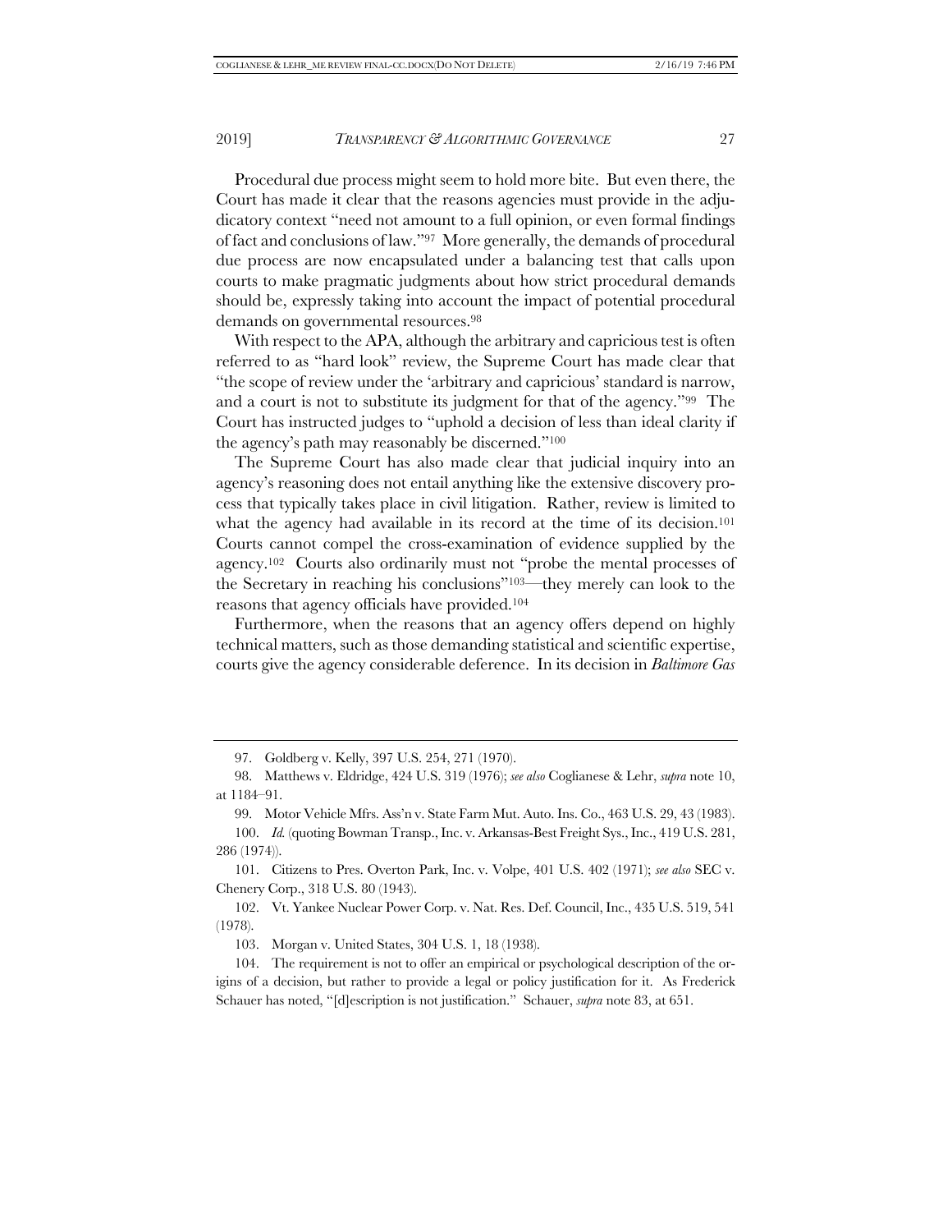Procedural due process might seem to hold more bite. But even there, the Court has made it clear that the reasons agencies must provide in the adjudicatory context "need not amount to a full opinion, or even formal findings of fact and conclusions of law."[97] More generally, the demands of procedural due process are now encapsulated under a balancing test that calls upon courts to make pragmatic judgments about how strict procedural demands should be, expressly taking into account the impact of potential procedural demands on governmental resources.[98]

With respect to the APA, although the arbitrary and capricious test is often referred to as "hard look" review, the Supreme Court has made clear that "the scope of review under the 'arbitrary and capricious' standard is narrow, and a court is not to substitute its judgment for that of the agency."[99] The Court has instructed judges to "uphold a decision of less than ideal clarity if the agency's path may reasonably be discerned."[100]

The Supreme Court has also made clear that judicial inquiry into an agency's reasoning does not entail anything like the extensive discovery process that typically takes place in civil litigation. Rather, review is limited to what the agency had available in its record at the time of its decision.[101] Courts cannot compel the cross-examination of evidence supplied by the agency.[102] Courts also ordinarily must not "probe the mental processes of the Secretary in reaching his conclusions"[103]—they merely can look to the reasons that agency officials have provided.[104]

Furthermore, when the reasons that an agency offers depend on highly technical matters, such as those demanding statistical and scientific expertise, courts give the agency considerable deference. In its decision in *Baltimore Gas*

---

97. Goldberg v. Kelly, 397 U.S. 254, 271 (1970).

98. Matthews v. Eldridge, 424 U.S. 319 (1976); *see also* Coglianese & Lehr, *supra* note 10, at 1184–91.

99. Motor Vehicle Mfrs. Ass'n v. State Farm Mut. Auto. Ins. Co., 463 U.S. 29, 43 (1983).

100. *Id.* (quoting Bowman Transp., Inc. v. Arkansas-Best Freight Sys., Inc., 419 U.S. 281, 286 (1974)).

101. Citizens to Pres. Overton Park, Inc. v. Volpe, 401 U.S. 402 (1971); *see also* SEC v. Chenery Corp., 318 U.S. 80 (1943).

102. Vt. Yankee Nuclear Power Corp. v. Nat. Res. Def. Council, Inc., 435 U.S. 519, 541 (1978).

103. Morgan v. United States, 304 U.S. 1, 18 (1938).

104. The requirement is not to offer an empirical or psychological description of the origins of a decision, but rather to provide a legal or policy justification for it. As Frederick Schauer has noted, "[d]escription is not justification." Schauer, *supra* note 83, at 651.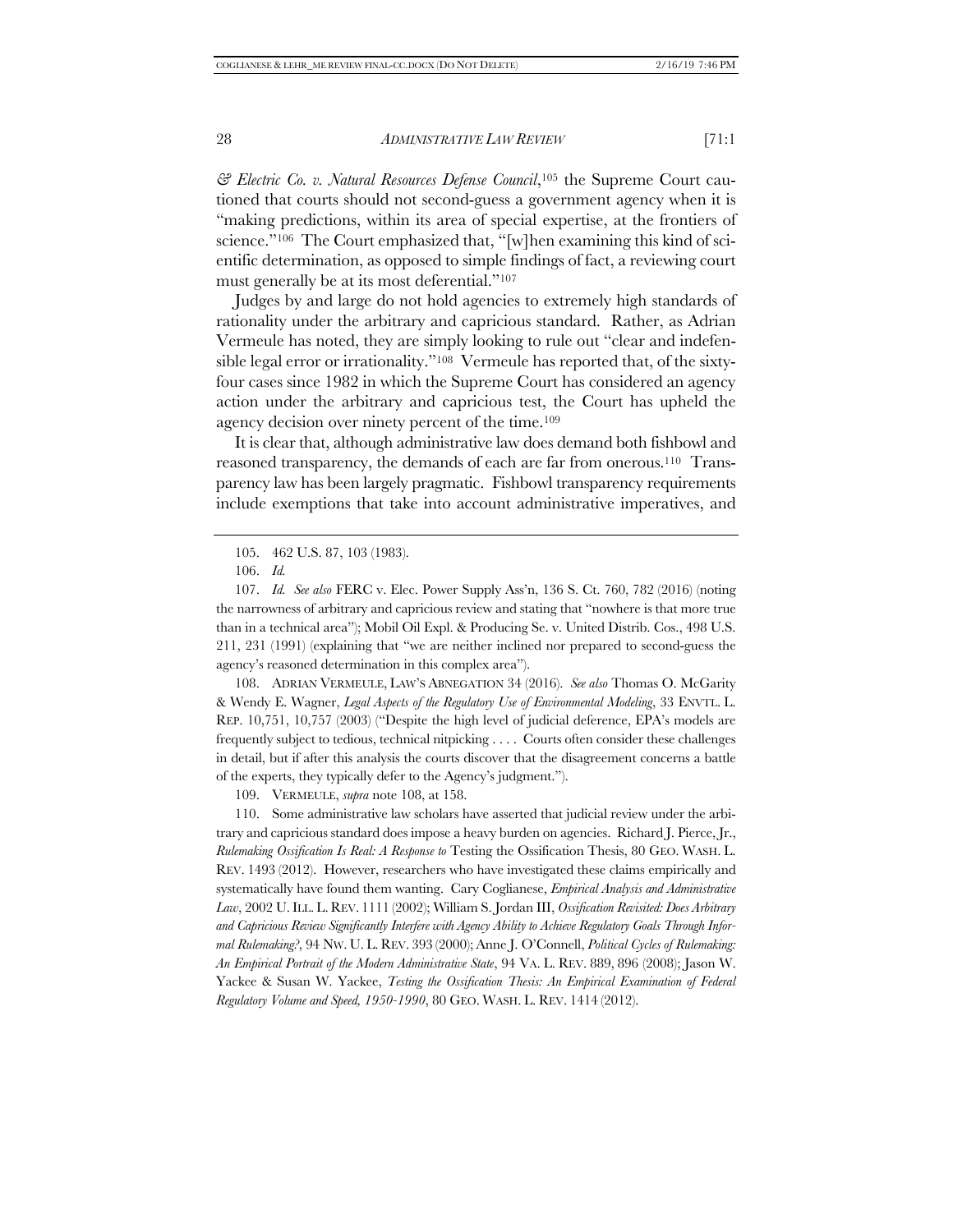*& Electric Co. v. Natural Resources Defense Council*,[105] the Supreme Court cautioned that courts should not second-guess a government agency when it is "making predictions, within its area of special expertise, at the frontiers of science."[106] The Court emphasized that, "[w]hen examining this kind of scientific determination, as opposed to simple findings of fact, a reviewing court must generally be at its most deferential."[107]

Judges by and large do not hold agencies to extremely high standards of rationality under the arbitrary and capricious standard. Rather, as Adrian Vermeule has noted, they are simply looking to rule out "clear and indefensible legal error or irrationality."[108] Vermeule has reported that, of the sixty-four cases since 1982 in which the Supreme Court has considered an agency action under the arbitrary and capricious test, the Court has upheld the agency decision over ninety percent of the time.[109]

It is clear that, although administrative law does demand both fishbowl and reasoned transparency, the demands of each are far from onerous.[110] Transparency law has been largely pragmatic. Fishbowl transparency requirements include exemptions that take into account administrative imperatives, and

---

105. 462 U.S. 87, 103 (1983).

106. *Id.*

107. *Id. See also* FERC v. Elec. Power Supply Ass'n, 136 S. Ct. 760, 782 (2016) (noting the narrowness of arbitrary and capricious review and stating that "nowhere is that more true than in a technical area"); Mobil Oil Expl. & Producing Se. v. United Distrib. Cos., 498 U.S. 211, 231 (1991) (explaining that "we are neither inclined nor prepared to second-guess the agency's reasoned determination in this complex area").

108. ADRIAN VERMEULE, LAW'S ABNEGATION 34 (2016). *See also* Thomas O. McGarity & Wendy E. Wagner, *Legal Aspects of the Regulatory Use of Environmental Modeling*, 33 ENVTL. L. REP. 10,751, 10,757 (2003) ("Despite the high level of judicial deference, EPA's models are frequently subject to tedious, technical nitpicking . . . . Courts often consider these challenges in detail, but if after this analysis the courts discover that the disagreement concerns a battle of the experts, they typically defer to the Agency's judgment.").

109. VERMEULE, *supra* note 108, at 158.

110. Some administrative law scholars have asserted that judicial review under the arbitrary and capricious standard does impose a heavy burden on agencies. Richard J. Pierce, Jr., *Rulemaking Ossification Is Real: A Response to* Testing the Ossification Thesis, 80 GEO. WASH. L. REV. 1493 (2012). However, researchers who have investigated these claims empirically and systematically have found them wanting. Cary Coglianese, *Empirical Analysis and Administrative Law*, 2002 U. ILL. L. REV. 1111 (2002); William S. Jordan III, *Ossification Revisited: Does Arbitrary and Capricious Review Significantly Interfere with Agency Ability to Achieve Regulatory Goals Through Informal Rulemaking?*, 94 NW. U. L. REV. 393 (2000); Anne J. O'Connell, *Political Cycles of Rulemaking: An Empirical Portrait of the Modern Administrative State*, 94 VA. L. REV. 889, 896 (2008); Jason W. Yackee & Susan W. Yackee, *Testing the Ossification Thesis: An Empirical Examination of Federal Regulatory Volume and Speed, 1950-1990*, 80 GEO. WASH. L. REV. 1414 (2012).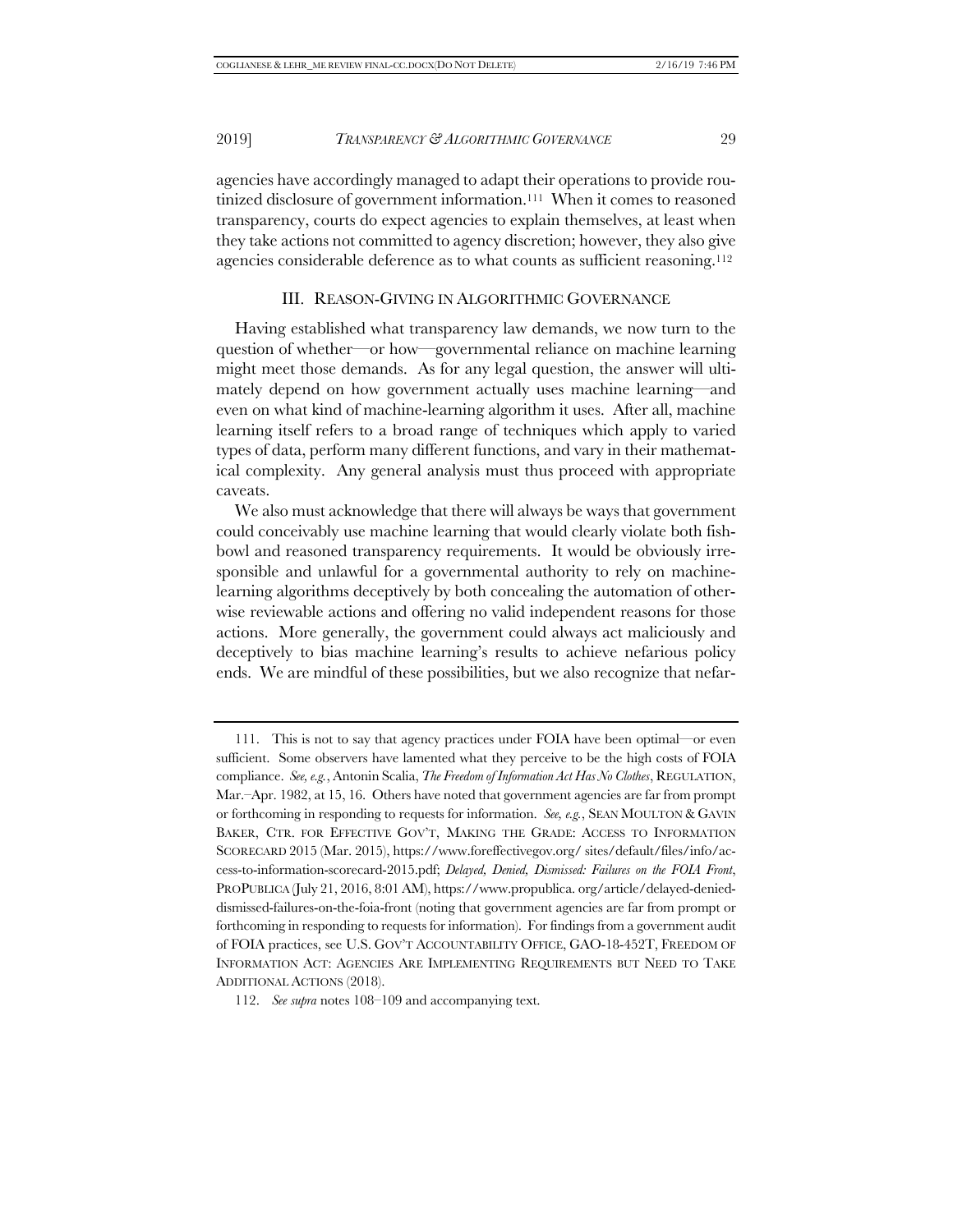agencies have accordingly managed to adapt their operations to provide routinized disclosure of government information.[111] When it comes to reasoned transparency, courts do expect agencies to explain themselves, at least when they take actions not committed to agency discretion; however, they also give agencies considerable deference as to what counts as sufficient reasoning.[112]

## III. REASON-GIVING IN ALGORITHMIC GOVERNANCE

Having established what transparency law demands, we now turn to the question of whether—or how—governmental reliance on machine learning might meet those demands. As for any legal question, the answer will ultimately depend on how government actually uses machine learning—and even on what kind of machine-learning algorithm it uses. After all, machine learning itself refers to a broad range of techniques which apply to varied types of data, perform many different functions, and vary in their mathematical complexity. Any general analysis must thus proceed with appropriate caveats.

We also must acknowledge that there will always be ways that government could conceivably use machine learning that would clearly violate both fishbowl and reasoned transparency requirements. It would be obviously irresponsible and unlawful for a governmental authority to rely on machine-learning algorithms deceptively by both concealing the automation of otherwise reviewable actions and offering no valid independent reasons for those actions. More generally, the government could always act maliciously and deceptively to bias machine learning's results to achieve nefarious policy ends. We are mindful of these possibilities, but we also recognize that nefar-

---

111. This is not to say that agency practices under FOIA have been optimal—or even sufficient. Some observers have lamented what they perceive to be the high costs of FOIA compliance. *See, e.g.*, Antonin Scalia, *The Freedom of Information Act Has No Clothes*, REGULATION, Mar.–Apr. 1982, at 15, 16. Others have noted that government agencies are far from prompt or forthcoming in responding to requests for information. *See, e.g.*, SEAN MOULTON & GAVIN BAKER, CTR. FOR EFFECTIVE GOV'T, MAKING THE GRADE: ACCESS TO INFORMATION SCORECARD 2015 (Mar. 2015), https://www.foreffectivegov.org/ sites/default/files/info/access-to-information-scorecard-2015.pdf; *Delayed, Denied, Dismissed: Failures on the FOIA Front*, PROPUBLICA (July 21, 2016, 8:01 AM), https://www.propublica. org/article/delayed-denied-dismissed-failures-on-the-foia-front (noting that government agencies are far from prompt or forthcoming in responding to requests for information). For findings from a government audit of FOIA practices, see U.S. GOV'T ACCOUNTABILITY OFFICE, GAO-18-452T, FREEDOM OF INFORMATION ACT: AGENCIES ARE IMPLEMENTING REQUIREMENTS BUT NEED TO TAKE ADDITIONAL ACTIONS (2018).

112. *See supra* notes 108–109 and accompanying text.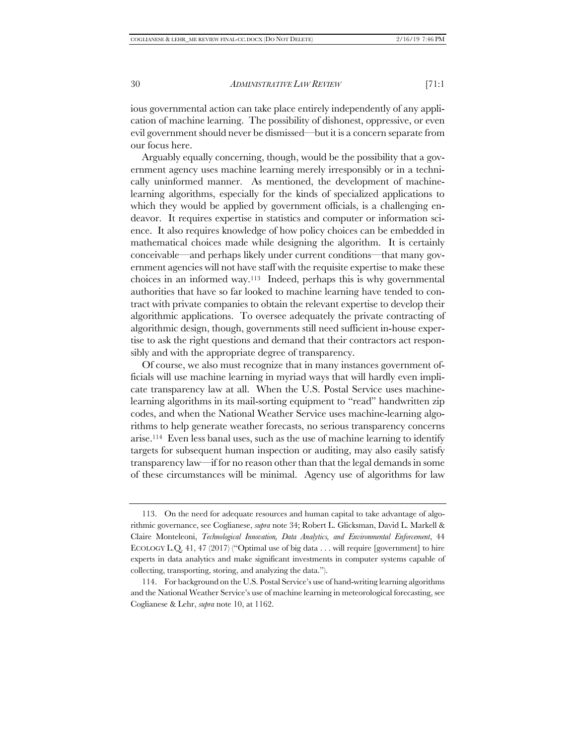ious governmental action can take place entirely independently of any application of machine learning. The possibility of dishonest, oppressive, or even evil government should never be dismissed—but it is a concern separate from our focus here.

Arguably equally concerning, though, would be the possibility that a government agency uses machine learning merely irresponsibly or in a technically uninformed manner. As mentioned, the development of machine-learning algorithms, especially for the kinds of specialized applications to which they would be applied by government officials, is a challenging endeavor. It requires expertise in statistics and computer or information science. It also requires knowledge of how policy choices can be embedded in mathematical choices made while designing the algorithm. It is certainly conceivable—and perhaps likely under current conditions—that many government agencies will not have staff with the requisite expertise to make these choices in an informed way.[113] Indeed, perhaps this is why governmental authorities that have so far looked to machine learning have tended to contract with private companies to obtain the relevant expertise to develop their algorithmic applications. To oversee adequately the private contracting of algorithmic design, though, governments still need sufficient in-house expertise to ask the right questions and demand that their contractors act responsibly and with the appropriate degree of transparency.

Of course, we also must recognize that in many instances government officials will use machine learning in myriad ways that will hardly even implicate transparency law at all. When the U.S. Postal Service uses machine-learning algorithms in its mail-sorting equipment to "read" handwritten zip codes, and when the National Weather Service uses machine-learning algorithms to help generate weather forecasts, no serious transparency concerns arise.[114] Even less banal uses, such as the use of machine learning to identify targets for subsequent human inspection or auditing, may also easily satisfy transparency law—if for no reason other than that the legal demands in some of these circumstances will be minimal. Agency use of algorithms for law

---

113. On the need for adequate resources and human capital to take advantage of algorithmic governance, see Coglianese, *supra* note 34; Robert L. Glicksman, David L. Markell & Claire Monteleoni, *Technological Innovation, Data Analytics, and Environmental Enforcement*, 44 ECOLOGY L.Q. 41, 47 (2017) ("Optimal use of big data . . . will require [government] to hire experts in data analytics and make significant investments in computer systems capable of collecting, transporting, storing, and analyzing the data.").

114. For background on the U.S. Postal Service's use of hand-writing learning algorithms and the National Weather Service's use of machine learning in meteorological forecasting, see Coglianese & Lehr, *supra* note 10, at 1162.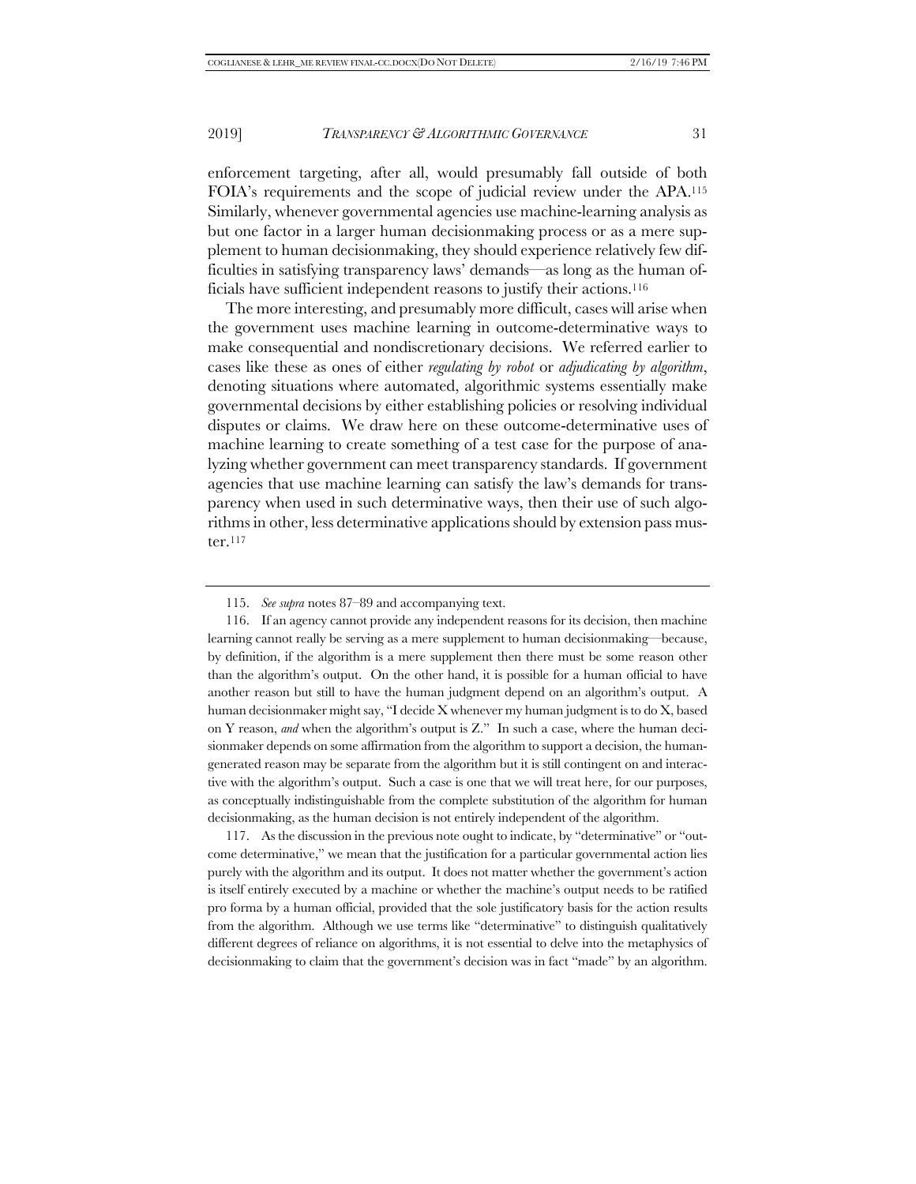enforcement targeting, after all, would presumably fall outside of both FOIA's requirements and the scope of judicial review under the APA.[115] Similarly, whenever governmental agencies use machine-learning analysis as but one factor in a larger human decisionmaking process or as a mere supplement to human decisionmaking, they should experience relatively few difficulties in satisfying transparency laws' demands—as long as the human officials have sufficient independent reasons to justify their actions.[116]

The more interesting, and presumably more difficult, cases will arise when the government uses machine learning in outcome-determinative ways to make consequential and nondiscretionary decisions. We referred earlier to cases like these as ones of either *regulating by robot* or *adjudicating by algorithm*, denoting situations where automated, algorithmic systems essentially make governmental decisions by either establishing policies or resolving individual disputes or claims. We draw here on these outcome-determinative uses of machine learning to create something of a test case for the purpose of analyzing whether government can meet transparency standards. If government agencies that use machine learning can satisfy the law's demands for transparency when used in such determinative ways, then their use of such algorithms in other, less determinative applications should by extension pass muster.[117]

---

115. *See supra* notes 87–89 and accompanying text.

116. If an agency cannot provide any independent reasons for its decision, then machine learning cannot really be serving as a mere supplement to human decisionmaking—because, by definition, if the algorithm is a mere supplement then there must be some reason other than the algorithm's output. On the other hand, it is possible for a human official to have another reason but still to have the human judgment depend on an algorithm's output. A human decisionmaker might say, "I decide X whenever my human judgment is to do X, based on Y reason, *and* when the algorithm's output is Z." In such a case, where the human decisionmaker depends on some affirmation from the algorithm to support a decision, the human-generated reason may be separate from the algorithm but it is still contingent on and interactive with the algorithm's output. Such a case is one that we will treat here, for our purposes, as conceptually indistinguishable from the complete substitution of the algorithm for human decisionmaking, as the human decision is not entirely independent of the algorithm.

117. As the discussion in the previous note ought to indicate, by "determinative" or "outcome determinative," we mean that the justification for a particular governmental action lies purely with the algorithm and its output. It does not matter whether the government's action is itself entirely executed by a machine or whether the machine's output needs to be ratified pro forma by a human official, provided that the sole justificatory basis for the action results from the algorithm. Although we use terms like "determinative" to distinguish qualitatively different degrees of reliance on algorithms, it is not essential to delve into the metaphysics of decisionmaking to claim that the government's decision was in fact "made" by an algorithm.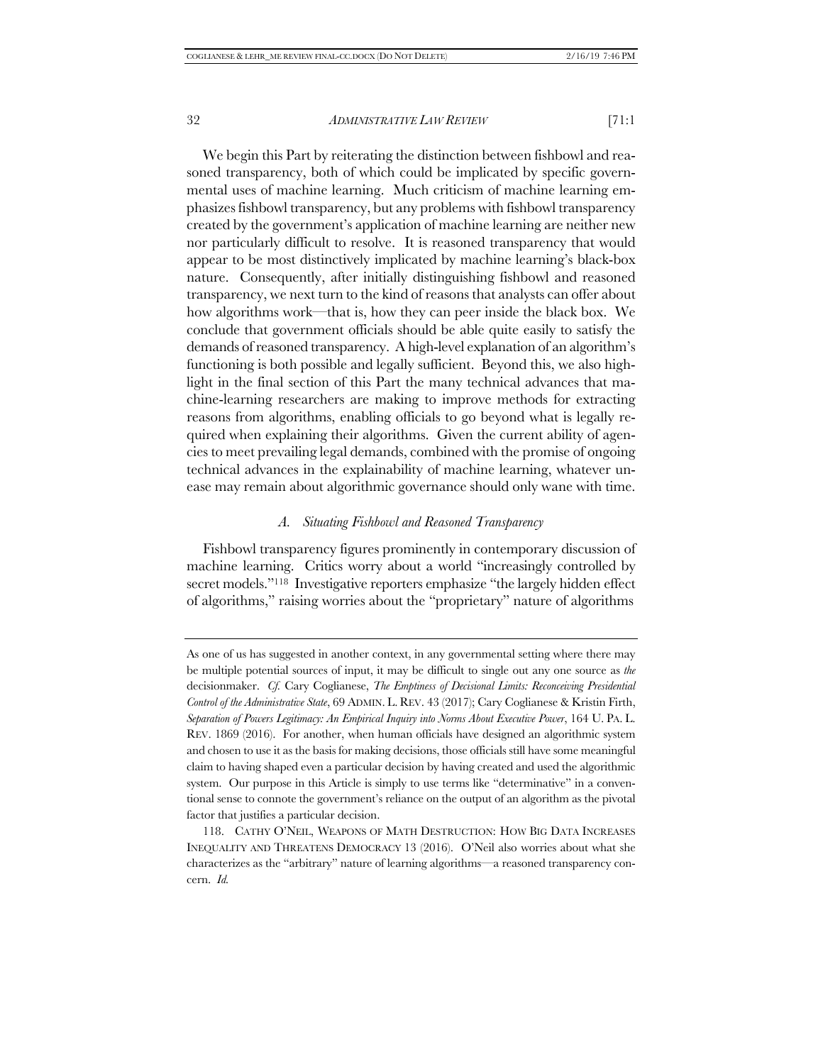We begin this Part by reiterating the distinction between fishbowl and reasoned transparency, both of which could be implicated by specific governmental uses of machine learning. Much criticism of machine learning emphasizes fishbowl transparency, but any problems with fishbowl transparency created by the government's application of machine learning are neither new nor particularly difficult to resolve. It is reasoned transparency that would appear to be most distinctively implicated by machine learning's black-box nature. Consequently, after initially distinguishing fishbowl and reasoned transparency, we next turn to the kind of reasons that analysts can offer about how algorithms work—that is, how they can peer inside the black box. We conclude that government officials should be able quite easily to satisfy the demands of reasoned transparency. A high-level explanation of an algorithm's functioning is both possible and legally sufficient. Beyond this, we also highlight in the final section of this Part the many technical advances that machine-learning researchers are making to improve methods for extracting reasons from algorithms, enabling officials to go beyond what is legally required when explaining their algorithms. Given the current ability of agencies to meet prevailing legal demands, combined with the promise of ongoing technical advances in the explainability of machine learning, whatever unease may remain about algorithmic governance should only wane with time.

### *A. Situating Fishbowl and Reasoned Transparency*

Fishbowl transparency figures prominently in contemporary discussion of machine learning. Critics worry about a world "increasingly controlled by secret models."[118] Investigative reporters emphasize "the largely hidden effect of algorithms," raising worries about the "proprietary" nature of algorithms

---

As one of us has suggested in another context, in any governmental setting where there may be multiple potential sources of input, it may be difficult to single out any one source as *the* decisionmaker. *Cf.* Cary Coglianese, *The Emptiness of Decisional Limits: Reconceiving Presidential Control of the Administrative State*, 69 ADMIN. L. REV. 43 (2017); Cary Coglianese & Kristin Firth, *Separation of Powers Legitimacy: An Empirical Inquiry into Norms About Executive Power*, 164 U. PA. L. REV. 1869 (2016). For another, when human officials have designed an algorithmic system and chosen to use it as the basis for making decisions, those officials still have some meaningful claim to having shaped even a particular decision by having created and used the algorithmic system. Our purpose in this Article is simply to use terms like "determinative" in a conventional sense to connote the government's reliance on the output of an algorithm as the pivotal factor that justifies a particular decision.

118. CATHY O'NEIL, WEAPONS OF MATH DESTRUCTION: HOW BIG DATA INCREASES INEQUALITY AND THREATENS DEMOCRACY 13 (2016). O'Neil also worries about what she characterizes as the "arbitrary" nature of learning algorithms—a reasoned transparency concern. *Id.*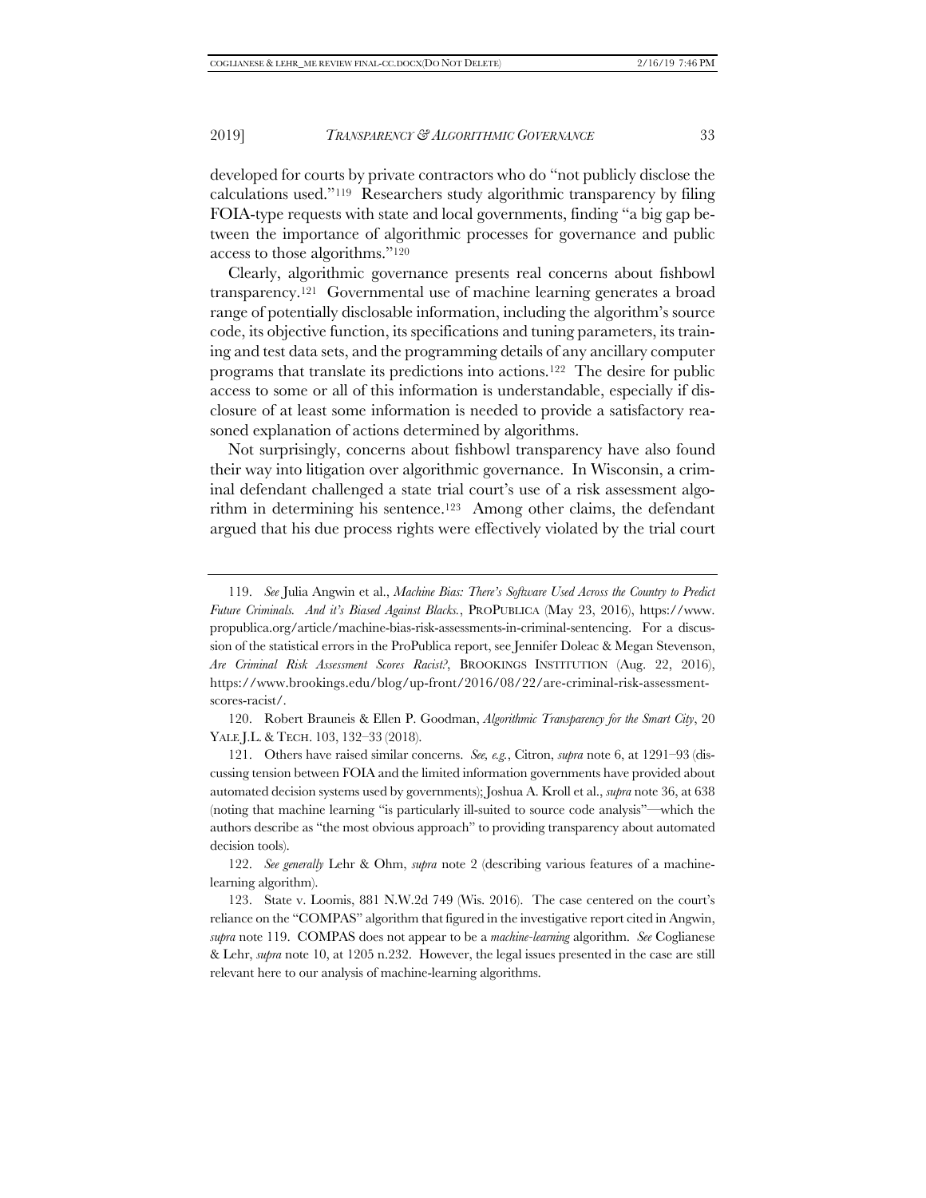developed for courts by private contractors who do "not publicly disclose the calculations used."[119] Researchers study algorithmic transparency by filing FOIA-type requests with state and local governments, finding "a big gap between the importance of algorithmic processes for governance and public access to those algorithms."[120]

Clearly, algorithmic governance presents real concerns about fishbowl transparency.[121] Governmental use of machine learning generates a broad range of potentially disclosable information, including the algorithm's source code, its objective function, its specifications and tuning parameters, its training and test data sets, and the programming details of any ancillary computer programs that translate its predictions into actions.[122] The desire for public access to some or all of this information is understandable, especially if disclosure of at least some information is needed to provide a satisfactory reasoned explanation of actions determined by algorithms.

Not surprisingly, concerns about fishbowl transparency have also found their way into litigation over algorithmic governance. In Wisconsin, a criminal defendant challenged a state trial court's use of a risk assessment algorithm in determining his sentence.[123] Among other claims, the defendant argued that his due process rights were effectively violated by the trial court

---

119. *See* Julia Angwin et al., *Machine Bias: There's Software Used Across the Country to Predict Future Criminals. And it's Biased Against Blacks.*, PROPUBLICA (May 23, 2016), https://www.propublica.org/article/machine-bias-risk-assessments-in-criminal-sentencing. For a discussion of the statistical errors in the ProPublica report, see Jennifer Doleac & Megan Stevenson, *Are Criminal Risk Assessment Scores Racist?*, BROOKINGS INSTITUTION (Aug. 22, 2016), https://www.brookings.edu/blog/up-front/2016/08/22/are-criminal-risk-assessment-scores-racist/.

120. Robert Brauneis & Ellen P. Goodman, *Algorithmic Transparency for the Smart City*, 20 YALE J.L. & TECH. 103, 132–33 (2018).

121. Others have raised similar concerns. *See, e.g.*, Citron, *supra* note 6, at 1291–93 (discussing tension between FOIA and the limited information governments have provided about automated decision systems used by governments); Joshua A. Kroll et al., *supra* note 36, at 638 (noting that machine learning "is particularly ill-suited to source code analysis"—which the authors describe as "the most obvious approach" to providing transparency about automated decision tools).

122. *See generally* Lehr & Ohm, *supra* note 2 (describing various features of a machine-learning algorithm).

123. State v. Loomis, 881 N.W.2d 749 (Wis. 2016). The case centered on the court's reliance on the "COMPAS" algorithm that figured in the investigative report cited in Angwin, *supra* note 119. COMPAS does not appear to be a *machine-learning* algorithm. *See* Coglianese & Lehr, *supra* note 10, at 1205 n.232. However, the legal issues presented in the case are still relevant here to our analysis of machine-learning algorithms.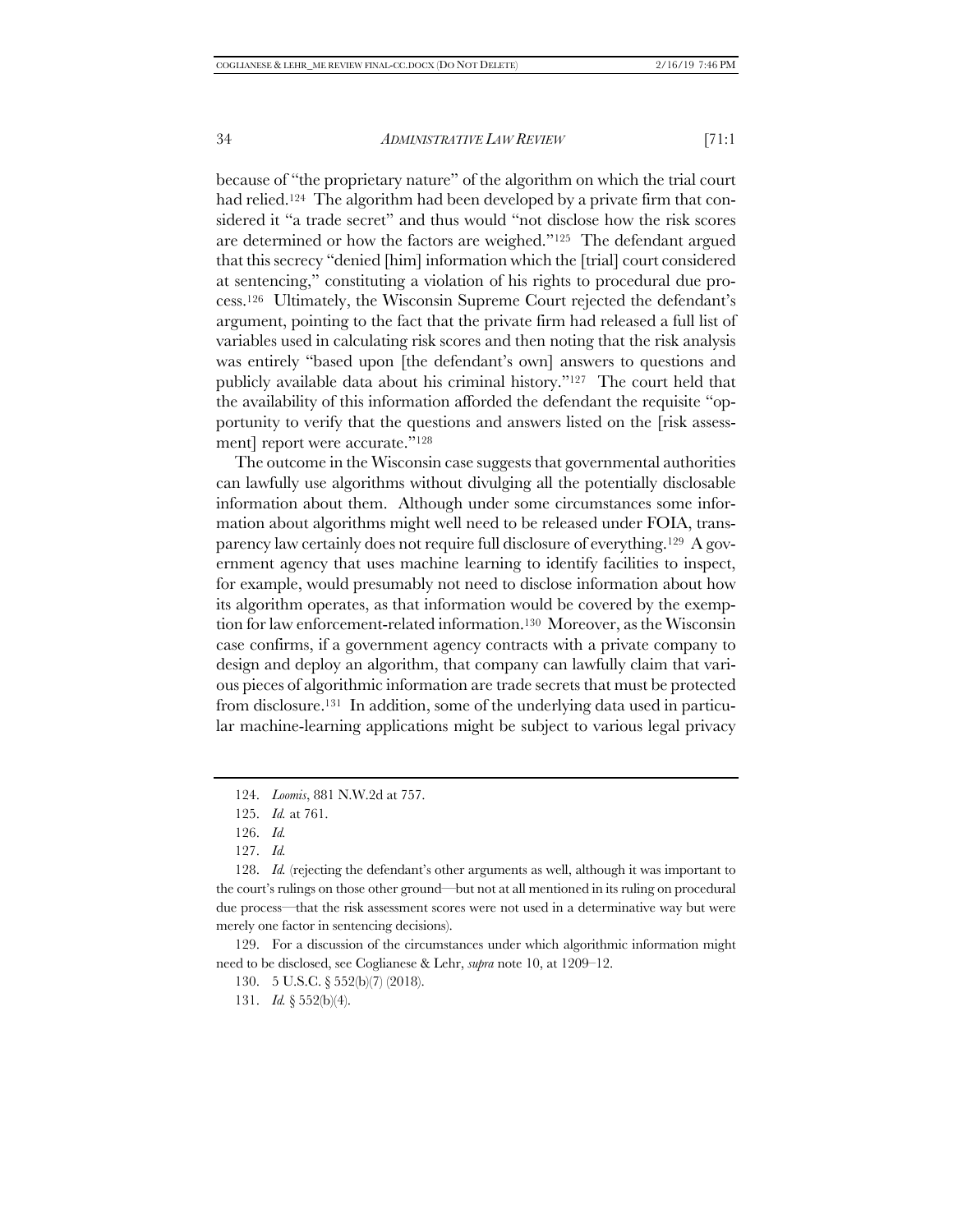because of "the proprietary nature" of the algorithm on which the trial court had relied.[124] The algorithm had been developed by a private firm that considered it "a trade secret" and thus would "not disclose how the risk scores are determined or how the factors are weighed."[125] The defendant argued that this secrecy "denied [him] information which the [trial] court considered at sentencing," constituting a violation of his rights to procedural due process.[126] Ultimately, the Wisconsin Supreme Court rejected the defendant's argument, pointing to the fact that the private firm had released a full list of variables used in calculating risk scores and then noting that the risk analysis was entirely "based upon [the defendant's own] answers to questions and publicly available data about his criminal history."[127] The court held that the availability of this information afforded the defendant the requisite "opportunity to verify that the questions and answers listed on the [risk assessment] report were accurate."[128]

The outcome in the Wisconsin case suggests that governmental authorities can lawfully use algorithms without divulging all the potentially disclosable information about them. Although under some circumstances some information about algorithms might well need to be released under FOIA, transparency law certainly does not require full disclosure of everything.[129] A government agency that uses machine learning to identify facilities to inspect, for example, would presumably not need to disclose information about how its algorithm operates, as that information would be covered by the exemption for law enforcement-related information.[130] Moreover, as the Wisconsin case confirms, if a government agency contracts with a private company to design and deploy an algorithm, that company can lawfully claim that various pieces of algorithmic information are trade secrets that must be protected from disclosure.[131] In addition, some of the underlying data used in particular machine-learning applications might be subject to various legal privacy

---

124. *Loomis*, 881 N.W.2d at 757.

125. *Id.* at 761.

126. *Id.*

127. *Id.*

128. *Id.* (rejecting the defendant's other arguments as well, although it was important to the court's rulings on those other ground—but not at all mentioned in its ruling on procedural due process—that the risk assessment scores were not used in a determinative way but were merely one factor in sentencing decisions).

129. For a discussion of the circumstances under which algorithmic information might need to be disclosed, see Coglianese & Lehr, *supra* note 10, at 1209–12.

130. 5 U.S.C. § 552(b)(7) (2018).

131. *Id.* § 552(b)(4).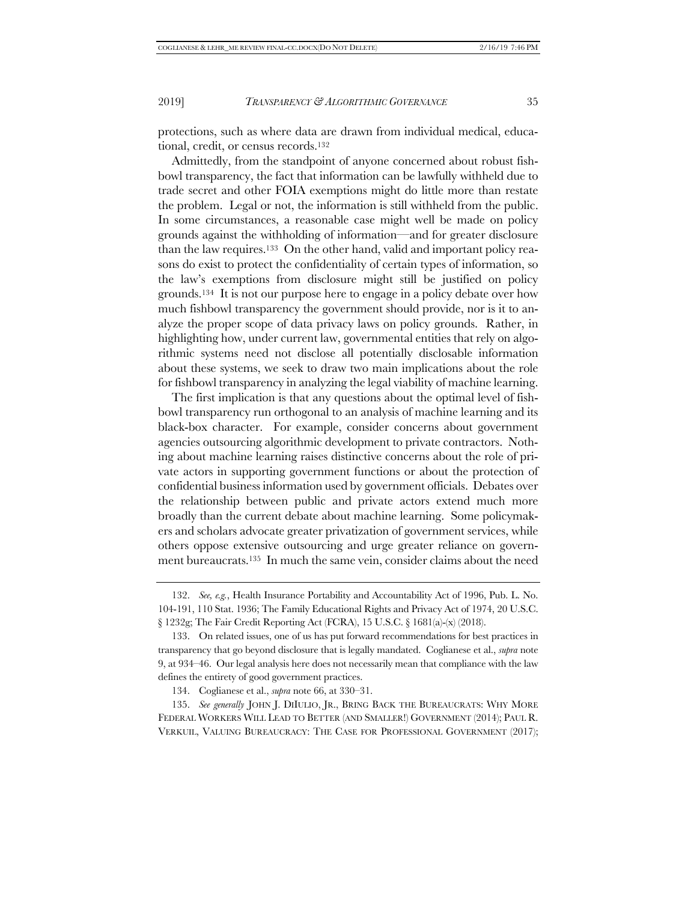protections, such as where data are drawn from individual medical, educational, credit, or census records.[132]

Admittedly, from the standpoint of anyone concerned about robust fishbowl transparency, the fact that information can be lawfully withheld due to trade secret and other FOIA exemptions might do little more than restate the problem. Legal or not, the information is still withheld from the public. In some circumstances, a reasonable case might well be made on policy grounds against the withholding of information—and for greater disclosure than the law requires.[133] On the other hand, valid and important policy reasons do exist to protect the confidentiality of certain types of information, so the law's exemptions from disclosure might still be justified on policy grounds.[134] It is not our purpose here to engage in a policy debate over how much fishbowl transparency the government should provide, nor is it to analyze the proper scope of data privacy laws on policy grounds. Rather, in highlighting how, under current law, governmental entities that rely on algorithmic systems need not disclose all potentially disclosable information about these systems, we seek to draw two main implications about the role for fishbowl transparency in analyzing the legal viability of machine learning.

The first implication is that any questions about the optimal level of fishbowl transparency run orthogonal to an analysis of machine learning and its black-box character. For example, consider concerns about government agencies outsourcing algorithmic development to private contractors. Nothing about machine learning raises distinctive concerns about the role of private actors in supporting government functions or about the protection of confidential business information used by government officials. Debates over the relationship between public and private actors extend much more broadly than the current debate about machine learning. Some policymakers and scholars advocate greater privatization of government services, while others oppose extensive outsourcing and urge greater reliance on government bureaucrats.[135] In much the same vein, consider claims about the need

---

132. *See, e.g.*, Health Insurance Portability and Accountability Act of 1996, Pub. L. No. 104-191, 110 Stat. 1936; The Family Educational Rights and Privacy Act of 1974, 20 U.S.C. § 1232g; The Fair Credit Reporting Act (FCRA), 15 U.S.C. § 1681(a)-(x) (2018).

133. On related issues, one of us has put forward recommendations for best practices in transparency that go beyond disclosure that is legally mandated. Coglianese et al., *supra* note 9, at 934–46. Our legal analysis here does not necessarily mean that compliance with the law defines the entirety of good government practices.

134. Coglianese et al., *supra* note 66, at 330–31.

135. *See generally* JOHN J. DIIULIO, JR., BRING BACK THE BUREAUCRATS: WHY MORE FEDERAL WORKERS WILL LEAD TO BETTER (AND SMALLER!) GOVERNMENT (2014); PAUL R. VERKUIL, VALUING BUREAUCRACY: THE CASE FOR PROFESSIONAL GOVERNMENT (2017);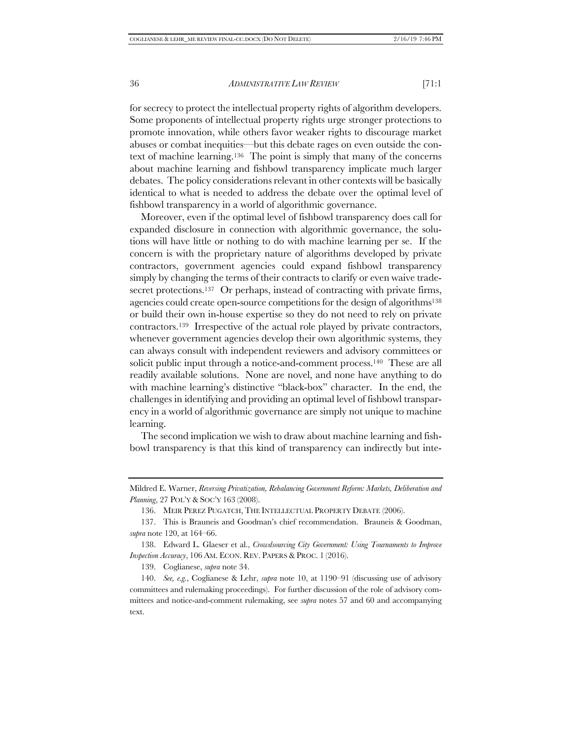for secrecy to protect the intellectual property rights of algorithm developers. Some proponents of intellectual property rights urge stronger protections to promote innovation, while others favor weaker rights to discourage market abuses or combat inequities—but this debate rages on even outside the context of machine learning.[136] The point is simply that many of the concerns about machine learning and fishbowl transparency implicate much larger debates. The policy considerations relevant in other contexts will be basically identical to what is needed to address the debate over the optimal level of fishbowl transparency in a world of algorithmic governance.

Moreover, even if the optimal level of fishbowl transparency does call for expanded disclosure in connection with algorithmic governance, the solutions will have little or nothing to do with machine learning per se. If the concern is with the proprietary nature of algorithms developed by private contractors, government agencies could expand fishbowl transparency simply by changing the terms of their contracts to clarify or even waive trade-secret protections.[137] Or perhaps, instead of contracting with private firms, agencies could create open-source competitions for the design of algorithms[138] or build their own in-house expertise so they do not need to rely on private contractors.[139] Irrespective of the actual role played by private contractors, whenever government agencies develop their own algorithmic systems, they can always consult with independent reviewers and advisory committees or solicit public input through a notice-and-comment process.[140] These are all readily available solutions. None are novel, and none have anything to do with machine learning's distinctive "black-box" character. In the end, the challenges in identifying and providing an optimal level of fishbowl transparency in a world of algorithmic governance are simply not unique to machine learning.

The second implication we wish to draw about machine learning and fishbowl transparency is that this kind of transparency can indirectly but inte-

---

Mildred E. Warner, *Reversing Privatization, Rebalancing Government Reform: Markets, Deliberation and Planning*, 27 POL'Y & SOC'Y 163 (2008).

136. MEIR PEREZ PUGATCH, THE INTELLECTUAL PROPERTY DEBATE (2006).

137. This is Brauneis and Goodman's chief recommendation. Brauneis & Goodman, *supra* note 120, at 164–66.

138. Edward L. Glaeser et al., *Crowdsourcing City Government: Using Tournaments to Improve Inspection Accuracy*, 106 AM. ECON. REV. PAPERS & PROC. 1 (2016).

139. Coglianese, *supra* note 34.

140. *See, e.g.*, Coglianese & Lehr, *supra* note 10, at 1190–91 (discussing use of advisory committees and rulemaking proceedings). For further discussion of the role of advisory committees and notice-and-comment rulemaking, see *supra* notes 57 and 60 and accompanying text.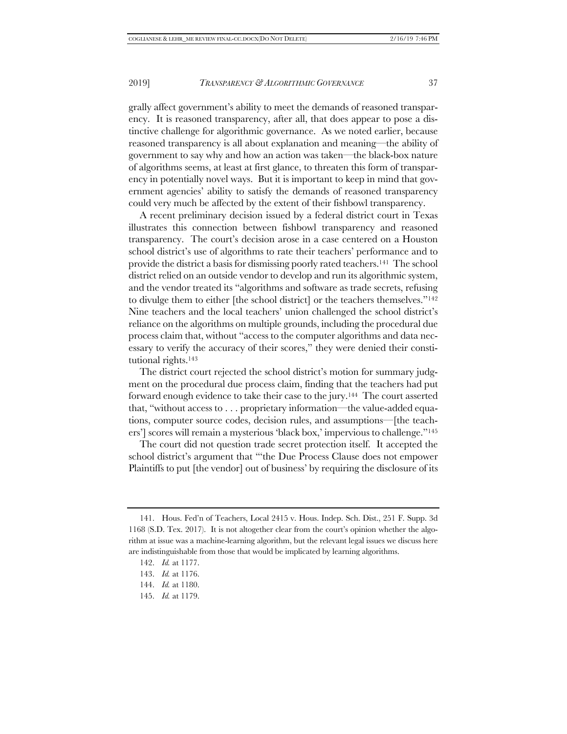grally affect government's ability to meet the demands of reasoned transparency. It is reasoned transparency, after all, that does appear to pose a distinctive challenge for algorithmic governance. As we noted earlier, because reasoned transparency is all about explanation and meaning—the ability of government to say why and how an action was taken—the black-box nature of algorithms seems, at least at first glance, to threaten this form of transparency in potentially novel ways. But it is important to keep in mind that government agencies' ability to satisfy the demands of reasoned transparency could very much be affected by the extent of their fishbowl transparency.

A recent preliminary decision issued by a federal district court in Texas illustrates this connection between fishbowl transparency and reasoned transparency. The court's decision arose in a case centered on a Houston school district's use of algorithms to rate their teachers' performance and to provide the district a basis for dismissing poorly rated teachers.[141] The school district relied on an outside vendor to develop and run its algorithmic system, and the vendor treated its "algorithms and software as trade secrets, refusing to divulge them to either [the school district] or the teachers themselves."[142] Nine teachers and the local teachers' union challenged the school district's reliance on the algorithms on multiple grounds, including the procedural due process claim that, without "access to the computer algorithms and data necessary to verify the accuracy of their scores," they were denied their constitutional rights.[143]

The district court rejected the school district's motion for summary judgment on the procedural due process claim, finding that the teachers had put forward enough evidence to take their case to the jury.[144] The court asserted that, "without access to . . . proprietary information—the value-added equations, computer source codes, decision rules, and assumptions—[the teachers'] scores will remain a mysterious 'black box,' impervious to challenge."[145]

The court did not question trade secret protection itself. It accepted the school district's argument that "'the Due Process Clause does not empower Plaintiffs to put [the vendor] out of business' by requiring the disclosure of its

---

141. Hous. Fed'n of Teachers, Local 2415 v. Hous. Indep. Sch. Dist., 251 F. Supp. 3d 1168 (S.D. Tex. 2017). It is not altogether clear from the court's opinion whether the algorithm at issue was a machine-learning algorithm, but the relevant legal issues we discuss here are indistinguishable from those that would be implicated by learning algorithms.

142. *Id.* at 1177.

143. *Id.* at 1176.

144. *Id.* at 1180.

145. *Id.* at 1179.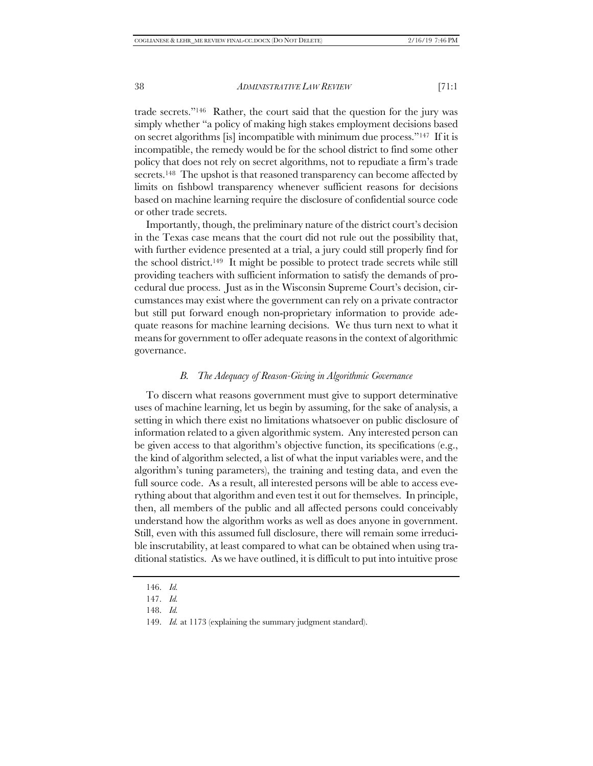trade secrets."[146] Rather, the court said that the question for the jury was simply whether "a policy of making high stakes employment decisions based on secret algorithms [is] incompatible with minimum due process."[147] If it is incompatible, the remedy would be for the school district to find some other policy that does not rely on secret algorithms, not to repudiate a firm's trade secrets.[148] The upshot is that reasoned transparency can become affected by limits on fishbowl transparency whenever sufficient reasons for decisions based on machine learning require the disclosure of confidential source code or other trade secrets.

Importantly, though, the preliminary nature of the district court's decision in the Texas case means that the court did not rule out the possibility that, with further evidence presented at a trial, a jury could still properly find for the school district.[149] It might be possible to protect trade secrets while still providing teachers with sufficient information to satisfy the demands of procedural due process. Just as in the Wisconsin Supreme Court's decision, circumstances may exist where the government can rely on a private contractor but still put forward enough non-proprietary information to provide adequate reasons for machine learning decisions. We thus turn next to what it means for government to offer adequate reasons in the context of algorithmic governance.

### *B. The Adequacy of Reason-Giving in Algorithmic Governance*

To discern what reasons government must give to support determinative uses of machine learning, let us begin by assuming, for the sake of analysis, a setting in which there exist no limitations whatsoever on public disclosure of information related to a given algorithmic system. Any interested person can be given access to that algorithm's objective function, its specifications (e.g., the kind of algorithm selected, a list of what the input variables were, and the algorithm's tuning parameters), the training and testing data, and even the full source code. As a result, all interested persons will be able to access everything about that algorithm and even test it out for themselves. In principle, then, all members of the public and all affected persons could conceivably understand how the algorithm works as well as does anyone in government. Still, even with this assumed full disclosure, there will remain some irreducible inscrutability, at least compared to what can be obtained when using traditional statistics. As we have outlined, it is difficult to put into intuitive prose

146. *Id.*

147. *Id.*

148. *Id.*

149. *Id.* at 1173 (explaining the summary judgment standard).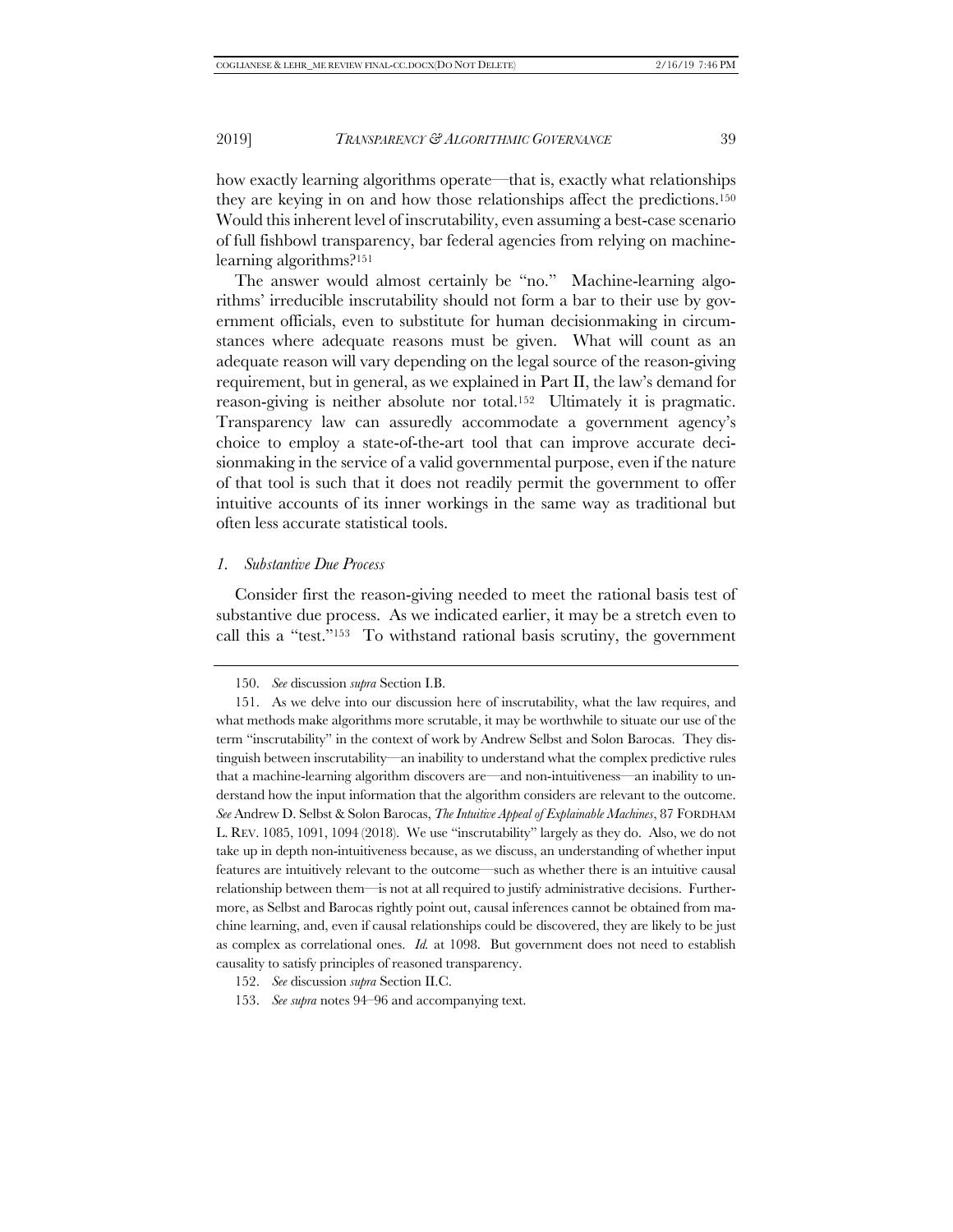how exactly learning algorithms operate—that is, exactly what relationships they are keying in on and how those relationships affect the predictions.[150] Would this inherent level of inscrutability, even assuming a best-case scenario of full fishbowl transparency, bar federal agencies from relying on machine-learning algorithms?[151]

The answer would almost certainly be "no." Machine-learning algorithms' irreducible inscrutability should not form a bar to their use by government officials, even to substitute for human decisionmaking in circumstances where adequate reasons must be given. What will count as an adequate reason will vary depending on the legal source of the reason-giving requirement, but in general, as we explained in Part II, the law's demand for reason-giving is neither absolute nor total.[152] Ultimately it is pragmatic. Transparency law can assuredly accommodate a government agency's choice to employ a state-of-the-art tool that can improve accurate decisionmaking in the service of a valid governmental purpose, even if the nature of that tool is such that it does not readily permit the government to offer intuitive accounts of its inner workings in the same way as traditional but often less accurate statistical tools.

### *1. Substantive Due Process*

Consider first the reason-giving needed to meet the rational basis test of substantive due process. As we indicated earlier, it may be a stretch even to call this a "test."[153] To withstand rational basis scrutiny, the government

---

150. *See* discussion *supra* Section I.B.

151. As we delve into our discussion here of inscrutability, what the law requires, and what methods make algorithms more scrutable, it may be worthwhile to situate our use of the term "inscrutability" in the context of work by Andrew Selbst and Solon Barocas. They distinguish between inscrutability—an inability to understand what the complex predictive rules that a machine-learning algorithm discovers are—and non-intuitiveness—an inability to understand how the input information that the algorithm considers are relevant to the outcome. *See* Andrew D. Selbst & Solon Barocas, *The Intuitive Appeal of Explainable Machines*, 87 FORDHAM L. REV. 1085, 1091, 1094 (2018). We use "inscrutability" largely as they do. Also, we do not take up in depth non-intuitiveness because, as we discuss, an understanding of whether input features are intuitively relevant to the outcome—such as whether there is an intuitive causal relationship between them—is not at all required to justify administrative decisions. Furthermore, as Selbst and Barocas rightly point out, causal inferences cannot be obtained from machine learning, and, even if causal relationships could be discovered, they are likely to be just as complex as correlational ones. *Id.* at 1098. But government does not need to establish causality to satisfy principles of reasoned transparency.

152. *See* discussion *supra* Section II.C.

153. *See supra* notes 94–96 and accompanying text.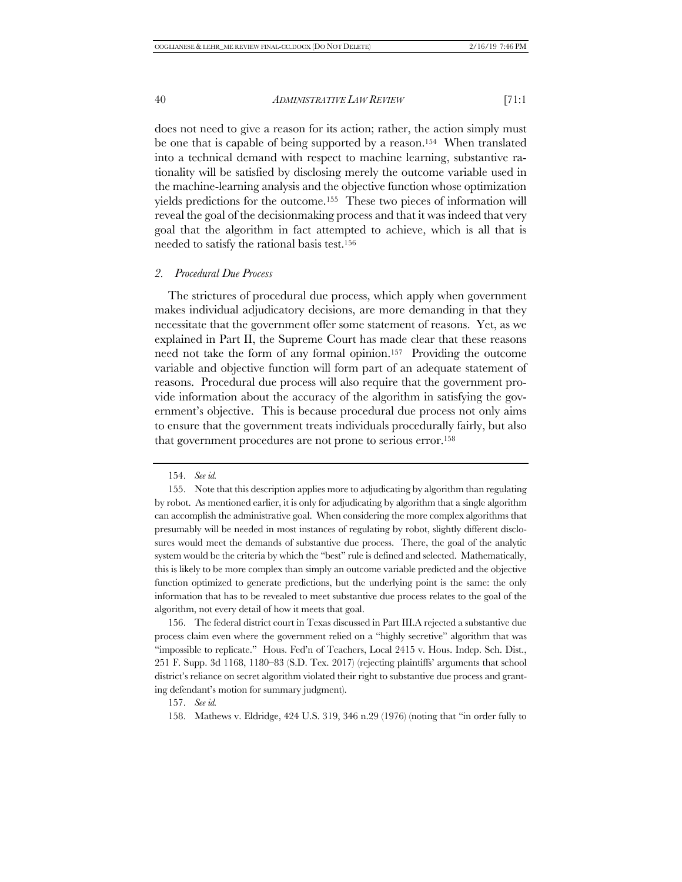does not need to give a reason for its action; rather, the action simply must be one that is capable of being supported by a reason.[154] When translated into a technical demand with respect to machine learning, substantive rationality will be satisfied by disclosing merely the outcome variable used in the machine-learning analysis and the objective function whose optimization yields predictions for the outcome.[155] These two pieces of information will reveal the goal of the decisionmaking process and that it was indeed that very goal that the algorithm in fact attempted to achieve, which is all that is needed to satisfy the rational basis test.[156]

### *2. Procedural Due Process*

The strictures of procedural due process, which apply when government makes individual adjudicatory decisions, are more demanding in that they necessitate that the government offer some statement of reasons. Yet, as we explained in Part II, the Supreme Court has made clear that these reasons need not take the form of any formal opinion.[157] Providing the outcome variable and objective function will form part of an adequate statement of reasons. Procedural due process will also require that the government provide information about the accuracy of the algorithm in satisfying the government's objective. This is because procedural due process not only aims to ensure that the government treats individuals procedurally fairly, but also that government procedures are not prone to serious error.[158]

---

154. *See id.*

155. Note that this description applies more to adjudicating by algorithm than regulating by robot. As mentioned earlier, it is only for adjudicating by algorithm that a single algorithm can accomplish the administrative goal. When considering the more complex algorithms that presumably will be needed in most instances of regulating by robot, slightly different disclosures would meet the demands of substantive due process. There, the goal of the analytic system would be the criteria by which the "best" rule is defined and selected. Mathematically, this is likely to be more complex than simply an outcome variable predicted and the objective function optimized to generate predictions, but the underlying point is the same: the only information that has to be revealed to meet substantive due process relates to the goal of the algorithm, not every detail of how it meets that goal.

156. The federal district court in Texas discussed in Part III.A rejected a substantive due process claim even where the government relied on a "highly secretive" algorithm that was "impossible to replicate." Hous. Fed'n of Teachers, Local 2415 v. Hous. Indep. Sch. Dist., 251 F. Supp. 3d 1168, 1180–83 (S.D. Tex. 2017) (rejecting plaintiffs' arguments that school district's reliance on secret algorithm violated their right to substantive due process and granting defendant's motion for summary judgment).

157. *See id.*

158. Mathews v. Eldridge, 424 U.S. 319, 346 n.29 (1976) (noting that "in order fully to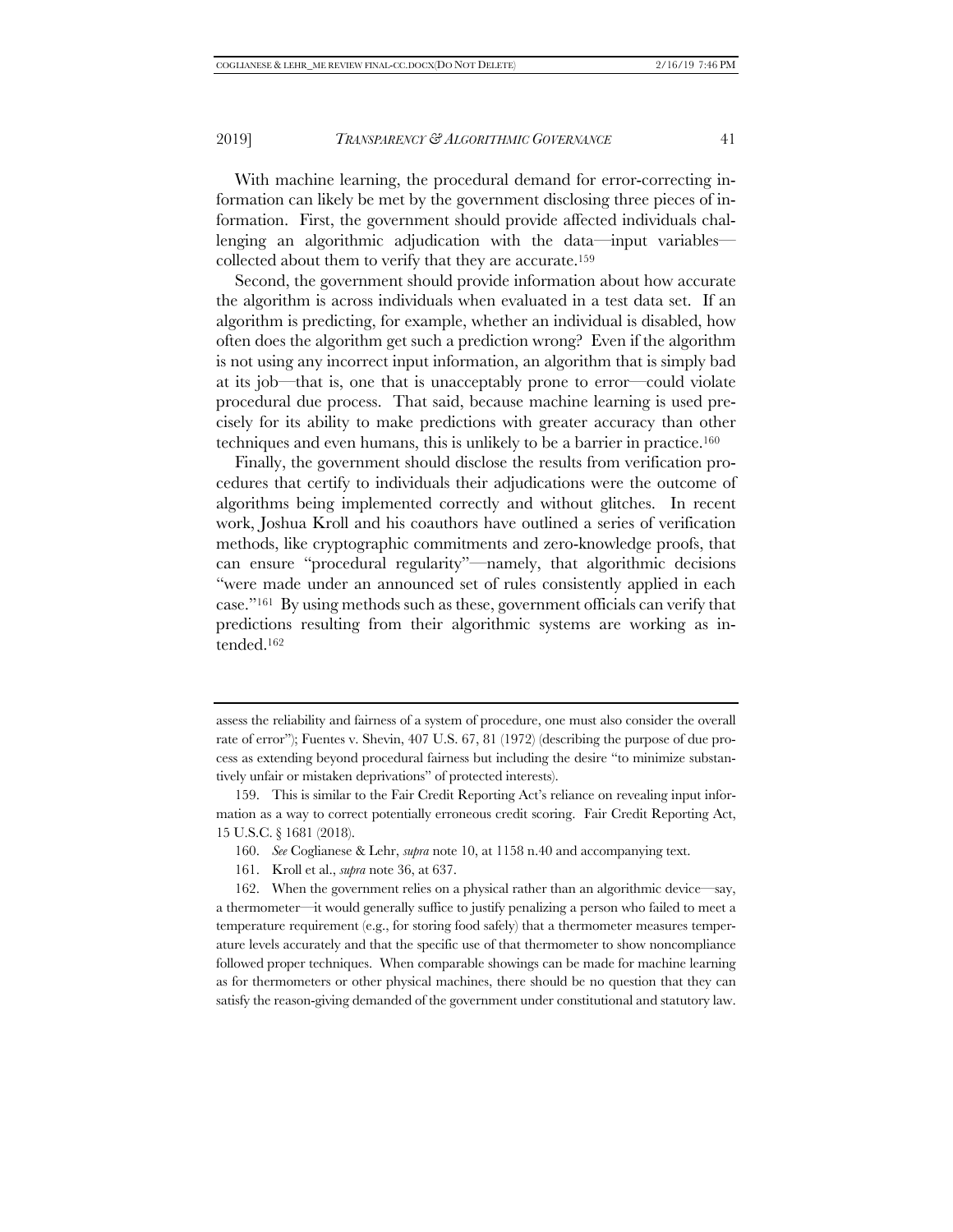With machine learning, the procedural demand for error-correcting information can likely be met by the government disclosing three pieces of information. First, the government should provide affected individuals challenging an algorithmic adjudication with the data—input variables—collected about them to verify that they are accurate.[159]

Second, the government should provide information about how accurate the algorithm is across individuals when evaluated in a test data set. If an algorithm is predicting, for example, whether an individual is disabled, how often does the algorithm get such a prediction wrong? Even if the algorithm is not using any incorrect input information, an algorithm that is simply bad at its job—that is, one that is unacceptably prone to error—could violate procedural due process. That said, because machine learning is used precisely for its ability to make predictions with greater accuracy than other techniques and even humans, this is unlikely to be a barrier in practice.[160]

Finally, the government should disclose the results from verification procedures that certify to individuals their adjudications were the outcome of algorithms being implemented correctly and without glitches. In recent work, Joshua Kroll and his coauthors have outlined a series of verification methods, like cryptographic commitments and zero-knowledge proofs, that can ensure "procedural regularity"—namely, that algorithmic decisions "were made under an announced set of rules consistently applied in each case."[161] By using methods such as these, government officials can verify that predictions resulting from their algorithmic systems are working as intended.[162]

---

assess the reliability and fairness of a system of procedure, one must also consider the overall rate of error"); Fuentes v. Shevin, 407 U.S. 67, 81 (1972) (describing the purpose of due process as extending beyond procedural fairness but including the desire "to minimize substantively unfair or mistaken deprivations" of protected interests).

159. This is similar to the Fair Credit Reporting Act's reliance on revealing input information as a way to correct potentially erroneous credit scoring. Fair Credit Reporting Act, 15 U.S.C. § 1681 (2018).

160. *See* Coglianese & Lehr, *supra* note 10, at 1158 n.40 and accompanying text.

161. Kroll et al., *supra* note 36, at 637.

162. When the government relies on a physical rather than an algorithmic device—say, a thermometer—it would generally suffice to justify penalizing a person who failed to meet a temperature requirement (e.g., for storing food safely) that a thermometer measures temperature levels accurately and that the specific use of that thermometer to show noncompliance followed proper techniques. When comparable showings can be made for machine learning as for thermometers or other physical machines, there should be no question that they can satisfy the reason-giving demanded of the government under constitutional and statutory law.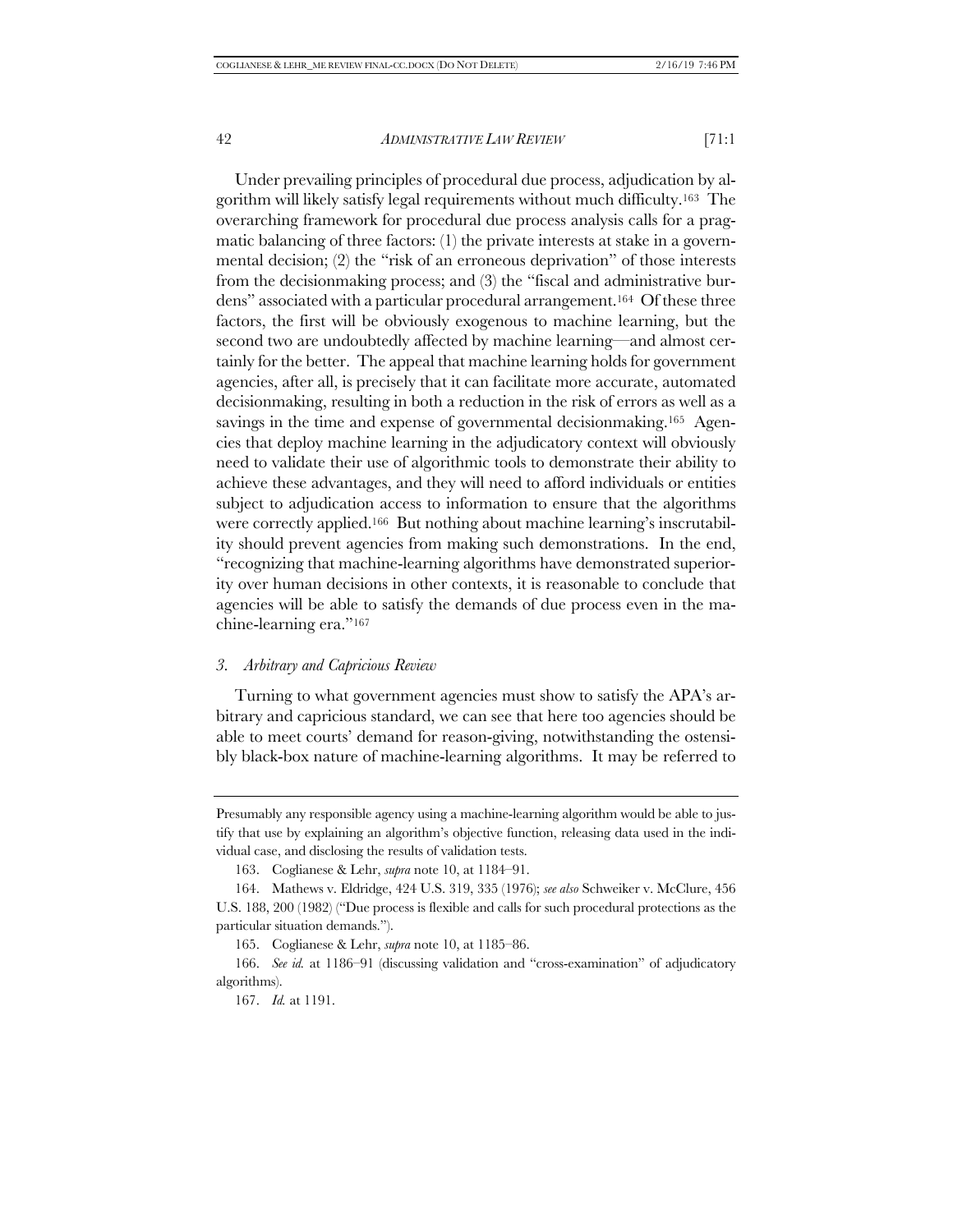Under prevailing principles of procedural due process, adjudication by algorithm will likely satisfy legal requirements without much difficulty.[163] The overarching framework for procedural due process analysis calls for a pragmatic balancing of three factors: (1) the private interests at stake in a governmental decision; (2) the "risk of an erroneous deprivation" of those interests from the decisionmaking process; and (3) the "fiscal and administrative burdens" associated with a particular procedural arrangement.[164] Of these three factors, the first will be obviously exogenous to machine learning, but the second two are undoubtedly affected by machine learning—and almost certainly for the better. The appeal that machine learning holds for government agencies, after all, is precisely that it can facilitate more accurate, automated decisionmaking, resulting in both a reduction in the risk of errors as well as a savings in the time and expense of governmental decisionmaking.[165] Agencies that deploy machine learning in the adjudicatory context will obviously need to validate their use of algorithmic tools to demonstrate their ability to achieve these advantages, and they will need to afford individuals or entities subject to adjudication access to information to ensure that the algorithms were correctly applied.[166] But nothing about machine learning's inscrutability should prevent agencies from making such demonstrations. In the end, "recognizing that machine-learning algorithms have demonstrated superiority over human decisions in other contexts, it is reasonable to conclude that agencies will be able to satisfy the demands of due process even in the machine-learning era."[167]

### *3. Arbitrary and Capricious Review*

Turning to what government agencies must show to satisfy the APA's arbitrary and capricious standard, we can see that here too agencies should be able to meet courts' demand for reason-giving, notwithstanding the ostensibly black-box nature of machine-learning algorithms. It may be referred to

---

Presumably any responsible agency using a machine-learning algorithm would be able to justify that use by explaining an algorithm's objective function, releasing data used in the individual case, and disclosing the results of validation tests.

163. Coglianese & Lehr, *supra* note 10, at 1184–91.

164. Mathews v. Eldridge, 424 U.S. 319, 335 (1976); *see also* Schweiker v. McClure, 456 U.S. 188, 200 (1982) ("Due process is flexible and calls for such procedural protections as the particular situation demands.").

165. Coglianese & Lehr, *supra* note 10, at 1185–86.

166. *See id.* at 1186–91 (discussing validation and "cross-examination" of adjudicatory algorithms).

167. *Id.* at 1191.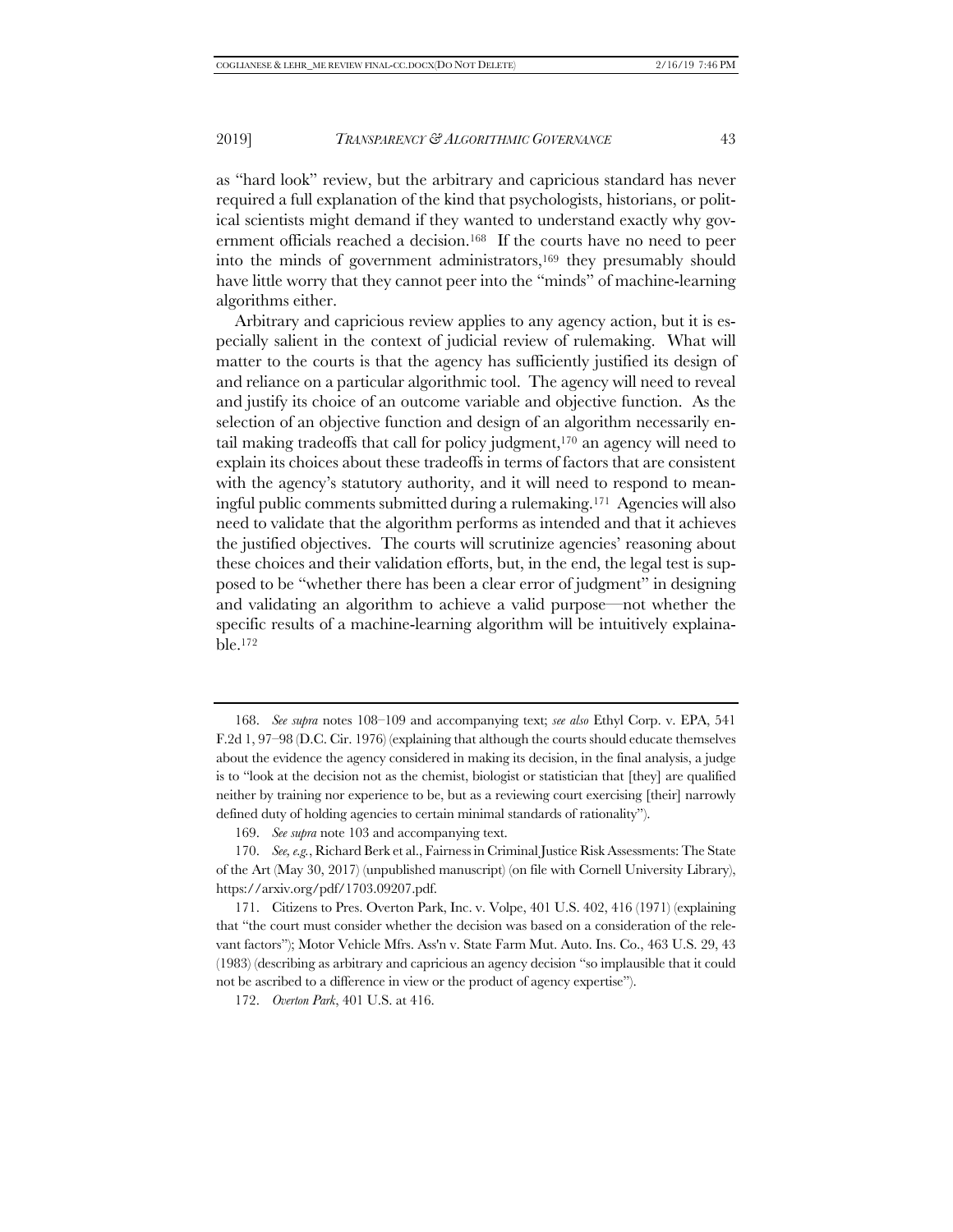as "hard look" review, but the arbitrary and capricious standard has never required a full explanation of the kind that psychologists, historians, or political scientists might demand if they wanted to understand exactly why government officials reached a decision.[168] If the courts have no need to peer into the minds of government administrators,[169] they presumably should have little worry that they cannot peer into the "minds" of machine-learning algorithms either.

Arbitrary and capricious review applies to any agency action, but it is especially salient in the context of judicial review of rulemaking. What will matter to the courts is that the agency has sufficiently justified its design of and reliance on a particular algorithmic tool. The agency will need to reveal and justify its choice of an outcome variable and objective function. As the selection of an objective function and design of an algorithm necessarily entail making tradeoffs that call for policy judgment,[170] an agency will need to explain its choices about these tradeoffs in terms of factors that are consistent with the agency's statutory authority, and it will need to respond to meaningful public comments submitted during a rulemaking.[171] Agencies will also need to validate that the algorithm performs as intended and that it achieves the justified objectives. The courts will scrutinize agencies' reasoning about these choices and their validation efforts, but, in the end, the legal test is supposed to be "whether there has been a clear error of judgment" in designing and validating an algorithm to achieve a valid purpose—not whether the specific results of a machine-learning algorithm will be intuitively explainable.[172]

---

168. *See supra* notes 108–109 and accompanying text; *see also* Ethyl Corp. v. EPA, 541 F.2d 1, 97–98 (D.C. Cir. 1976) (explaining that although the courts should educate themselves about the evidence the agency considered in making its decision, in the final analysis, a judge is to "look at the decision not as the chemist, biologist or statistician that [they] are qualified neither by training nor experience to be, but as a reviewing court exercising [their] narrowly defined duty of holding agencies to certain minimal standards of rationality").

169. *See supra* note 103 and accompanying text.

170. *See, e.g.*, Richard Berk et al., Fairness in Criminal Justice Risk Assessments: The State of the Art (May 30, 2017) (unpublished manuscript) (on file with Cornell University Library), https://arxiv.org/pdf/1703.09207.pdf.

171. Citizens to Pres. Overton Park, Inc. v. Volpe, 401 U.S. 402, 416 (1971) (explaining that "the court must consider whether the decision was based on a consideration of the relevant factors"); Motor Vehicle Mfrs. Ass'n v. State Farm Mut. Auto. Ins. Co., 463 U.S. 29, 43 (1983) (describing as arbitrary and capricious an agency decision "so implausible that it could not be ascribed to a difference in view or the product of agency expertise").

172. *Overton Park*, 401 U.S. at 416.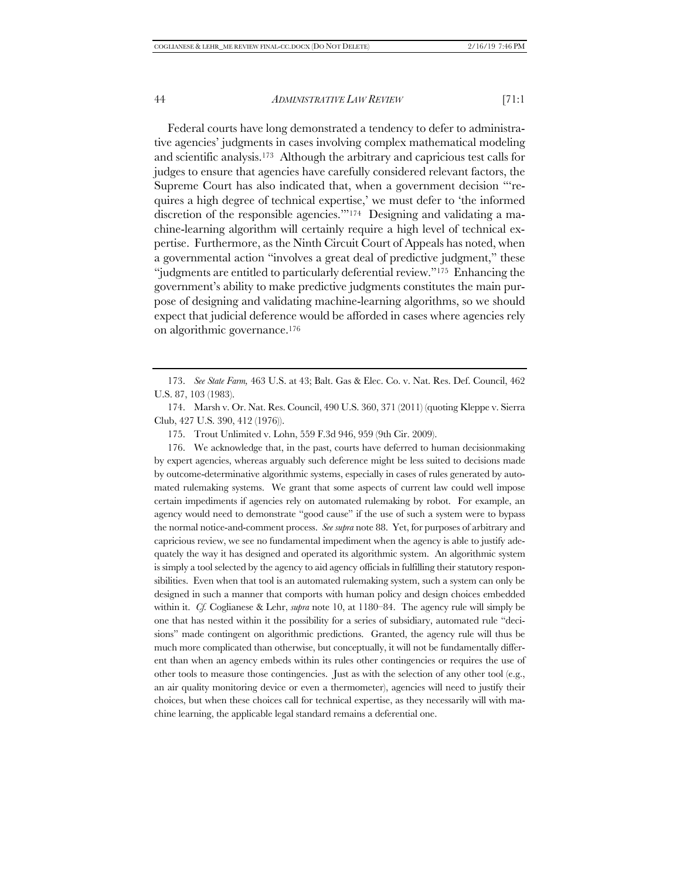Federal courts have long demonstrated a tendency to defer to administrative agencies' judgments in cases involving complex mathematical modeling and scientific analysis.[173] Although the arbitrary and capricious test calls for judges to ensure that agencies have carefully considered relevant factors, the Supreme Court has also indicated that, when a government decision "'requires a high degree of technical expertise,' we must defer to 'the informed discretion of the responsible agencies.'"[174] Designing and validating a machine-learning algorithm will certainly require a high level of technical expertise. Furthermore, as the Ninth Circuit Court of Appeals has noted, when a governmental action "involves a great deal of predictive judgment," these "judgments are entitled to particularly deferential review."[175] Enhancing the government's ability to make predictive judgments constitutes the main purpose of designing and validating machine-learning algorithms, so we should expect that judicial deference would be afforded in cases where agencies rely on algorithmic governance.[176]

---

173. *See State Farm,* 463 U.S. at 43; Balt. Gas & Elec. Co. v. Nat. Res. Def. Council, 462 U.S. 87, 103 (1983).

174. Marsh v. Or. Nat. Res. Council, 490 U.S. 360, 371 (2011) (quoting Kleppe v. Sierra Club, 427 U.S. 390, 412 (1976)).

175. Trout Unlimited v. Lohn, 559 F.3d 946, 959 (9th Cir. 2009).

176. We acknowledge that, in the past, courts have deferred to human decisionmaking by expert agencies, whereas arguably such deference might be less suited to decisions made by outcome-determinative algorithmic systems, especially in cases of rules generated by automated rulemaking systems. We grant that some aspects of current law could well impose certain impediments if agencies rely on automated rulemaking by robot. For example, an agency would need to demonstrate "good cause" if the use of such a system were to bypass the normal notice-and-comment process. *See supra* note 88. Yet, for purposes of arbitrary and capricious review, we see no fundamental impediment when the agency is able to justify adequately the way it has designed and operated its algorithmic system. An algorithmic system is simply a tool selected by the agency to aid agency officials in fulfilling their statutory responsibilities. Even when that tool is an automated rulemaking system, such a system can only be designed in such a manner that comports with human policy and design choices embedded within it. *Cf.* Coglianese & Lehr, *supra* note 10, at 1180–84. The agency rule will simply be one that has nested within it the possibility for a series of subsidiary, automated rule "decisions" made contingent on algorithmic predictions. Granted, the agency rule will thus be much more complicated than otherwise, but conceptually, it will not be fundamentally different than when an agency embeds within its rules other contingencies or requires the use of other tools to measure those contingencies. Just as with the selection of any other tool (e.g., an air quality monitoring device or even a thermometer), agencies will need to justify their choices, but when these choices call for technical expertise, as they necessarily will with machine learning, the applicable legal standard remains a deferential one.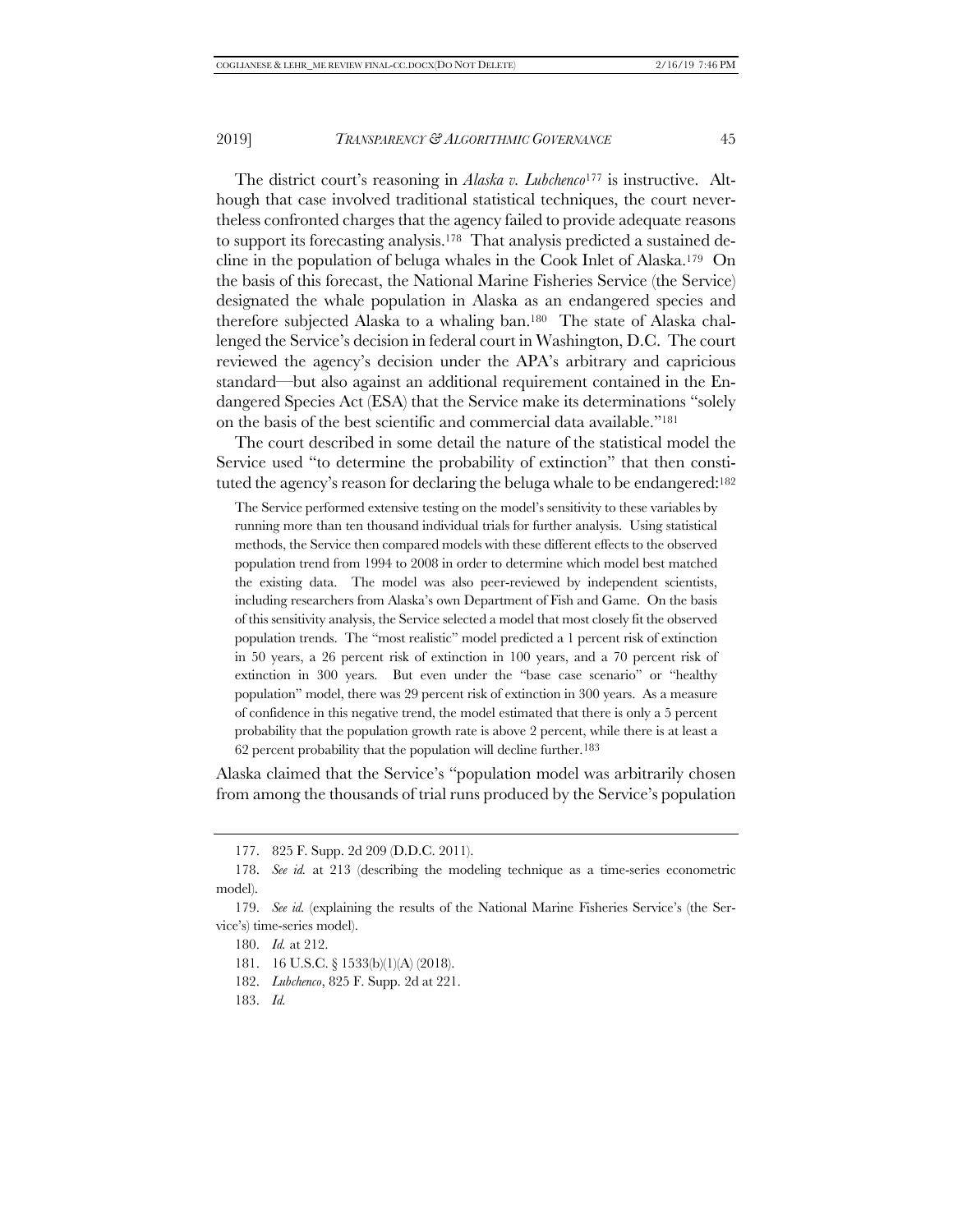The district court's reasoning in *Alaska v. Lubchenco*[177] is instructive. Although that case involved traditional statistical techniques, the court nevertheless confronted charges that the agency failed to provide adequate reasons to support its forecasting analysis.[178] That analysis predicted a sustained decline in the population of beluga whales in the Cook Inlet of Alaska.[179] On the basis of this forecast, the National Marine Fisheries Service (the Service) designated the whale population in Alaska as an endangered species and therefore subjected Alaska to a whaling ban.[180] The state of Alaska challenged the Service's decision in federal court in Washington, D.C. The court reviewed the agency's decision under the APA's arbitrary and capricious standard—but also against an additional requirement contained in the Endangered Species Act (ESA) that the Service make its determinations "solely on the basis of the best scientific and commercial data available."[181]

The court described in some detail the nature of the statistical model the Service used "to determine the probability of extinction" that then constituted the agency's reason for declaring the beluga whale to be endangered:[182]

> The Service performed extensive testing on the model's sensitivity to these variables by running more than ten thousand individual trials for further analysis. Using statistical methods, the Service then compared models with these different effects to the observed population trend from 1994 to 2008 in order to determine which model best matched the existing data. The model was also peer-reviewed by independent scientists, including researchers from Alaska's own Department of Fish and Game. On the basis of this sensitivity analysis, the Service selected a model that most closely fit the observed population trends. The "most realistic" model predicted a 1 percent risk of extinction in 50 years, a 26 percent risk of extinction in 100 years, and a 70 percent risk of extinction in 300 years. But even under the "base case scenario" or "healthy population" model, there was 29 percent risk of extinction in 300 years. As a measure of confidence in this negative trend, the model estimated that there is only a 5 percent probability that the population growth rate is above 2 percent, while there is at least a 62 percent probability that the population will decline further.[183]

Alaska claimed that the Service's "population model was arbitrarily chosen from among the thousands of trial runs produced by the Service's population

---

177. 825 F. Supp. 2d 209 (D.D.C. 2011).

178. *See id.* at 213 (describing the modeling technique as a time-series econometric model).

179. *See id.* (explaining the results of the National Marine Fisheries Service's (the Service's) time-series model).

180. *Id.* at 212.

181. 16 U.S.C. § 1533(b)(1)(A) (2018).

182. *Lubchenco*, 825 F. Supp. 2d at 221.

183. *Id.*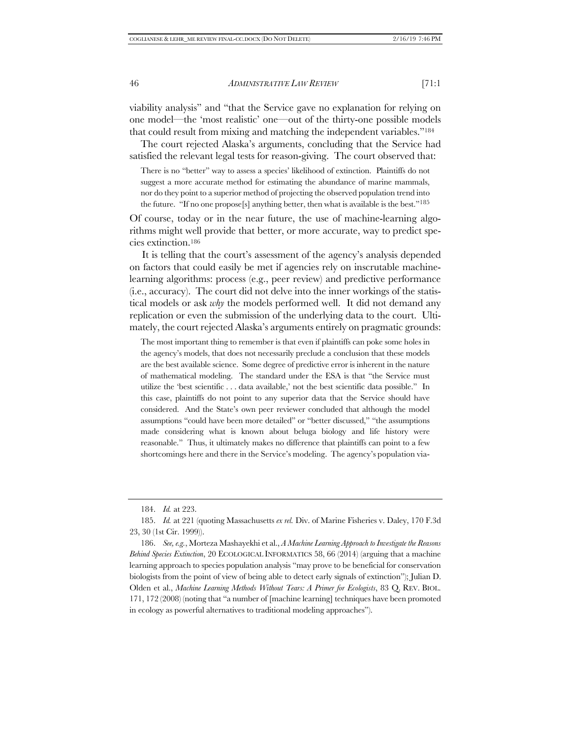viability analysis" and "that the Service gave no explanation for relying on one model—the 'most realistic' one—out of the thirty-one possible models that could result from mixing and matching the independent variables."[184]

The court rejected Alaska's arguments, concluding that the Service had satisfied the relevant legal tests for reason-giving. The court observed that:

> There is no "better" way to assess a species' likelihood of extinction. Plaintiffs do not suggest a more accurate method for estimating the abundance of marine mammals, nor do they point to a superior method of projecting the observed population trend into the future. "If no one propose[s] anything better, then what is available is the best."[185]

Of course, today or in the near future, the use of machine-learning algorithms might well provide that better, or more accurate, way to predict species extinction.[186]

It is telling that the court's assessment of the agency's analysis depended on factors that could easily be met if agencies rely on inscrutable machine-learning algorithms: process (e.g., peer review) and predictive performance (i.e., accuracy). The court did not delve into the inner workings of the statistical models or ask *why* the models performed well. It did not demand any replication or even the submission of the underlying data to the court. Ultimately, the court rejected Alaska's arguments entirely on pragmatic grounds:

> The most important thing to remember is that even if plaintiffs can poke some holes in the agency's models, that does not necessarily preclude a conclusion that these models are the best available science. Some degree of predictive error is inherent in the nature of mathematical modeling. The standard under the ESA is that "the Service must utilize the 'best scientific . . . data available,' not the best scientific data possible." In this case, plaintiffs do not point to any superior data that the Service should have considered. And the State's own peer reviewer concluded that although the model assumptions "could have been more detailed" or "better discussed," "the assumptions made considering what is known about beluga biology and life history were reasonable." Thus, it ultimately makes no difference that plaintiffs can point to a few shortcomings here and there in the Service's modeling. The agency's population via-

---

184. *Id.* at 223.

185. *Id.* at 221 (quoting Massachusetts *ex rel.* Div. of Marine Fisheries v. Daley, 170 F.3d 23, 30 (1st Cir. 1999)).

186. *See, e.g.*, Morteza Mashayekhi et al., *A Machine Learning Approach to Investigate the Reasons Behind Species Extinction*, 20 ECOLOGICAL INFORMATICS 58, 66 (2014) (arguing that a machine learning approach to species population analysis "may prove to be beneficial for conservation biologists from the point of view of being able to detect early signals of extinction"); Julian D. Olden et al., *Machine Learning Methods Without Tears: A Primer for Ecologists*, 83 Q. REV. BIOL. 171, 172 (2008) (noting that "a number of [machine learning] techniques have been promoted in ecology as powerful alternatives to traditional modeling approaches").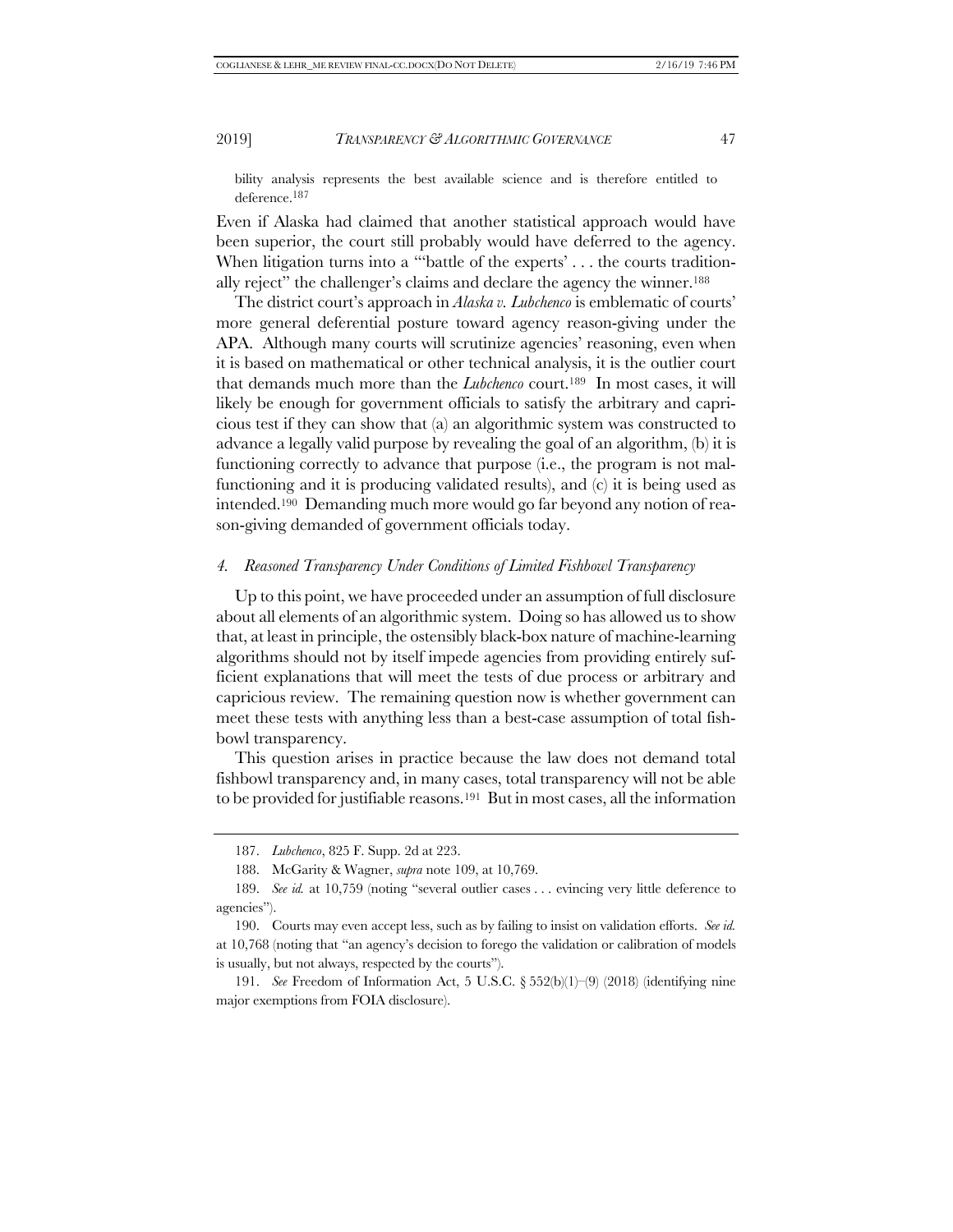bility analysis represents the best available science and is therefore entitled to deference.[187]

Even if Alaska had claimed that another statistical approach would have been superior, the court still probably would have deferred to the agency. When litigation turns into a "'battle of the experts' . . . the courts traditionally reject" the challenger's claims and declare the agency the winner.[188]

The district court's approach in *Alaska v. Lubchenco* is emblematic of courts' more general deferential posture toward agency reason-giving under the APA. Although many courts will scrutinize agencies' reasoning, even when it is based on mathematical or other technical analysis, it is the outlier court that demands much more than the *Lubchenco* court.[189] In most cases, it will likely be enough for government officials to satisfy the arbitrary and capricious test if they can show that (a) an algorithmic system was constructed to advance a legally valid purpose by revealing the goal of an algorithm, (b) it is functioning correctly to advance that purpose (i.e., the program is not malfunctioning and it is producing validated results), and (c) it is being used as intended.[190] Demanding much more would go far beyond any notion of reason-giving demanded of government officials today.

#### 4. *Reasoned Transparency Under Conditions of Limited Fishbowl Transparency*

Up to this point, we have proceeded under an assumption of full disclosure about all elements of an algorithmic system. Doing so has allowed us to show that, at least in principle, the ostensibly black-box nature of machine-learning algorithms should not by itself impede agencies from providing entirely sufficient explanations that will meet the tests of due process or arbitrary and capricious review. The remaining question now is whether government can meet these tests with anything less than a best-case assumption of total fishbowl transparency.

This question arises in practice because the law does not demand total fishbowl transparency and, in many cases, total transparency will not be able to be provided for justifiable reasons.[191] But in most cases, all the information

---

187. *Lubchenco*, 825 F. Supp. 2d at 223.

188. McGarity & Wagner, *supra* note 109, at 10,769.

189. *See id.* at 10,759 (noting "several outlier cases . . . evincing very little deference to agencies").

190. Courts may even accept less, such as by failing to insist on validation efforts. *See id.* at 10,768 (noting that "an agency's decision to forego the validation or calibration of models is usually, but not always, respected by the courts").

191. *See* Freedom of Information Act, 5 U.S.C. § 552(b)(1)–(9) (2018) (identifying nine major exemptions from FOIA disclosure).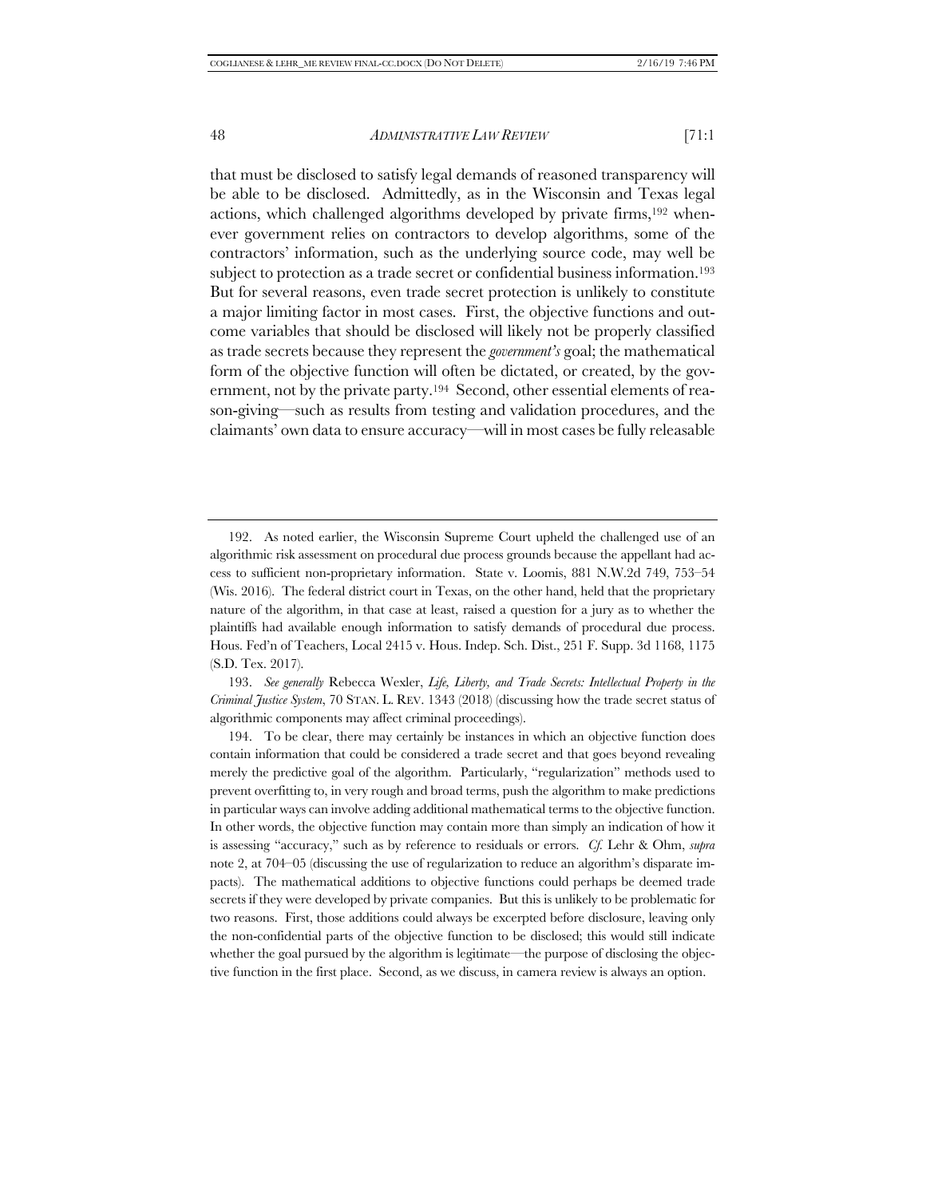that must be disclosed to satisfy legal demands of reasoned transparency will be able to be disclosed. Admittedly, as in the Wisconsin and Texas legal actions, which challenged algorithms developed by private firms,[192] whenever government relies on contractors to develop algorithms, some of the contractors' information, such as the underlying source code, may well be subject to protection as a trade secret or confidential business information.[193] But for several reasons, even trade secret protection is unlikely to constitute a major limiting factor in most cases. First, the objective functions and outcome variables that should be disclosed will likely not be properly classified as trade secrets because they represent the *government's* goal; the mathematical form of the objective function will often be dictated, or created, by the government, not by the private party.[194] Second, other essential elements of reason-giving—such as results from testing and validation procedures, and the claimants' own data to ensure accuracy—will in most cases be fully releasable

---

192. As noted earlier, the Wisconsin Supreme Court upheld the challenged use of an algorithmic risk assessment on procedural due process grounds because the appellant had access to sufficient non-proprietary information. State v. Loomis, 881 N.W.2d 749, 753–54 (Wis. 2016). The federal district court in Texas, on the other hand, held that the proprietary nature of the algorithm, in that case at least, raised a question for a jury as to whether the plaintiffs had available enough information to satisfy demands of procedural due process. Hous. Fed'n of Teachers, Local 2415 v. Hous. Indep. Sch. Dist., 251 F. Supp. 3d 1168, 1175 (S.D. Tex. 2017).

193. *See generally* Rebecca Wexler, *Life, Liberty, and Trade Secrets: Intellectual Property in the Criminal Justice System*, 70 STAN. L. REV. 1343 (2018) (discussing how the trade secret status of algorithmic components may affect criminal proceedings).

194. To be clear, there may certainly be instances in which an objective function does contain information that could be considered a trade secret and that goes beyond revealing merely the predictive goal of the algorithm. Particularly, "regularization" methods used to prevent overfitting to, in very rough and broad terms, push the algorithm to make predictions in particular ways can involve adding additional mathematical terms to the objective function. In other words, the objective function may contain more than simply an indication of how it is assessing "accuracy," such as by reference to residuals or errors. *Cf.* Lehr & Ohm, *supra* note 2, at 704–05 (discussing the use of regularization to reduce an algorithm's disparate impacts). The mathematical additions to objective functions could perhaps be deemed trade secrets if they were developed by private companies. But this is unlikely to be problematic for two reasons. First, those additions could always be excerpted before disclosure, leaving only the non-confidential parts of the objective function to be disclosed; this would still indicate whether the goal pursued by the algorithm is legitimate—the purpose of disclosing the objective function in the first place. Second, as we discuss, in camera review is always an option.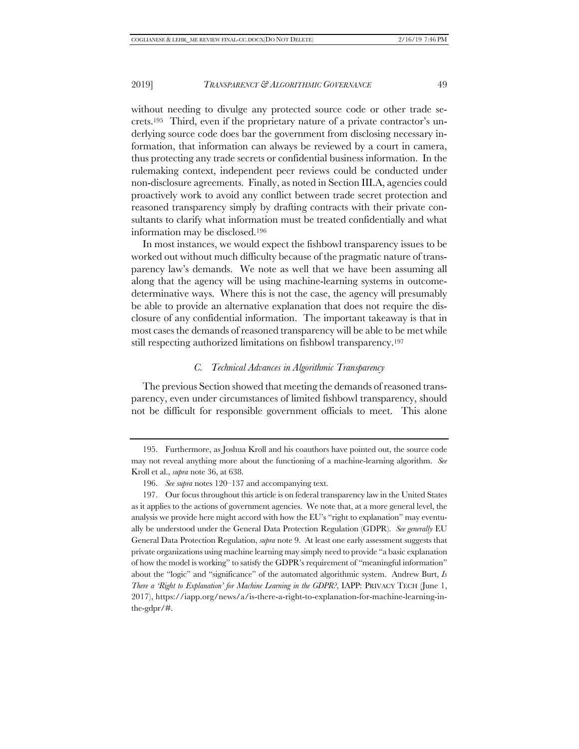without needing to divulge any protected source code or other trade secrets.[195] Third, even if the proprietary nature of a private contractor's underlying source code does bar the government from disclosing necessary information, that information can always be reviewed by a court in camera, thus protecting any trade secrets or confidential business information. In the rulemaking context, independent peer reviews could be conducted under non-disclosure agreements. Finally, as noted in Section III.A, agencies could proactively work to avoid any conflict between trade secret protection and reasoned transparency simply by drafting contracts with their private consultants to clarify what information must be treated confidentially and what information may be disclosed.[196]

In most instances, we would expect the fishbowl transparency issues to be worked out without much difficulty because of the pragmatic nature of transparency law's demands. We note as well that we have been assuming all along that the agency will be using machine-learning systems in outcome-determinative ways. Where this is not the case, the agency will presumably be able to provide an alternative explanation that does not require the disclosure of any confidential information. The important takeaway is that in most cases the demands of reasoned transparency will be able to be met while still respecting authorized limitations on fishbowl transparency.[197]

### *C. Technical Advances in Algorithmic Transparency*

The previous Section showed that meeting the demands of reasoned transparency, even under circumstances of limited fishbowl transparency, should not be difficult for responsible government officials to meet. This alone

---

195. Furthermore, as Joshua Kroll and his coauthors have pointed out, the source code may not reveal anything more about the functioning of a machine-learning algorithm. *See* Kroll et al., *supra* note 36, at 638.

196. *See supra* notes 120–137 and accompanying text.

197. Our focus throughout this article is on federal transparency law in the United States as it applies to the actions of government agencies. We note that, at a more general level, the analysis we provide here might accord with how the EU's "right to explanation" may eventually be understood under the General Data Protection Regulation (GDPR). *See generally* EU General Data Protection Regulation, *supra* note 9. At least one early assessment suggests that private organizations using machine learning may simply need to provide "a basic explanation of how the model is working" to satisfy the GDPR's requirement of "meaningful information" about the "logic" and "significance" of the automated algorithmic system. Andrew Burt, *Is There a 'Right to Explanation' for Machine Learning in the GDPR?*, IAPP: PRIVACY TECH (June 1, 2017), https://iapp.org/news/a/is-there-a-right-to-explanation-for-machine-learning-in-the-gdpr/#.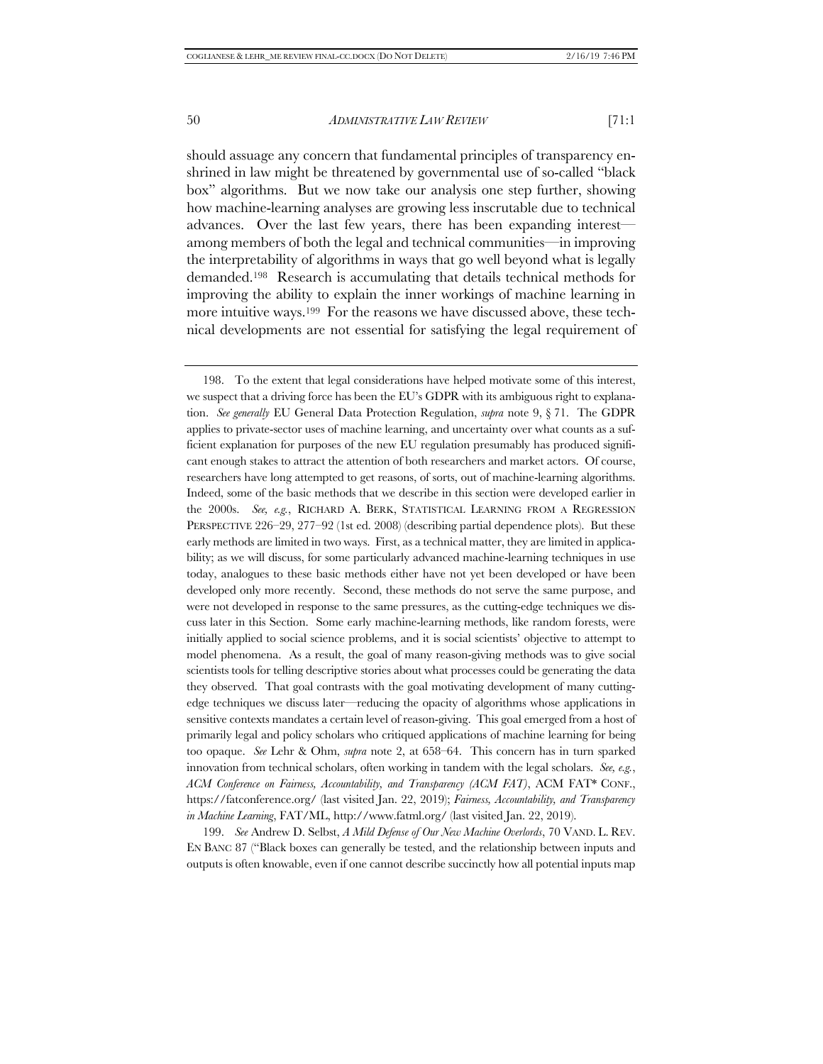should assuage any concern that fundamental principles of transparency enshrined in law might be threatened by governmental use of so-called "black box" algorithms. But we now take our analysis one step further, showing how machine-learning analyses are growing less inscrutable due to technical advances. Over the last few years, there has been expanding interest—among members of both the legal and technical communities—in improving the interpretability of algorithms in ways that go well beyond what is legally demanded.[198] Research is accumulating that details technical methods for improving the ability to explain the inner workings of machine learning in more intuitive ways.[199] For the reasons we have discussed above, these technical developments are not essential for satisfying the legal requirement of

198. To the extent that legal considerations have helped motivate some of this interest, we suspect that a driving force has been the EU's GDPR with its ambiguous right to explanation. *See generally* EU General Data Protection Regulation, *supra* note 9, § 71. The GDPR applies to private-sector uses of machine learning, and uncertainty over what counts as a sufficient explanation for purposes of the new EU regulation presumably has produced significant enough stakes to attract the attention of both researchers and market actors. Of course, researchers have long attempted to get reasons, of sorts, out of machine-learning algorithms. Indeed, some of the basic methods that we describe in this section were developed earlier in the 2000s. *See, e.g.*, RICHARD A. BERK, STATISTICAL LEARNING FROM A REGRESSION PERSPECTIVE 226–29, 277–92 (1st ed. 2008) (describing partial dependence plots). But these early methods are limited in two ways. First, as a technical matter, they are limited in applicability; as we will discuss, for some particularly advanced machine-learning techniques in use today, analogues to these basic methods either have not yet been developed or have been developed only more recently. Second, these methods do not serve the same purpose, and were not developed in response to the same pressures, as the cutting-edge techniques we discuss later in this Section. Some early machine-learning methods, like random forests, were initially applied to social science problems, and it is social scientists' objective to attempt to model phenomena. As a result, the goal of many reason-giving methods was to give social scientists tools for telling descriptive stories about what processes could be generating the data they observed. That goal contrasts with the goal motivating development of many cutting-edge techniques we discuss later—reducing the opacity of algorithms whose applications in sensitive contexts mandates a certain level of reason-giving. This goal emerged from a host of primarily legal and policy scholars who critiqued applications of machine learning for being too opaque. *See* Lehr & Ohm, *supra* note 2, at 658–64. This concern has in turn sparked innovation from technical scholars, often working in tandem with the legal scholars. *See, e.g.*, *ACM Conference on Fairness, Accountability, and Transparency (ACM FAT)*, ACM FAT* CONF., https://fatconference.org/ (last visited Jan. 22, 2019); *Fairness, Accountability, and Transparency in Machine Learning*, FAT/ML, http://www.fatml.org/ (last visited Jan. 22, 2019).

199. *See* Andrew D. Selbst, *A Mild Defense of Our New Machine Overlords*, 70 VAND. L. REV. EN BANC 87 ("Black boxes can generally be tested, and the relationship between inputs and outputs is often knowable, even if one cannot describe succinctly how all potential inputs map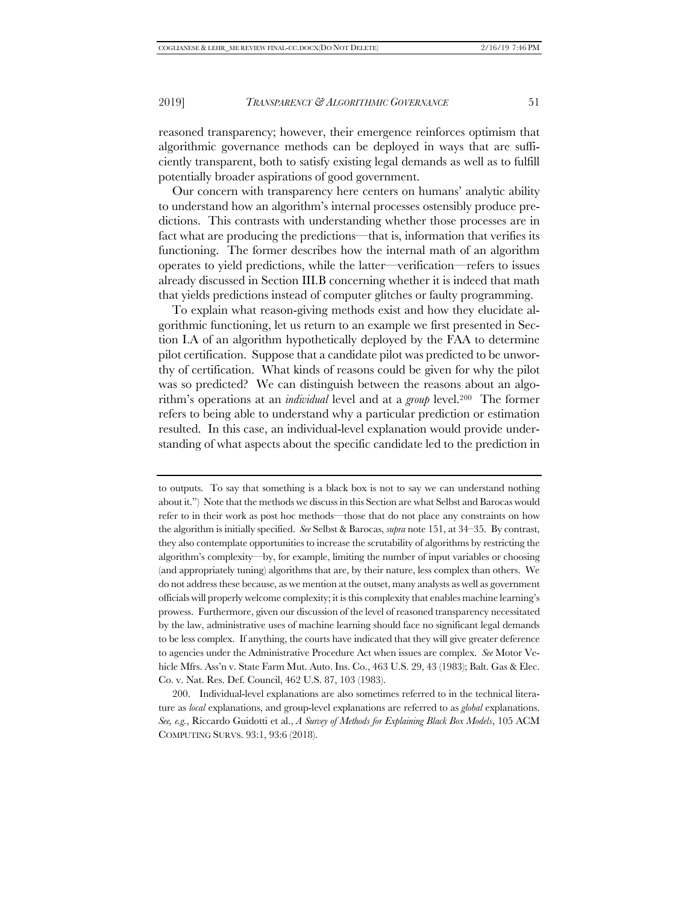reasoned transparency; however, their emergence reinforces optimism that algorithmic governance methods can be deployed in ways that are sufficiently transparent, both to satisfy existing legal demands as well as to fulfill potentially broader aspirations of good government.

Our concern with transparency here centers on humans' analytic ability to understand how an algorithm's internal processes ostensibly produce predictions. This contrasts with understanding whether those processes are in fact what are producing the predictions—that is, information that verifies its functioning. The former describes how the internal math of an algorithm operates to yield predictions, while the latter—verification—refers to issues already discussed in Section III.B concerning whether it is indeed that math that yields predictions instead of computer glitches or faulty programming.

To explain what reason-giving methods exist and how they elucidate algorithmic functioning, let us return to an example we first presented in Section I.A of an algorithm hypothetically deployed by the FAA to determine pilot certification. Suppose that a candidate pilot was predicted to be unworthy of certification. What kinds of reasons could be given for why the pilot was so predicted? We can distinguish between the reasons about an algorithm's operations at an *individual* level and at a *group* level.[200] The former refers to being able to understand why a particular prediction or estimation resulted. In this case, an individual-level explanation would provide understanding of what aspects about the specific candidate led to the prediction in

---

to outputs. To say that something is a black box is not to say we can understand nothing about it.") Note that the methods we discuss in this Section are what Selbst and Barocas would refer to in their work as post hoc methods—those that do not place any constraints on how the algorithm is initially specified. *See* Selbst & Barocas, *supra* note 151, at 34–35. By contrast, they also contemplate opportunities to increase the scrutability of algorithms by restricting the algorithm's complexity—by, for example, limiting the number of input variables or choosing (and appropriately tuning) algorithms that are, by their nature, less complex than others. We do not address these because, as we mention at the outset, many analysts as well as government officials will properly welcome complexity; it is this complexity that enables machine learning's prowess. Furthermore, given our discussion of the level of reasoned transparency necessitated by the law, administrative uses of machine learning should face no significant legal demands to be less complex. If anything, the courts have indicated that they will give greater deference to agencies under the Administrative Procedure Act when issues are complex. *See* Motor Vehicle Mfrs. Ass'n v. State Farm Mut. Auto. Ins. Co., 463 U.S. 29, 43 (1983); Balt. Gas & Elec. Co. v. Nat. Res. Def. Council, 462 U.S. 87, 103 (1983).

200. Individual-level explanations are also sometimes referred to in the technical literature as *local* explanations, and group-level explanations are referred to as *global* explanations. *See, e.g.*, Riccardo Guidotti et al., *A Survey of Methods for Explaining Black Box Models*, 105 ACM COMPUTING SURVS. 93:1, 93:6 (2018).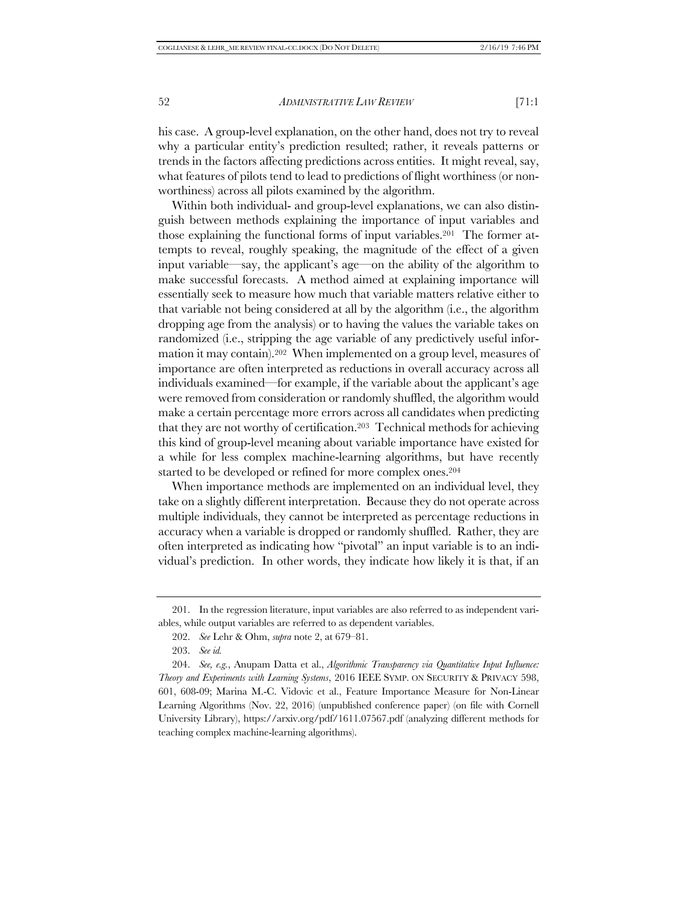his case. A group-level explanation, on the other hand, does not try to reveal why a particular entity's prediction resulted; rather, it reveals patterns or trends in the factors affecting predictions across entities. It might reveal, say, what features of pilots tend to lead to predictions of flight worthiness (or non-worthiness) across all pilots examined by the algorithm.

Within both individual- and group-level explanations, we can also distinguish between methods explaining the importance of input variables and those explaining the functional forms of input variables.[201] The former attempts to reveal, roughly speaking, the magnitude of the effect of a given input variable—say, the applicant's age—on the ability of the algorithm to make successful forecasts. A method aimed at explaining importance will essentially seek to measure how much that variable matters relative either to that variable not being considered at all by the algorithm (i.e., the algorithm dropping age from the analysis) or to having the values the variable takes on randomized (i.e., stripping the age variable of any predictively useful information it may contain).[202] When implemented on a group level, measures of importance are often interpreted as reductions in overall accuracy across all individuals examined—for example, if the variable about the applicant's age were removed from consideration or randomly shuffled, the algorithm would make a certain percentage more errors across all candidates when predicting that they are not worthy of certification.[203] Technical methods for achieving this kind of group-level meaning about variable importance have existed for a while for less complex machine-learning algorithms, but have recently started to be developed or refined for more complex ones.[204]

When importance methods are implemented on an individual level, they take on a slightly different interpretation. Because they do not operate across multiple individuals, they cannot be interpreted as percentage reductions in accuracy when a variable is dropped or randomly shuffled. Rather, they are often interpreted as indicating how "pivotal" an input variable is to an individual's prediction. In other words, they indicate how likely it is that, if an

---

201. In the regression literature, input variables are also referred to as independent variables, while output variables are referred to as dependent variables.

202. *See* Lehr & Ohm, *supra* note 2, at 679–81.

203. *See id.*

204. *See, e.g.*, Anupam Datta et al., *Algorithmic Transparency via Quantitative Input Influence: Theory and Experiments with Learning Systems*, 2016 IEEE SYMP. ON SECURITY & PRIVACY 598, 601, 608-09; Marina M.-C. Vidovic et al., Feature Importance Measure for Non-Linear Learning Algorithms (Nov. 22, 2016) (unpublished conference paper) (on file with Cornell University Library), https://arxiv.org/pdf/1611.07567.pdf (analyzing different methods for teaching complex machine-learning algorithms).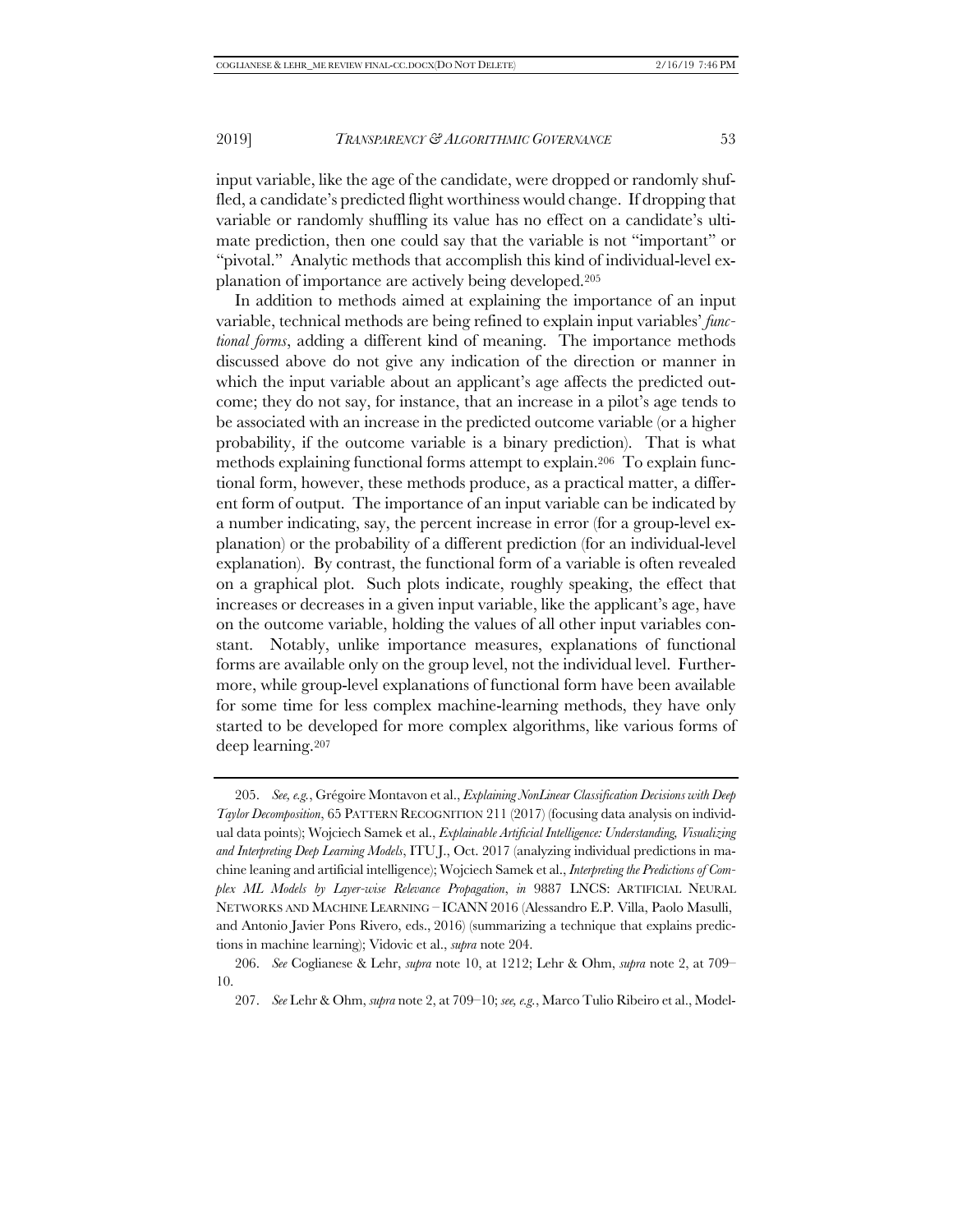input variable, like the age of the candidate, were dropped or randomly shuffled, a candidate's predicted flight worthiness would change. If dropping that variable or randomly shuffling its value has no effect on a candidate's ultimate prediction, then one could say that the variable is not "important" or "pivotal." Analytic methods that accomplish this kind of individual-level explanation of importance are actively being developed.[205]

In addition to methods aimed at explaining the importance of an input variable, technical methods are being refined to explain input variables' *functional forms*, adding a different kind of meaning. The importance methods discussed above do not give any indication of the direction or manner in which the input variable about an applicant's age affects the predicted outcome; they do not say, for instance, that an increase in a pilot's age tends to be associated with an increase in the predicted outcome variable (or a higher probability, if the outcome variable is a binary prediction). That is what methods explaining functional forms attempt to explain.[206] To explain functional form, however, these methods produce, as a practical matter, a different form of output. The importance of an input variable can be indicated by a number indicating, say, the percent increase in error (for a group-level explanation) or the probability of a different prediction (for an individual-level explanation). By contrast, the functional form of a variable is often revealed on a graphical plot. Such plots indicate, roughly speaking, the effect that increases or decreases in a given input variable, like the applicant's age, have on the outcome variable, holding the values of all other input variables constant. Notably, unlike importance measures, explanations of functional forms are available only on the group level, not the individual level. Furthermore, while group-level explanations of functional form have been available for some time for less complex machine-learning methods, they have only started to be developed for more complex algorithms, like various forms of deep learning.[207]

---

205. *See, e.g.*, Grégoire Montavon et al., *Explaining NonLinear Classification Decisions with Deep Taylor Decomposition*, 65 PATTERN RECOGNITION 211 (2017) (focusing data analysis on individual data points); Wojciech Samek et al., *Explainable Artificial Intelligence: Understanding, Visualizing and Interpreting Deep Learning Models*, ITU J., Oct. 2017 (analyzing individual predictions in machine leaning and artificial intelligence); Wojciech Samek et al., *Interpreting the Predictions of Complex ML Models by Layer-wise Relevance Propagation*, *in* 9887 LNCS: ARTIFICIAL NEURAL NETWORKS AND MACHINE LEARNING – ICANN 2016 (Alessandro E.P. Villa, Paolo Masulli, and Antonio Javier Pons Rivero, eds., 2016) (summarizing a technique that explains predictions in machine learning); Vidovic et al., *supra* note 204.

206. *See* Coglianese & Lehr, *supra* note 10, at 1212; Lehr & Ohm, *supra* note 2, at 709–10.

207. *See* Lehr & Ohm, *supra* note 2, at 709–10; *see, e.g.*, Marco Tulio Ribeiro et al., Model-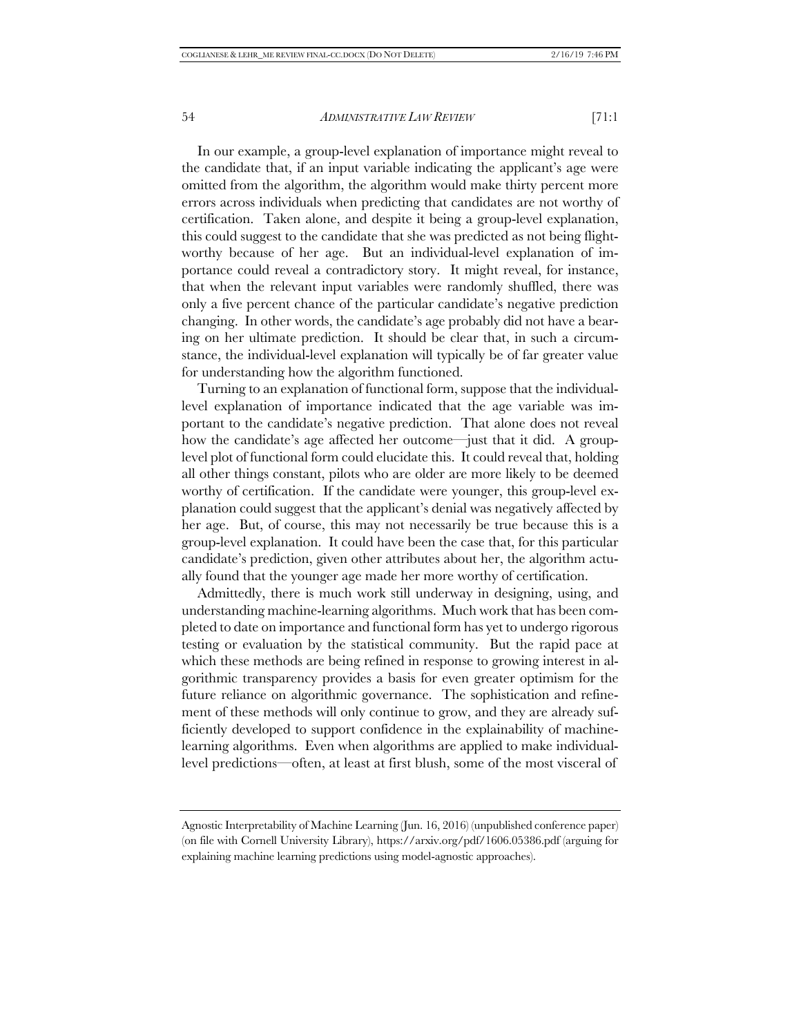In our example, a group-level explanation of importance might reveal to the candidate that, if an input variable indicating the applicant's age were omitted from the algorithm, the algorithm would make thirty percent more errors across individuals when predicting that candidates are not worthy of certification. Taken alone, and despite it being a group-level explanation, this could suggest to the candidate that she was predicted as not being flightworthy because of her age. But an individual-level explanation of importance could reveal a contradictory story. It might reveal, for instance, that when the relevant input variables were randomly shuffled, there was only a five percent chance of the particular candidate's negative prediction changing. In other words, the candidate's age probably did not have a bearing on her ultimate prediction. It should be clear that, in such a circumstance, the individual-level explanation will typically be of far greater value for understanding how the algorithm functioned.

Turning to an explanation of functional form, suppose that the individual-level explanation of importance indicated that the age variable was important to the candidate's negative prediction. That alone does not reveal how the candidate's age affected her outcome—just that it did. A group-level plot of functional form could elucidate this. It could reveal that, holding all other things constant, pilots who are older are more likely to be deemed worthy of certification. If the candidate were younger, this group-level explanation could suggest that the applicant's denial was negatively affected by her age. But, of course, this may not necessarily be true because this is a group-level explanation. It could have been the case that, for this particular candidate's prediction, given other attributes about her, the algorithm actually found that the younger age made her more worthy of certification.

Admittedly, there is much work still underway in designing, using, and understanding machine-learning algorithms. Much work that has been completed to date on importance and functional form has yet to undergo rigorous testing or evaluation by the statistical community. But the rapid pace at which these methods are being refined in response to growing interest in algorithmic transparency provides a basis for even greater optimism for the future reliance on algorithmic governance. The sophistication and refinement of these methods will only continue to grow, and they are already sufficiently developed to support confidence in the explainability of machine-learning algorithms. Even when algorithms are applied to make individual-level predictions—often, at least at first blush, some of the most visceral of

Agnostic Interpretability of Machine Learning (Jun. 16, 2016) (unpublished conference paper) (on file with Cornell University Library), https://arxiv.org/pdf/1606.05386.pdf (arguing for explaining machine learning predictions using model-agnostic approaches).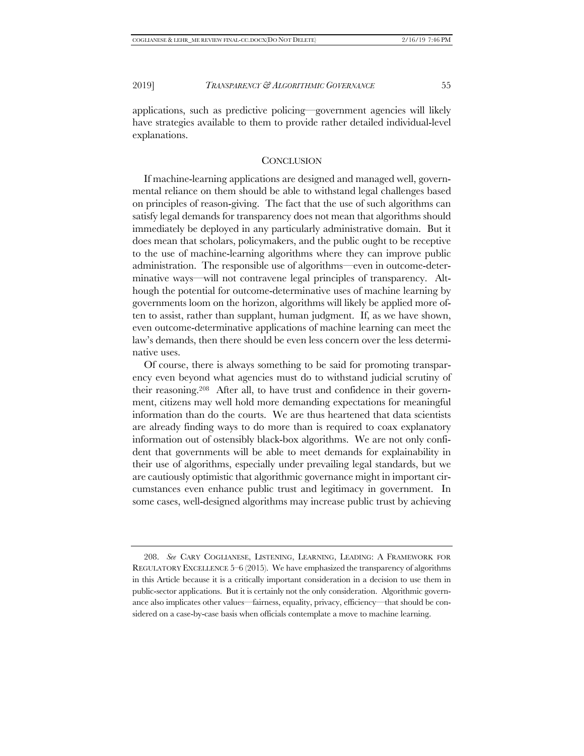applications, such as predictive policing—government agencies will likely have strategies available to them to provide rather detailed individual-level explanations.

## CONCLUSION

If machine-learning applications are designed and managed well, governmental reliance on them should be able to withstand legal challenges based on principles of reason-giving. The fact that the use of such algorithms can satisfy legal demands for transparency does not mean that algorithms should immediately be deployed in any particularly administrative domain. But it does mean that scholars, policymakers, and the public ought to be receptive to the use of machine-learning algorithms where they can improve public administration. The responsible use of algorithms—even in outcome-determinative ways—will not contravene legal principles of transparency. Although the potential for outcome-determinative uses of machine learning by governments loom on the horizon, algorithms will likely be applied more often to assist, rather than supplant, human judgment. If, as we have shown, even outcome-determinative applications of machine learning can meet the law's demands, then there should be even less concern over the less determinative uses.

Of course, there is always something to be said for promoting transparency even beyond what agencies must do to withstand judicial scrutiny of their reasoning.[208] After all, to have trust and confidence in their government, citizens may well hold more demanding expectations for meaningful information than do the courts. We are thus heartened that data scientists are already finding ways to do more than is required to coax explanatory information out of ostensibly black-box algorithms. We are not only confident that governments will be able to meet demands for explainability in their use of algorithms, especially under prevailing legal standards, but we are cautiously optimistic that algorithmic governance might in important circumstances even enhance public trust and legitimacy in government. In some cases, well-designed algorithms may increase public trust by achieving

---

208. *See* CARY COGLIANESE, LISTENING, LEARNING, LEADING: A FRAMEWORK FOR REGULATORY EXCELLENCE 5–6 (2015). We have emphasized the transparency of algorithms in this Article because it is a critically important consideration in a decision to use them in public-sector applications. But it is certainly not the only consideration. Algorithmic governance also implicates other values—fairness, equality, privacy, efficiency—that should be considered on a case-by-case basis when officials contemplate a move to machine learning.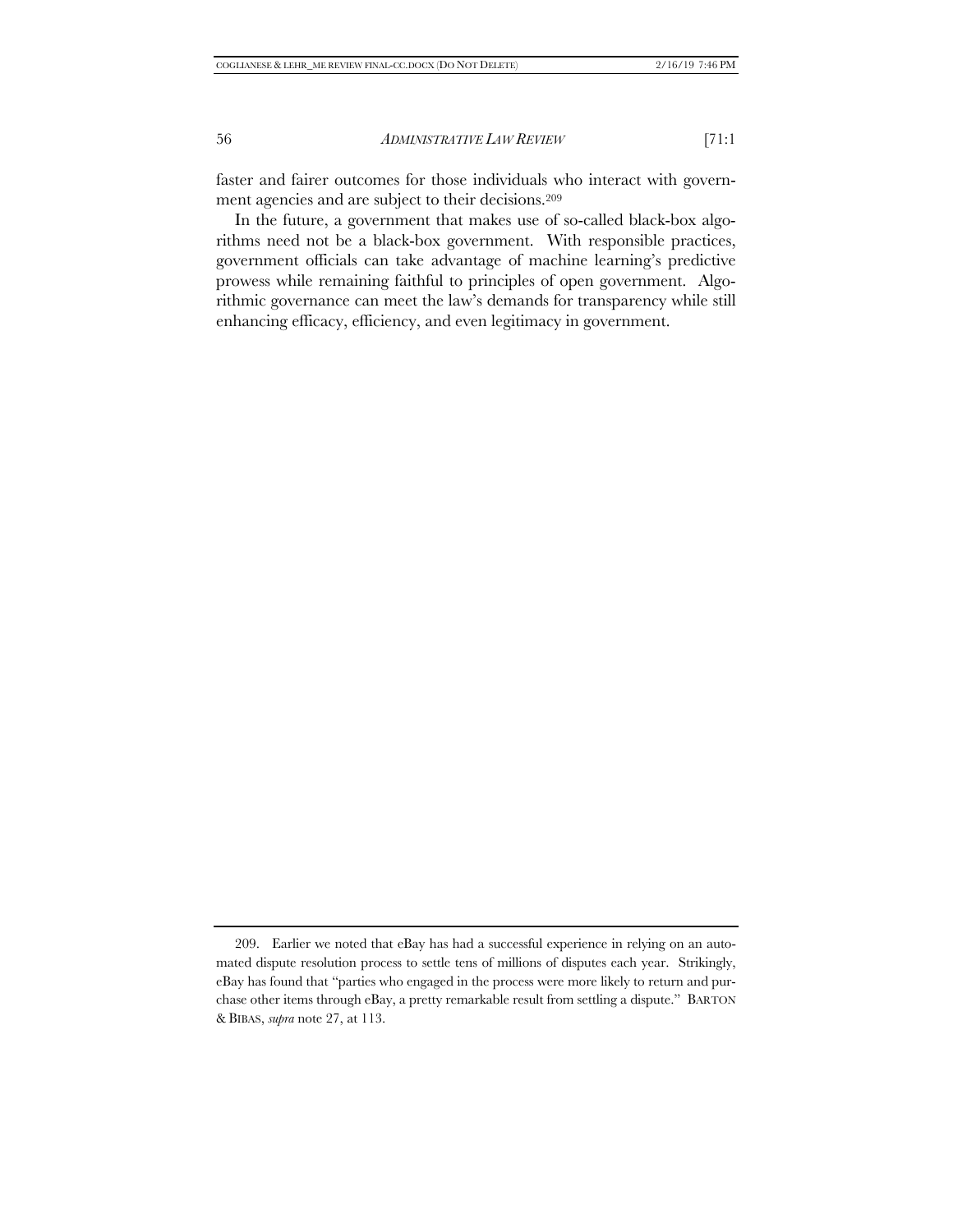faster and fairer outcomes for those individuals who interact with government agencies and are subject to their decisions.[209]

In the future, a government that makes use of so-called black-box algorithms need not be a black-box government. With responsible practices, government officials can take advantage of machine learning's predictive prowess while remaining faithful to principles of open government. Algorithmic governance can meet the law's demands for transparency while still enhancing efficacy, efficiency, and even legitimacy in government.

---

209. Earlier we noted that eBay has had a successful experience in relying on an automated dispute resolution process to settle tens of millions of disputes each year. Strikingly, eBay has found that "parties who engaged in the process were more likely to return and purchase other items through eBay, a pretty remarkable result from settling a dispute." BARTON & BIBAS, *supra* note 27, at 113.